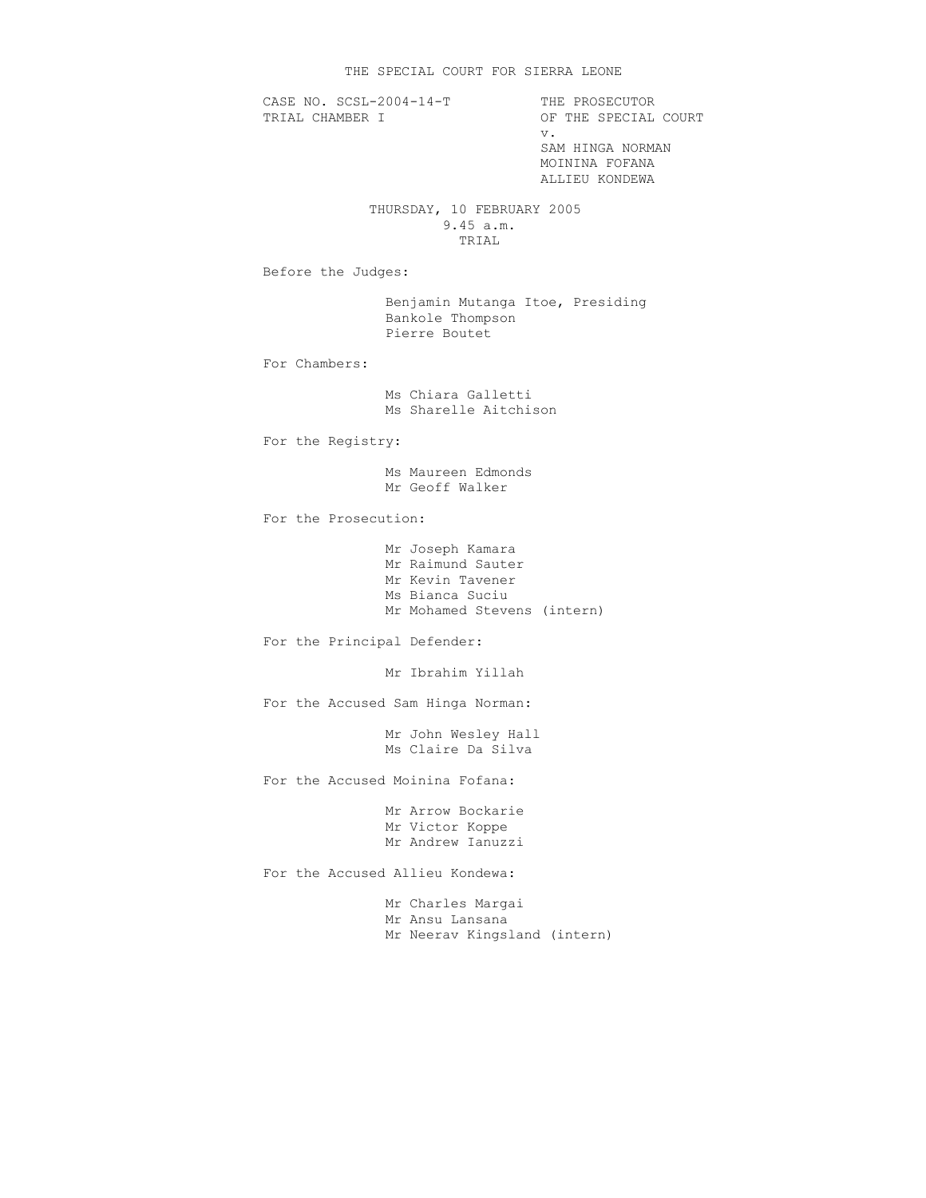# THE SPECIAL COURT FOR SIERRA LEONE

CASE NO. SCSL-2004-14-T
TRIAL CHAMBER I

THE PROSECUTOR
OF THE SPECIAL COURT
v.
SAM HINGA NORMAN
MOININA FOFANA
ALLIEU KONDEWA

THURSDAY, 10 FEBRUARY 2005
9.45 a.m.
TRIAL

Before the Judges:

Benjamin Mutanga Itoe, Presiding
Bankole Thompson
Pierre Boutet

For Chambers:

Ms Chiara Galletti
Ms Sharelle Aitchison

For the Registry:

Ms Maureen Edmonds
Mr Geoff Walker

For the Prosecution:

Mr Joseph Kamara
Mr Raimund Sauter
Mr Kevin Tavener
Ms Bianca Suciu
Mr Mohamed Stevens (intern)

For the Principal Defender:

Mr Ibrahim Yillah

For the Accused Sam Hinga Norman:

Mr John Wesley Hall
Ms Claire Da Silva

For the Accused Moinina Fofana:

Mr Arrow Bockarie
Mr Victor Koppe
Mr Andrew Ianuzzi

For the Accused Allieu Kondewa:

Mr Charles Margai
Mr Ansu Lansana
Mr Neerav Kingsland (intern)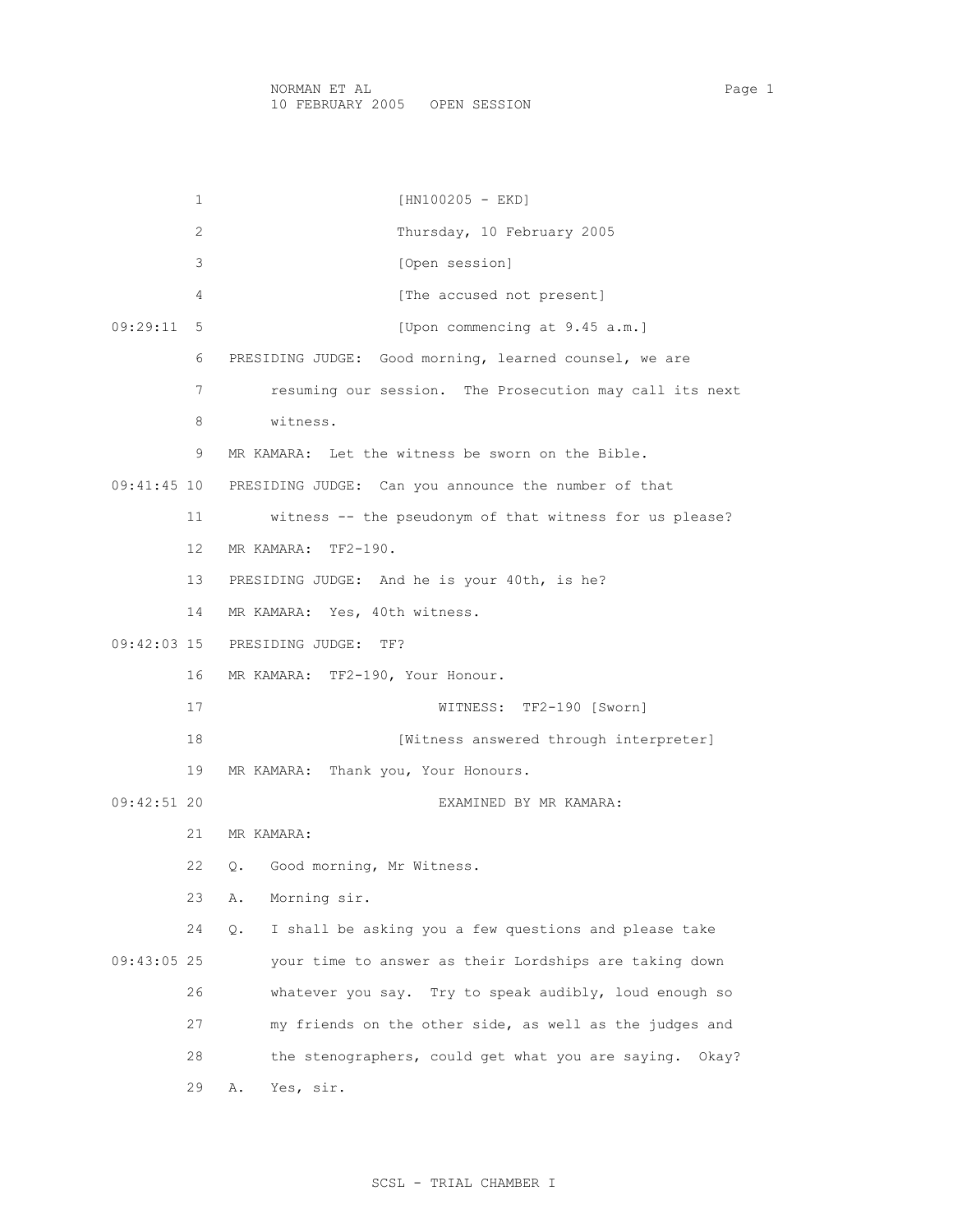[HN100205 - EKD]

Thursday, 10 February 2005

[Open session]

[The accused not present]

[Upon commencing at 9.45 a.m.]

PRESIDING JUDGE: Good morning, learned counsel, we are resuming our session. The Prosecution may call its next witness.

MR KAMARA: Let the witness be sworn on the Bible.

PRESIDING JUDGE: Can you announce the number of that witness -- the pseudonym of that witness for us please?

MR KAMARA: TF2-190.

PRESIDING JUDGE: And he is your 40th, is he?

MR KAMARA: Yes, 40th witness.

PRESIDING JUDGE: TF?

MR KAMARA: TF2-190, Your Honour.

WITNESS: TF2-190 [Sworn]

[Witness answered through interpreter]

MR KAMARA: Thank you, Your Honours.

EXAMINED BY MR KAMARA:

MR KAMARA:

Q. Good morning, Mr Witness.

A. Morning sir.

Q. I shall be asking you a few questions and please take your time to answer as their Lordships are taking down whatever you say. Try to speak audibly, loud enough so my friends on the other side, as well as the judges and the stenographers, could get what you are saying. Okay?

A. Yes, sir.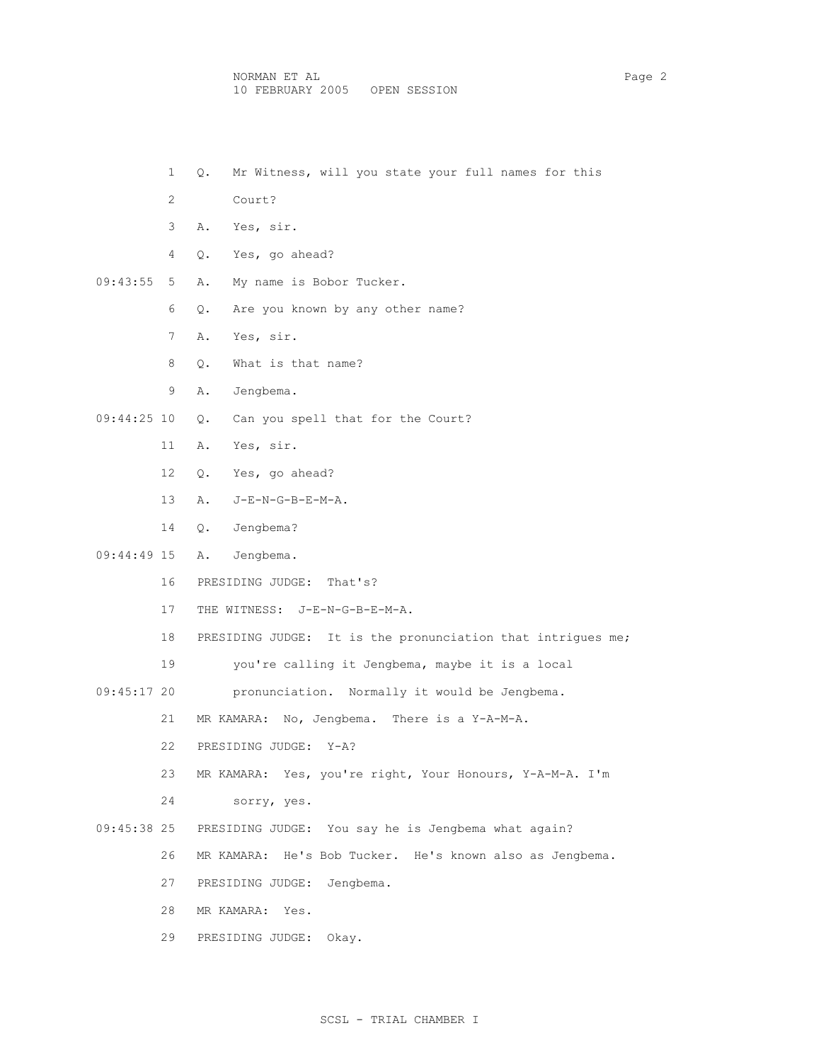1 Q. Mr Witness, will you state your full names for this

2 Court?

3 A. Yes, sir.

4 Q. Yes, go ahead?

09:43:55 5 A. My name is Bobor Tucker.

6 Q. Are you known by any other name?

7 A. Yes, sir.

8 Q. What is that name?

9 A. Jengbema.

09:44:25 10 Q. Can you spell that for the Court?

11 A. Yes, sir.

12 Q. Yes, go ahead?

13 A. J-E-N-G-B-E-M-A.

14 Q. Jengbema?

09:44:49 15 A. Jengbema.

16 PRESIDING JUDGE: That's?

17 THE WITNESS: J-E-N-G-B-E-M-A.

18 PRESIDING JUDGE: It is the pronunciation that intrigues me;

19 you're calling it Jengbema, maybe it is a local

09:45:17 20 pronunciation. Normally it would be Jengbema.

21 MR KAMARA: No, Jengbema. There is a Y-A-M-A.

22 PRESIDING JUDGE: Y-A?

23 MR KAMARA: Yes, you're right, Your Honours, Y-A-M-A. I'm

24 sorry, yes.

09:45:38 25 PRESIDING JUDGE: You say he is Jengbema what again?

26 MR KAMARA: He's Bob Tucker. He's known also as Jengbema.

27 PRESIDING JUDGE: Jengbema.

28 MR KAMARA: Yes.

29 PRESIDING JUDGE: Okay.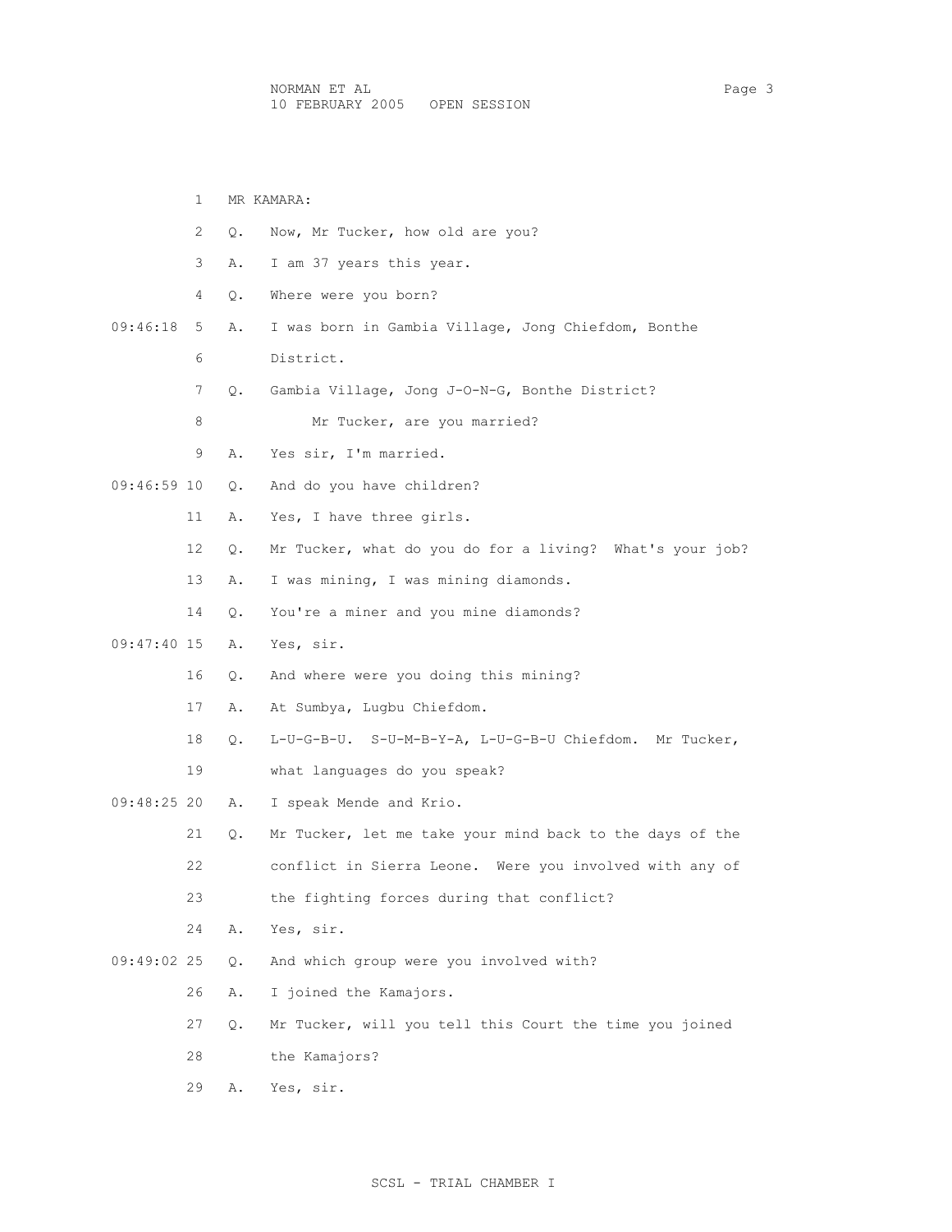MR KAMARA:

Q. Now, Mr Tucker, how old are you?

A. I am 37 years this year.

Q. Where were you born?

A. I was born in Gambia Village, Jong Chiefdom, Bonthe District.

Q. Gambia Village, Jong J-O-N-G, Bonthe District?

Mr Tucker, are you married?

A. Yes sir, I'm married.

Q. And do you have children?

A. Yes, I have three girls.

Q. Mr Tucker, what do you do for a living? What's your job?

A. I was mining, I was mining diamonds.

Q. You're a miner and you mine diamonds?

A. Yes, sir.

Q. And where were you doing this mining?

A. At Sumbya, Lugbu Chiefdom.

Q. L-U-G-B-U. S-U-M-B-Y-A, L-U-G-B-U Chiefdom. Mr Tucker, what languages do you speak?

A. I speak Mende and Krio.

Q. Mr Tucker, let me take your mind back to the days of the conflict in Sierra Leone. Were you involved with any of the fighting forces during that conflict?

A. Yes, sir.

Q. And which group were you involved with?

A. I joined the Kamajors.

Q. Mr Tucker, will you tell this Court the time you joined the Kamajors?

A. Yes, sir.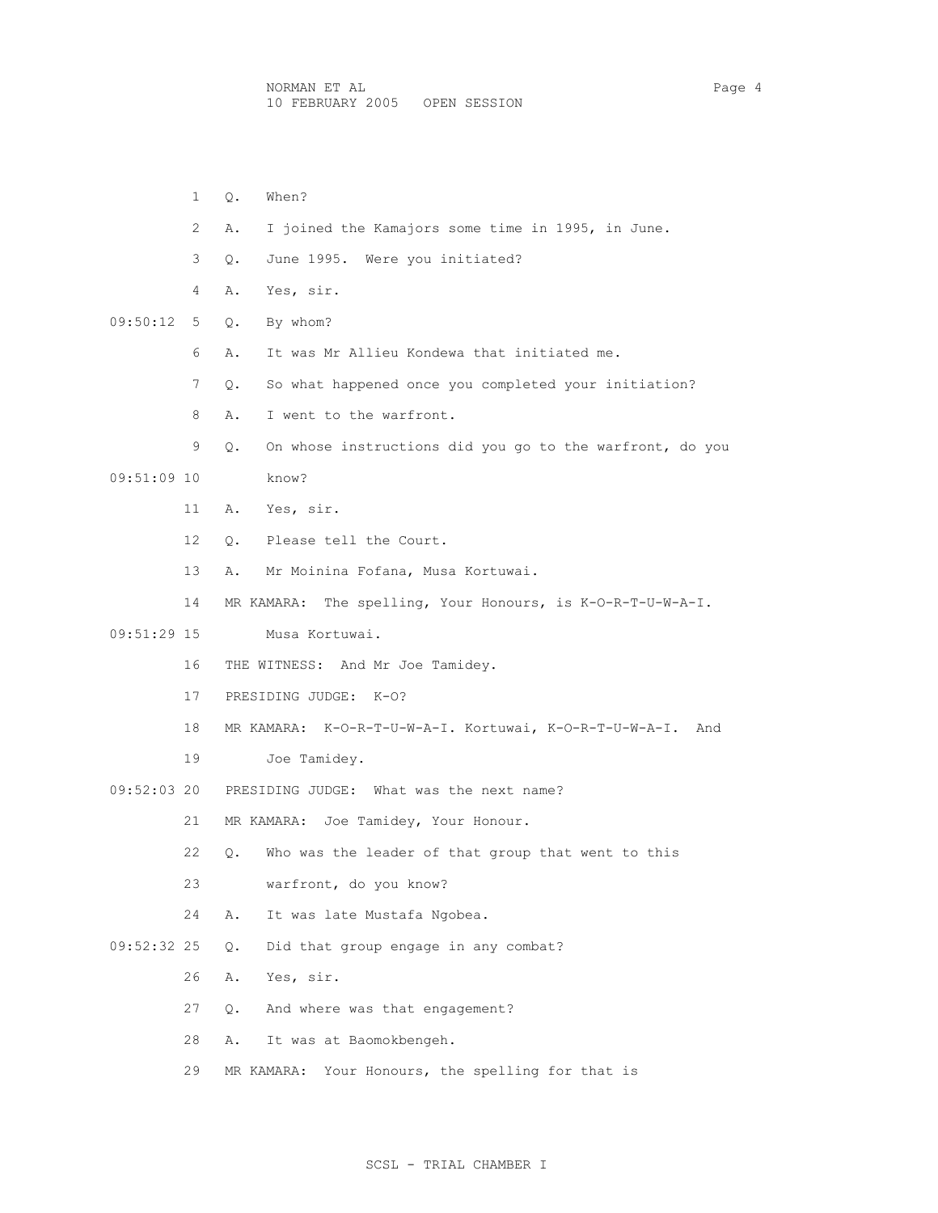1 Q. When?

2 A. I joined the Kamajors some time in 1995, in June.

3 Q. June 1995. Were you initiated?

4 A. Yes, sir.

09:50:12 5 Q. By whom?

6 A. It was Mr Allieu Kondewa that initiated me.

7 Q. So what happened once you completed your initiation?

8 A. I went to the warfront.

9 Q. On whose instructions did you go to the warfront, do you

09:51:09 10 know?

11 A. Yes, sir.

12 Q. Please tell the Court.

13 A. Mr Moinina Fofana, Musa Kortuwai.

14 MR KAMARA: The spelling, Your Honours, is K-O-R-T-U-W-A-I.

09:51:29 15 Musa Kortuwai.

16 THE WITNESS: And Mr Joe Tamidey.

17 PRESIDING JUDGE: K-O?

18 MR KAMARA: K-O-R-T-U-W-A-I. Kortuwai, K-O-R-T-U-W-A-I. And

19 Joe Tamidey.

09:52:03 20 PRESIDING JUDGE: What was the next name?

21 MR KAMARA: Joe Tamidey, Your Honour.

22 Q. Who was the leader of that group that went to this

23 warfront, do you know?

24 A. It was late Mustafa Ngobea.

09:52:32 25 Q. Did that group engage in any combat?

26 A. Yes, sir.

27 Q. And where was that engagement?

28 A. It was at Baomokbengeh.

29 MR KAMARA: Your Honours, the spelling for that is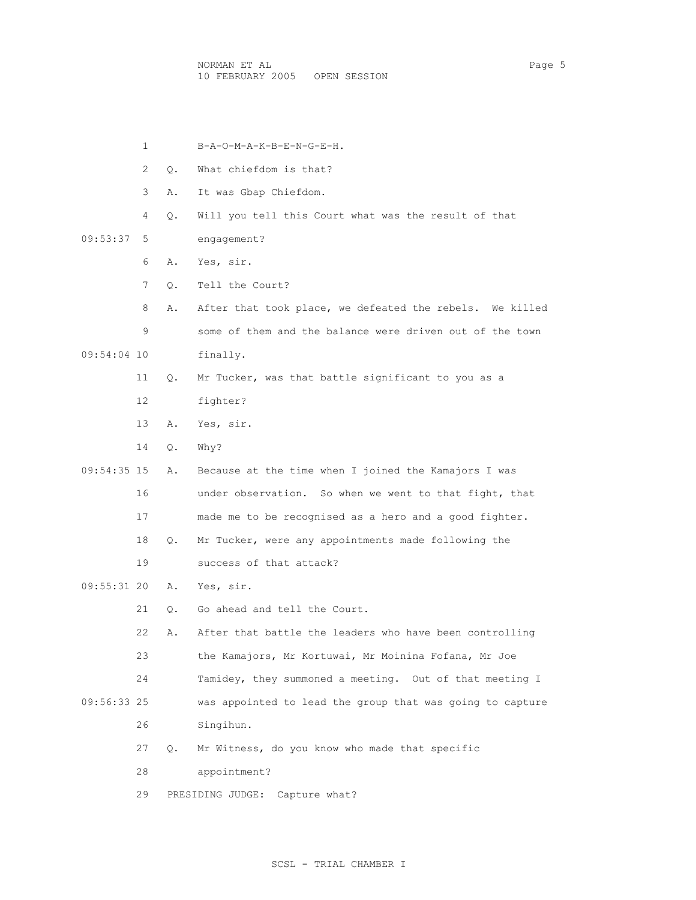B-A-O-M-A-K-B-E-N-G-E-H.

Q. What chiefdom is that?

A. It was Gbap Chiefdom.

Q. Will you tell this Court what was the result of that engagement?

A. Yes, sir.

Q. Tell the Court?

A. After that took place, we defeated the rebels. We killed some of them and the balance were driven out of the town finally.

Q. Mr Tucker, was that battle significant to you as a fighter?

A. Yes, sir.

Q. Why?

A. Because at the time when I joined the Kamajors I was under observation. So when we went to that fight, that made me to be recognised as a hero and a good fighter.

Q. Mr Tucker, were any appointments made following the success of that attack?

A. Yes, sir.

Q. Go ahead and tell the Court.

A. After that battle the leaders who have been controlling the Kamajors, Mr Kortuwai, Mr Moinina Fofana, Mr Joe Tamidey, they summoned a meeting. Out of that meeting I was appointed to lead the group that was going to capture Singihun.

Q. Mr Witness, do you know who made that specific appointment?

PRESIDING JUDGE: Capture what?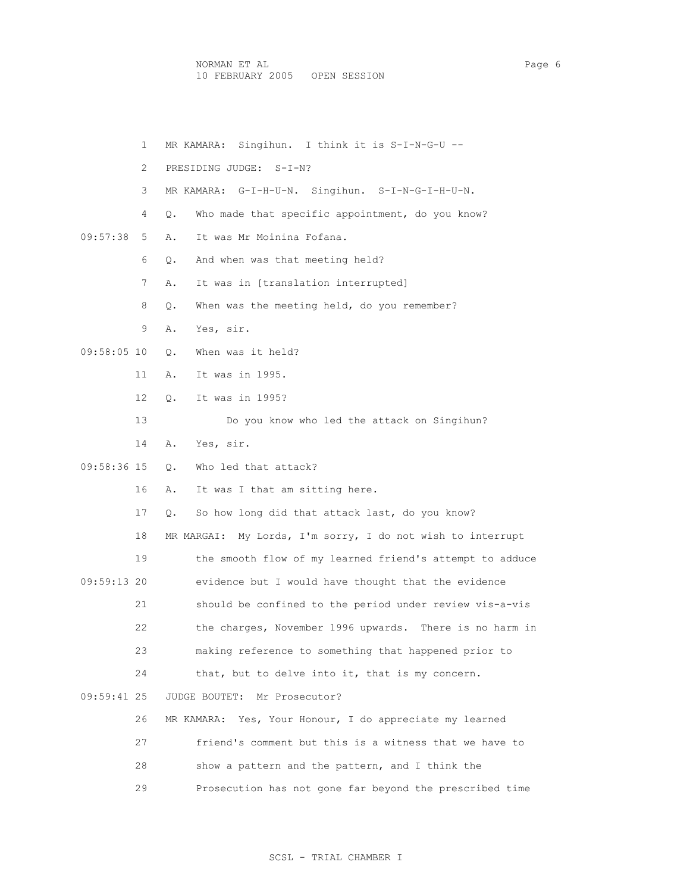1 MR KAMARA: Singihun. I think it is S-I-N-G-U --

2 PRESIDING JUDGE: S-I-N?

3 MR KAMARA: G-I-H-U-N. Singihun. S-I-N-G-I-H-U-N.

4 Q. Who made that specific appointment, do you know?

09:57:38 5 A. It was Mr Moinina Fofana.

6 Q. And when was that meeting held?

7 A. It was in [translation interrupted]

8 Q. When was the meeting held, do you remember?

9 A. Yes, sir.

09:58:05 10 Q. When was it held?

11 A. It was in 1995.

12 Q. It was in 1995?

13 Do you know who led the attack on Singihun?

14 A. Yes, sir.

09:58:36 15 Q. Who led that attack?

16 A. It was I that am sitting here.

17 Q. So how long did that attack last, do you know?

18 MR MARGAI: My Lords, I'm sorry, I do not wish to interrupt

19 the smooth flow of my learned friend's attempt to adduce

09:59:13 20 evidence but I would have thought that the evidence

21 should be confined to the period under review vis-a-vis

22 the charges, November 1996 upwards. There is no harm in

23 making reference to something that happened prior to

24 that, but to delve into it, that is my concern.

09:59:41 25 JUDGE BOUTET: Mr Prosecutor?

26 MR KAMARA: Yes, Your Honour, I do appreciate my learned

27 friend's comment but this is a witness that we have to

28 show a pattern and the pattern, and I think the

29 Prosecution has not gone far beyond the prescribed time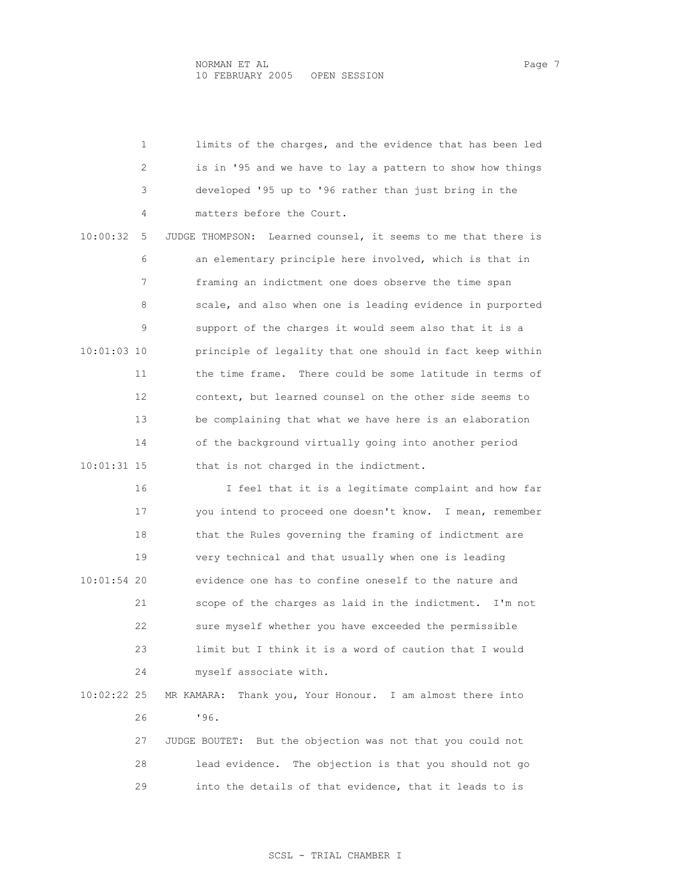limits of the charges, and the evidence that has been led is in '95 and we have to lay a pattern to show how things developed '95 up to '96 rather than just bring in the matters before the Court.

JUDGE THOMPSON: Learned counsel, it seems to me that there is an elementary principle here involved, which is that in framing an indictment one does observe the time span scale, and also when one is leading evidence in purported support of the charges it would seem also that it is a principle of legality that one should in fact keep within the time frame. There could be some latitude in terms of context, but learned counsel on the other side seems to be complaining that what we have here is an elaboration of the background virtually going into another period that is not charged in the indictment.

I feel that it is a legitimate complaint and how far you intend to proceed one doesn't know. I mean, remember that the Rules governing the framing of indictment are very technical and that usually when one is leading evidence one has to confine oneself to the nature and scope of the charges as laid in the indictment. I'm not sure myself whether you have exceeded the permissible limit but I think it is a word of caution that I would myself associate with.

MR KAMARA: Thank you, Your Honour. I am almost there into '96.

JUDGE BOUTET: But the objection was not that you could not lead evidence. The objection is that you should not go into the details of that evidence, that it leads to is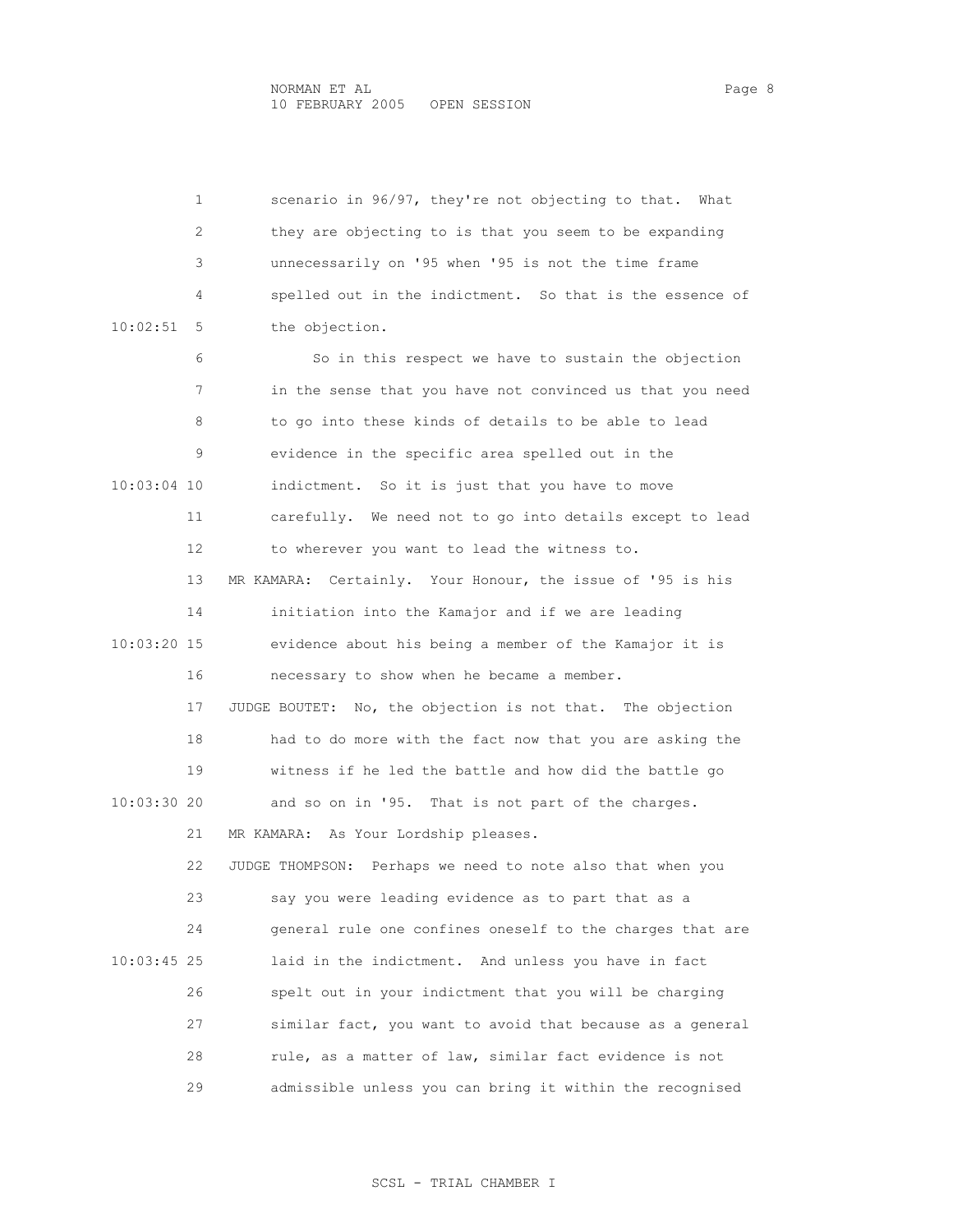scenario in 96/97, they're not objecting to that. What they are objecting to is that you seem to be expanding unnecessarily on '95 when '95 is not the time frame spelled out in the indictment. So that is the essence of the objection.

So in this respect we have to sustain the objection in the sense that you have not convinced us that you need to go into these kinds of details to be able to lead evidence in the specific area spelled out in the indictment. So it is just that you have to move carefully. We need not to go into details except to lead to wherever you want to lead the witness to.

MR KAMARA: Certainly. Your Honour, the issue of '95 is his initiation into the Kamajor and if we are leading evidence about his being a member of the Kamajor it is necessary to show when he became a member.

JUDGE BOUTET: No, the objection is not that. The objection had to do more with the fact now that you are asking the witness if he led the battle and how did the battle go and so on in '95. That is not part of the charges.

MR KAMARA: As Your Lordship pleases.

JUDGE THOMPSON: Perhaps we need to note also that when you say you were leading evidence as to part that as a general rule one confines oneself to the charges that are laid in the indictment. And unless you have in fact spelt out in your indictment that you will be charging similar fact, you want to avoid that because as a general rule, as a matter of law, similar fact evidence is not admissible unless you can bring it within the recognised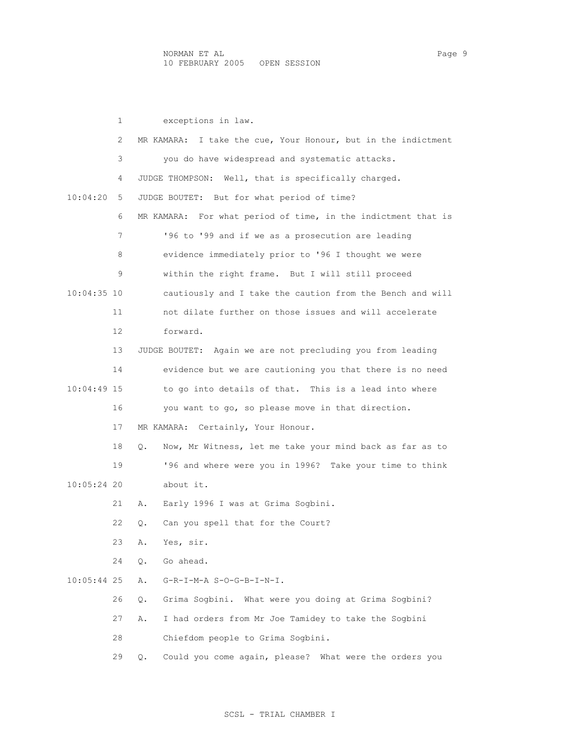exceptions in law.

MR KAMARA: I take the cue, Your Honour, but in the indictment you do have widespread and systematic attacks.

JUDGE THOMPSON: Well, that is specifically charged.

JUDGE BOUTET: But for what period of time?

MR KAMARA: For what period of time, in the indictment that is '96 to '99 and if we as a prosecution are leading evidence immediately prior to '96 I thought we were within the right frame. But I will still proceed cautiously and I take the caution from the Bench and will not dilate further on those issues and will accelerate forward.

JUDGE BOUTET: Again we are not precluding you from leading evidence but we are cautioning you that there is no need to go into details of that. This is a lead into where you want to go, so please move in that direction.

MR KAMARA: Certainly, Your Honour.

Q. Now, Mr Witness, let me take your mind back as far as to '96 and where were you in 1996? Take your time to think about it.

A. Early 1996 I was at Grima Sogbini.

Q. Can you spell that for the Court?

A. Yes, sir.

Q. Go ahead.

A. G-R-I-M-A S-O-G-B-I-N-I.

Q. Grima Sogbini. What were you doing at Grima Sogbini?

A. I had orders from Mr Joe Tamidey to take the Sogbini Chiefdom people to Grima Sogbini.

Q. Could you come again, please? What were the orders you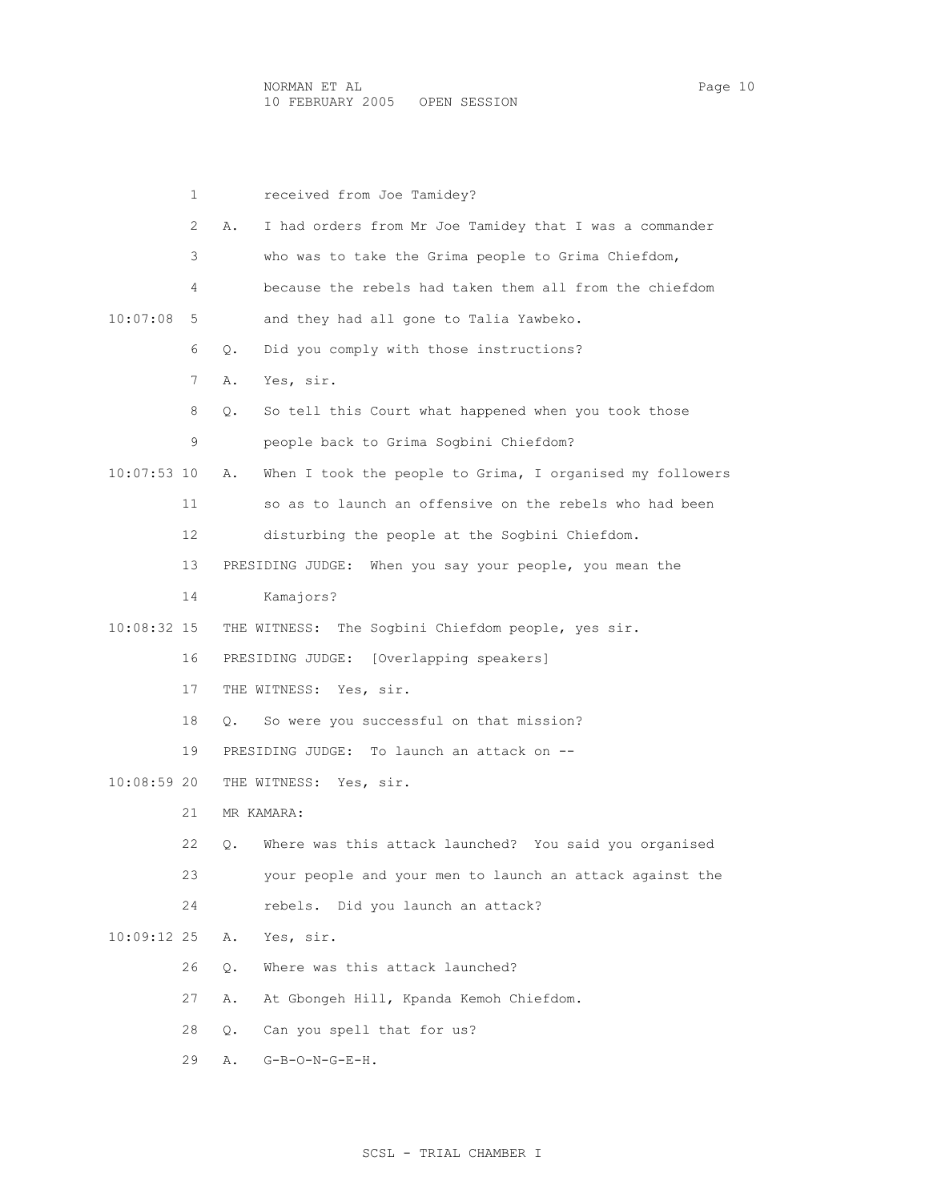received from Joe Tamidey?

A. I had orders from Mr Joe Tamidey that I was a commander who was to take the Grima people to Grima Chiefdom, because the rebels had taken them all from the chiefdom and they had all gone to Talia Yawbeko.

Q. Did you comply with those instructions?

A. Yes, sir.

Q. So tell this Court what happened when you took those people back to Grima Sogbini Chiefdom?

A. When I took the people to Grima, I organised my followers so as to launch an offensive on the rebels who had been disturbing the people at the Sogbini Chiefdom.

PRESIDING JUDGE: When you say your people, you mean the Kamajors?

THE WITNESS: The Sogbini Chiefdom people, yes sir.

PRESIDING JUDGE: [Overlapping speakers]

THE WITNESS: Yes, sir.

Q. So were you successful on that mission?

PRESIDING JUDGE: To launch an attack on --

THE WITNESS: Yes, sir.

MR KAMARA:

Q. Where was this attack launched? You said you organised your people and your men to launch an attack against the rebels. Did you launch an attack?

A. Yes, sir.

Q. Where was this attack launched?

A. At Gbongeh Hill, Kpanda Kemoh Chiefdom.

Q. Can you spell that for us?

A. G-B-O-N-G-E-H.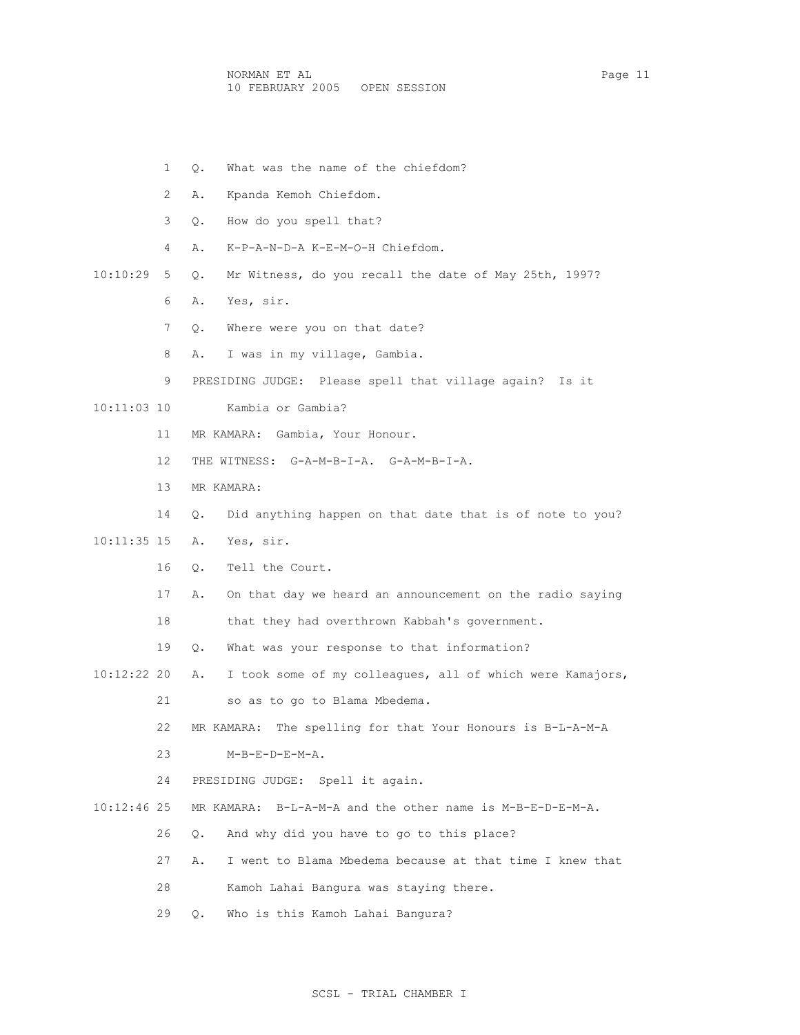1 Q. What was the name of the chiefdom?

2 A. Kpanda Kemoh Chiefdom.

3 Q. How do you spell that?

4 A. K-P-A-N-D-A K-E-M-O-H Chiefdom.

10:10:29 5 Q. Mr Witness, do you recall the date of May 25th, 1997?

6 A. Yes, sir.

7 Q. Where were you on that date?

8 A. I was in my village, Gambia.

9 PRESIDING JUDGE: Please spell that village again? Is it

10:11:03 10 Kambia or Gambia?

11 MR KAMARA: Gambia, Your Honour.

12 THE WITNESS: G-A-M-B-I-A. G-A-M-B-I-A.

13 MR KAMARA:

14 Q. Did anything happen on that date that is of note to you?

10:11:35 15 A. Yes, sir.

16 Q. Tell the Court.

17 A. On that day we heard an announcement on the radio saying

18 that they had overthrown Kabbah's government.

19 Q. What was your response to that information?

10:12:22 20 A. I took some of my colleagues, all of which were Kamajors,

21 so as to go to Blama Mbedema.

22 MR KAMARA: The spelling for that Your Honours is B-L-A-M-A

23 M-B-E-D-E-M-A.

24 PRESIDING JUDGE: Spell it again.

10:12:46 25 MR KAMARA: B-L-A-M-A and the other name is M-B-E-D-E-M-A.

26 Q. And why did you have to go to this place?

27 A. I went to Blama Mbedema because at that time I knew that

28 Kamoh Lahai Bangura was staying there.

29 Q. Who is this Kamoh Lahai Bangura?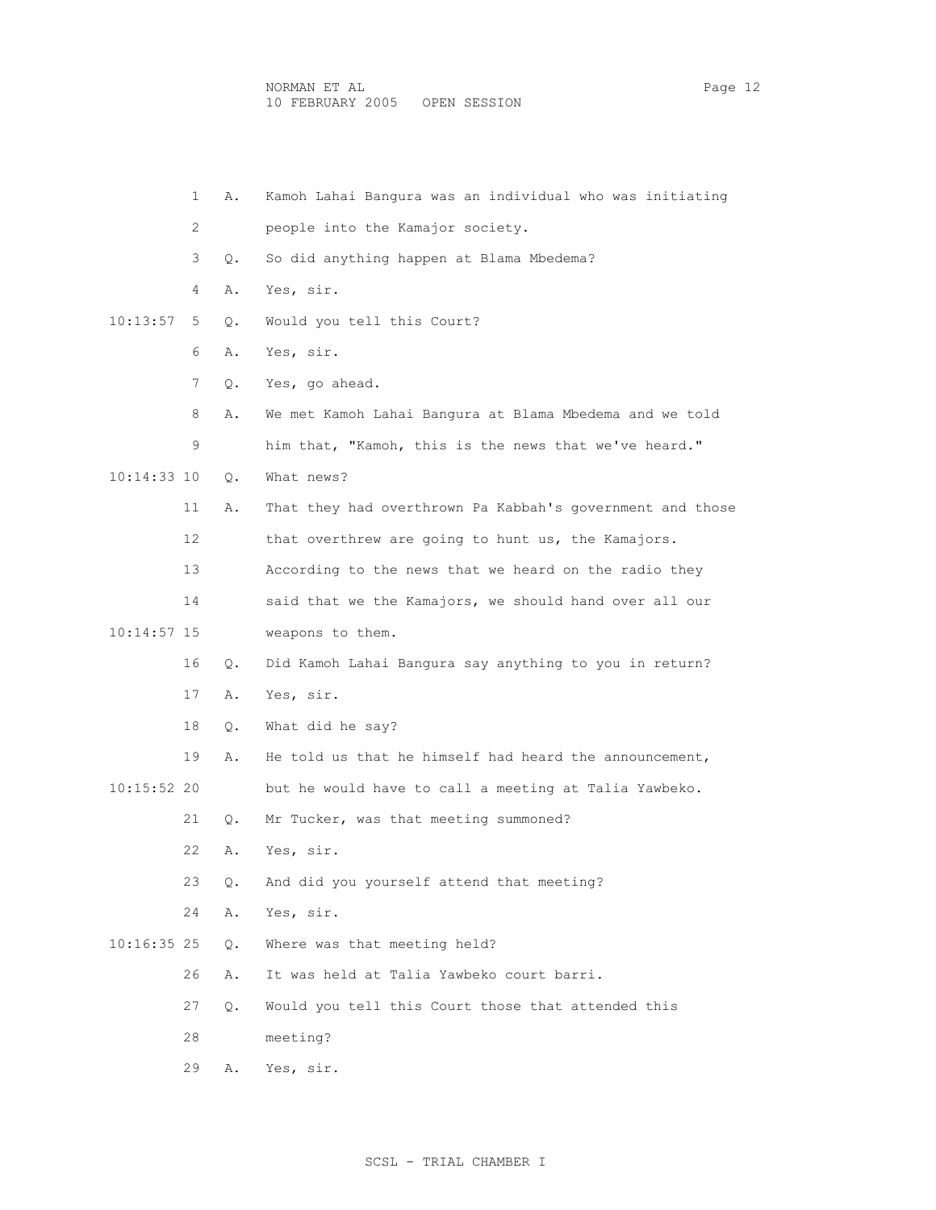1 A. Kamoh Lahai Bangura was an individual who was initiating
2 people into the Kamajor society.
3 Q. So did anything happen at Blama Mbedema?
4 A. Yes, sir.
10:13:57 5 Q. Would you tell this Court?
6 A. Yes, sir.
7 Q. Yes, go ahead.
8 A. We met Kamoh Lahai Bangura at Blama Mbedema and we told
9 him that, "Kamoh, this is the news that we've heard."
10:14:33 10 Q. What news?
11 A. That they had overthrown Pa Kabbah's government and those
12 that overthrew are going to hunt us, the Kamajors.
13 According to the news that we heard on the radio they
14 said that we the Kamajors, we should hand over all our
10:14:57 15 weapons to them.
16 Q. Did Kamoh Lahai Bangura say anything to you in return?
17 A. Yes, sir.
18 Q. What did he say?
19 A. He told us that he himself had heard the announcement,
10:15:52 20 but he would have to call a meeting at Talia Yawbeko.
21 Q. Mr Tucker, was that meeting summoned?
22 A. Yes, sir.
23 Q. And did you yourself attend that meeting?
24 A. Yes, sir.
10:16:35 25 Q. Where was that meeting held?
26 A. It was held at Talia Yawbeko court barri.
27 Q. Would you tell this Court those that attended this
28 meeting?
29 A. Yes, sir.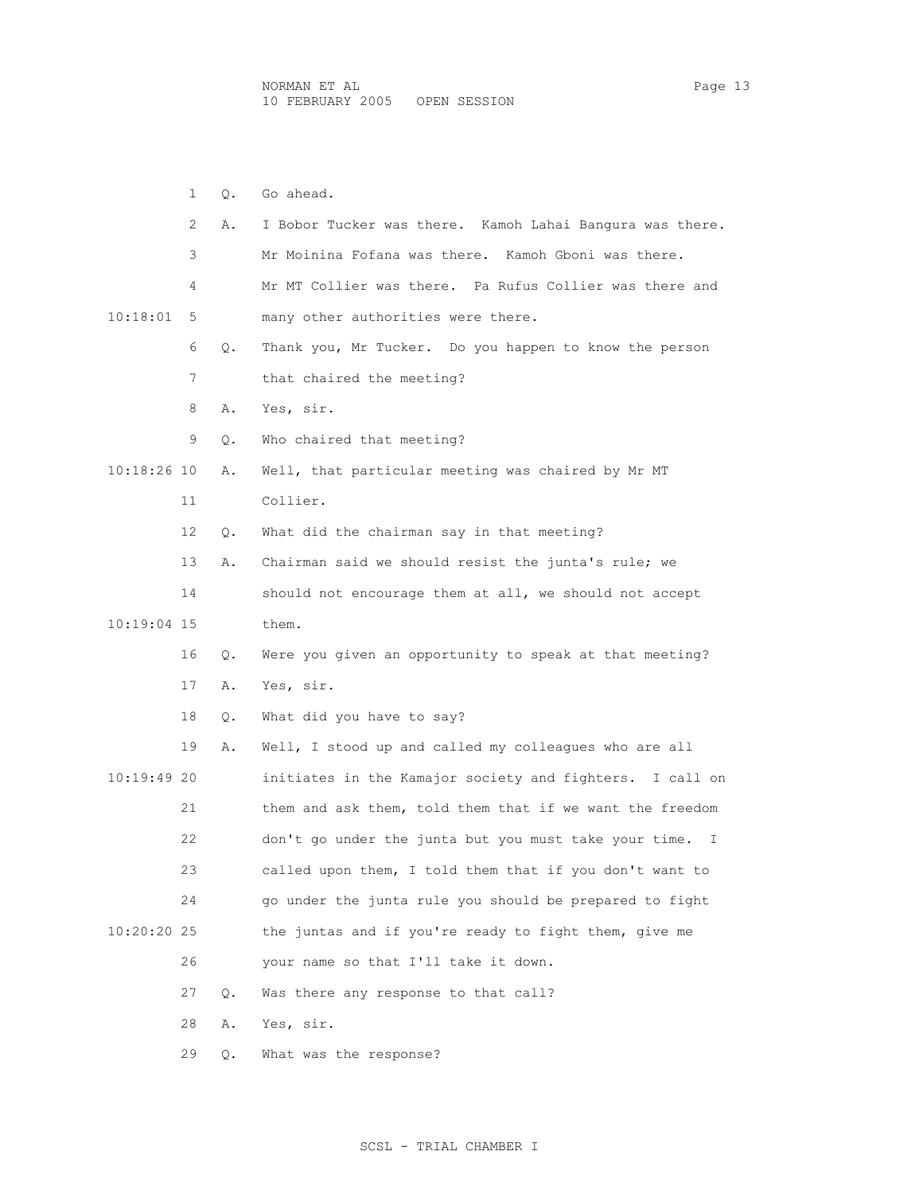1 Q. Go ahead.

2 A. I Bobor Tucker was there. Kamoh Lahai Bangura was there.

3 Mr Moinina Fofana was there. Kamoh Gboni was there.

4 Mr MT Collier was there. Pa Rufus Collier was there and

10:18:01 5 many other authorities were there.

6 Q. Thank you, Mr Tucker. Do you happen to know the person

7 that chaired the meeting?

8 A. Yes, sir.

9 Q. Who chaired that meeting?

10:18:26 10 A. Well, that particular meeting was chaired by Mr MT

11 Collier.

12 Q. What did the chairman say in that meeting?

13 A. Chairman said we should resist the junta's rule; we

14 should not encourage them at all, we should not accept

10:19:04 15 them.

16 Q. Were you given an opportunity to speak at that meeting?

17 A. Yes, sir.

18 Q. What did you have to say?

19 A. Well, I stood up and called my colleagues who are all

10:19:49 20 initiates in the Kamajor society and fighters. I call on

21 them and ask them, told them that if we want the freedom

22 don't go under the junta but you must take your time. I

23 called upon them, I told them that if you don't want to

24 go under the junta rule you should be prepared to fight

10:20:20 25 the juntas and if you're ready to fight them, give me

26 your name so that I'll take it down.

27 Q. Was there any response to that call?

28 A. Yes, sir.

29 Q. What was the response?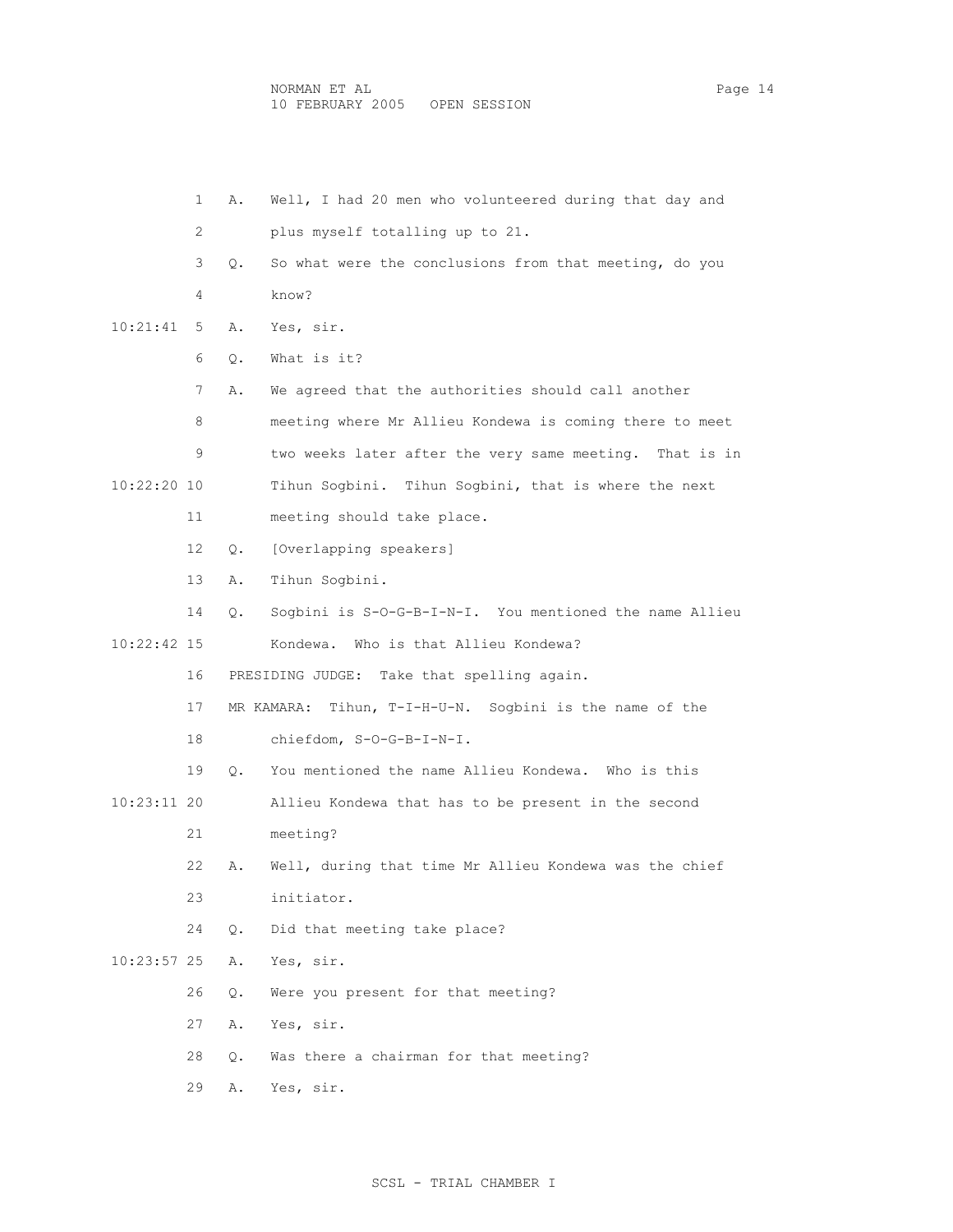1 A. Well, I had 20 men who volunteered during that day and

2 plus myself totalling up to 21.

3 Q. So what were the conclusions from that meeting, do you

4 know?

10:21:41 5 A. Yes, sir.

6 Q. What is it?

7 A. We agreed that the authorities should call another

8 meeting where Mr Allieu Kondewa is coming there to meet

9 two weeks later after the very same meeting. That is in

10:22:20 10 Tihun Sogbini. Tihun Sogbini, that is where the next

11 meeting should take place.

12 Q. [Overlapping speakers]

13 A. Tihun Sogbini.

14 Q. Sogbini is S-O-G-B-I-N-I. You mentioned the name Allieu

10:22:42 15 Kondewa. Who is that Allieu Kondewa?

16 PRESIDING JUDGE: Take that spelling again.

17 MR KAMARA: Tihun, T-I-H-U-N. Sogbini is the name of the

18 chiefdom, S-O-G-B-I-N-I.

19 Q. You mentioned the name Allieu Kondewa. Who is this

10:23:11 20 Allieu Kondewa that has to be present in the second

21 meeting?

22 A. Well, during that time Mr Allieu Kondewa was the chief

23 initiator.

24 Q. Did that meeting take place?

10:23:57 25 A. Yes, sir.

26 Q. Were you present for that meeting?

27 A. Yes, sir.

28 Q. Was there a chairman for that meeting?

29 A. Yes, sir.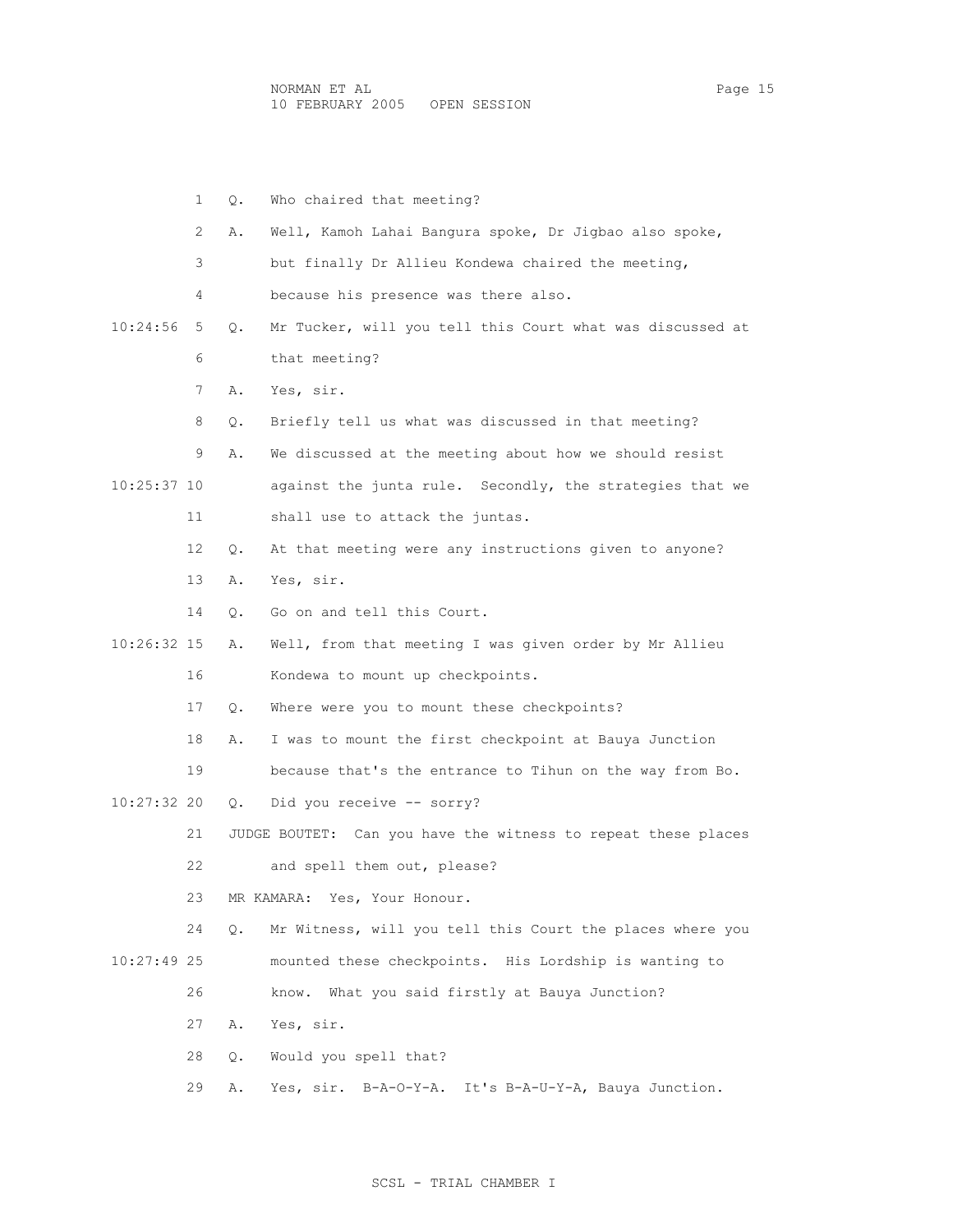1 Q. Who chaired that meeting?

2 A. Well, Kamoh Lahai Bangura spoke, Dr Jigbao also spoke,

3 but finally Dr Allieu Kondewa chaired the meeting,

4 because his presence was there also.

10:24:56 5 Q. Mr Tucker, will you tell this Court what was discussed at

6 that meeting?

7 A. Yes, sir.

8 Q. Briefly tell us what was discussed in that meeting?

9 A. We discussed at the meeting about how we should resist

10:25:37 10 against the junta rule. Secondly, the strategies that we

11 shall use to attack the juntas.

12 Q. At that meeting were any instructions given to anyone?

13 A. Yes, sir.

14 Q. Go on and tell this Court.

10:26:32 15 A. Well, from that meeting I was given order by Mr Allieu

16 Kondewa to mount up checkpoints.

17 Q. Where were you to mount these checkpoints?

18 A. I was to mount the first checkpoint at Bauya Junction

19 because that's the entrance to Tihun on the way from Bo.

10:27:32 20 Q. Did you receive -- sorry?

21 JUDGE BOUTET: Can you have the witness to repeat these places

22 and spell them out, please?

23 MR KAMARA: Yes, Your Honour.

24 Q. Mr Witness, will you tell this Court the places where you

10:27:49 25 mounted these checkpoints. His Lordship is wanting to

26 know. What you said firstly at Bauya Junction?

27 A. Yes, sir.

28 Q. Would you spell that?

29 A. Yes, sir. B-A-O-Y-A. It's B-A-U-Y-A, Bauya Junction.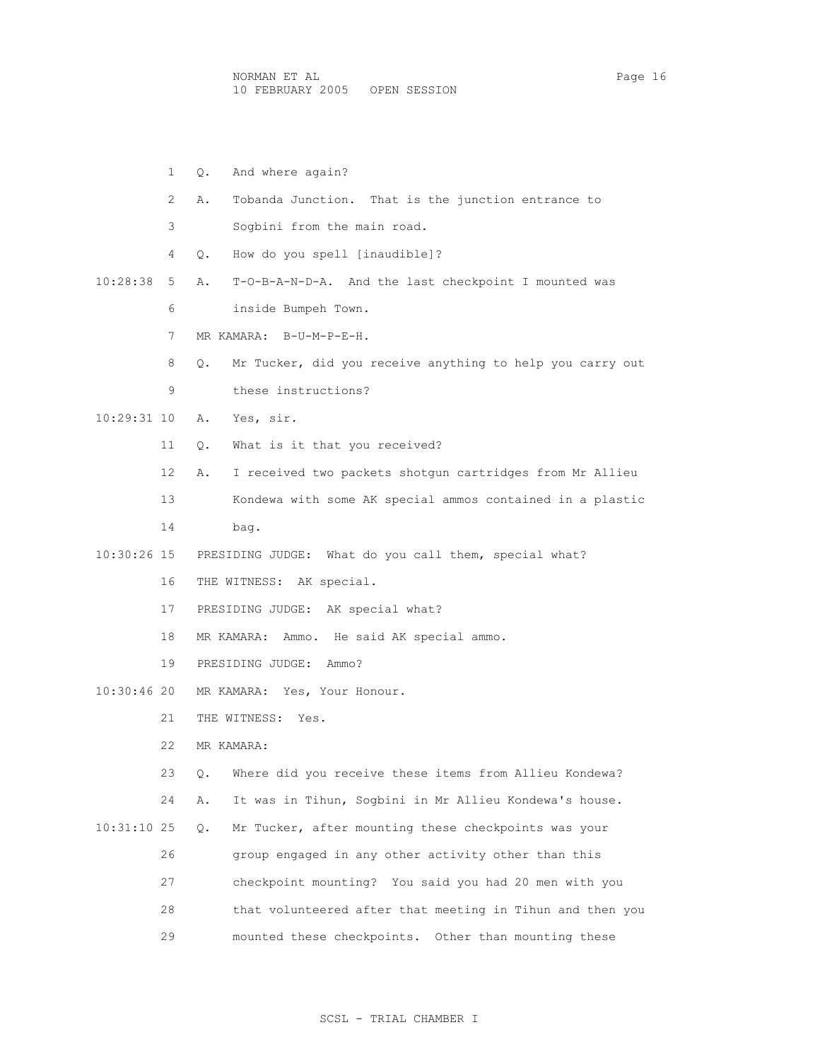1 Q. And where again?

2 A. Tobanda Junction. That is the junction entrance to

3 Sogbini from the main road.

4 Q. How do you spell [inaudible]?

10:28:38 5 A. T-O-B-A-N-D-A. And the last checkpoint I mounted was

6 inside Bumpeh Town.

7 MR KAMARA: B-U-M-P-E-H.

8 Q. Mr Tucker, did you receive anything to help you carry out

9 these instructions?

10:29:31 10 A. Yes, sir.

11 Q. What is it that you received?

12 A. I received two packets shotgun cartridges from Mr Allieu

13 Kondewa with some AK special ammos contained in a plastic

14 bag.

10:30:26 15 PRESIDING JUDGE: What do you call them, special what?

16 THE WITNESS: AK special.

17 PRESIDING JUDGE: AK special what?

18 MR KAMARA: Ammo. He said AK special ammo.

19 PRESIDING JUDGE: Ammo?

10:30:46 20 MR KAMARA: Yes, Your Honour.

21 THE WITNESS: Yes.

22 MR KAMARA:

23 Q. Where did you receive these items from Allieu Kondewa?

24 A. It was in Tihun, Sogbini in Mr Allieu Kondewa's house.

10:31:10 25 Q. Mr Tucker, after mounting these checkpoints was your

26 group engaged in any other activity other than this

27 checkpoint mounting? You said you had 20 men with you

28 that volunteered after that meeting in Tihun and then you

29 mounted these checkpoints. Other than mounting these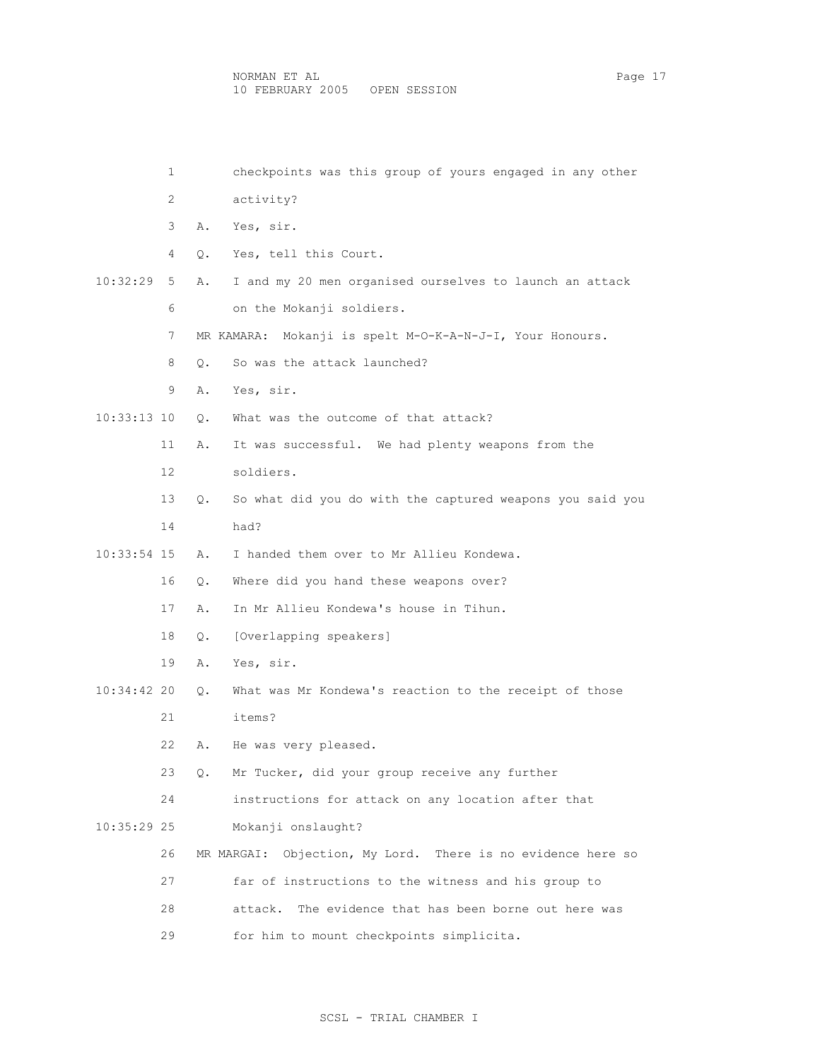1 checkpoints was this group of yours engaged in any other

2 activity?

3 A. Yes, sir.

4 Q. Yes, tell this Court.

10:32:29 5 A. I and my 20 men organised ourselves to launch an attack

6 on the Mokanji soldiers.

7 MR KAMARA: Mokanji is spelt M-O-K-A-N-J-I, Your Honours.

8 Q. So was the attack launched?

9 A. Yes, sir.

10:33:13 10 Q. What was the outcome of that attack?

11 A. It was successful. We had plenty weapons from the

12 soldiers.

13 Q. So what did you do with the captured weapons you said you

14 had?

10:33:54 15 A. I handed them over to Mr Allieu Kondewa.

16 Q. Where did you hand these weapons over?

17 A. In Mr Allieu Kondewa's house in Tihun.

18 Q. [Overlapping speakers]

19 A. Yes, sir.

10:34:42 20 Q. What was Mr Kondewa's reaction to the receipt of those

21 items?

22 A. He was very pleased.

23 Q. Mr Tucker, did your group receive any further

24 instructions for attack on any location after that

10:35:29 25 Mokanji onslaught?

26 MR MARGAI: Objection, My Lord. There is no evidence here so

27 far of instructions to the witness and his group to

28 attack. The evidence that has been borne out here was

29 for him to mount checkpoints simplicita.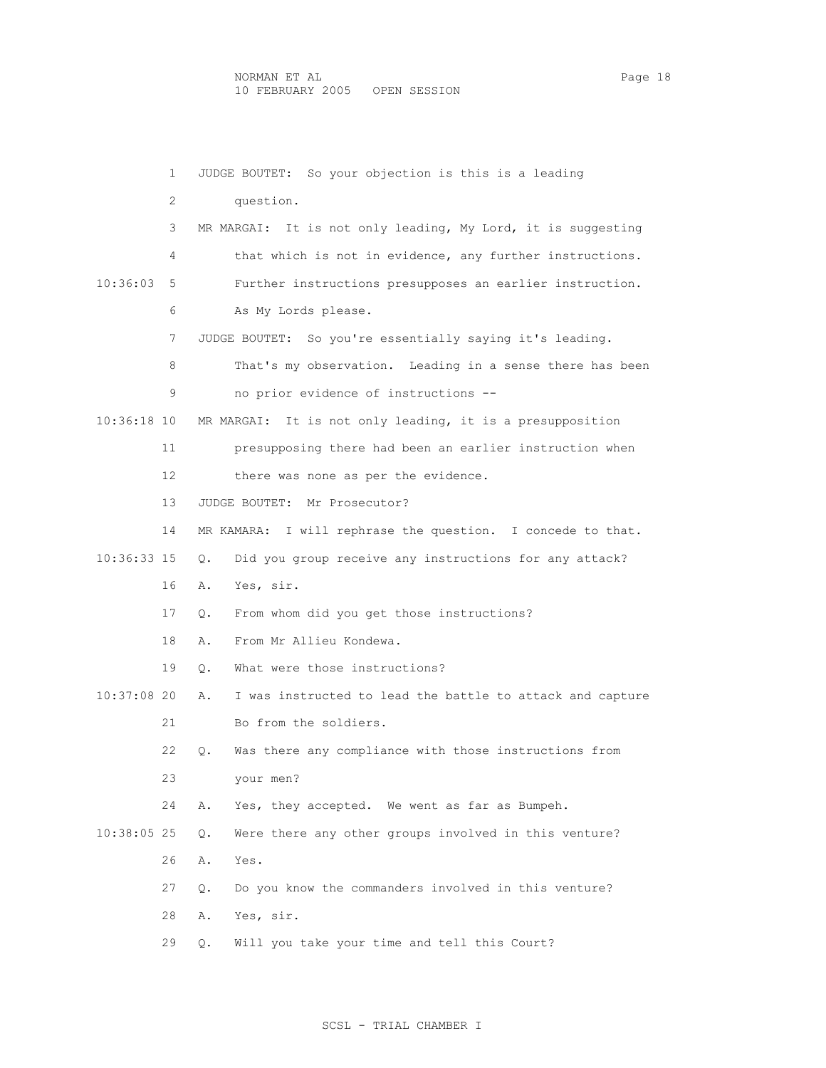JUDGE BOUTET: So your objection is this is a leading question.

MR MARGAI: It is not only leading, My Lord, it is suggesting that which is not in evidence, any further instructions. Further instructions presupposes an earlier instruction. As My Lords please.

JUDGE BOUTET: So you're essentially saying it's leading. That's my observation. Leading in a sense there has been no prior evidence of instructions --

MR MARGAI: It is not only leading, it is a presupposition presupposing there had been an earlier instruction when there was none as per the evidence.

JUDGE BOUTET: Mr Prosecutor?

MR KAMARA: I will rephrase the question. I concede to that.

Q. Did you group receive any instructions for any attack?

A. Yes, sir.

Q. From whom did you get those instructions?

A. From Mr Allieu Kondewa.

Q. What were those instructions?

A. I was instructed to lead the battle to attack and capture Bo from the soldiers.

Q. Was there any compliance with those instructions from your men?

A. Yes, they accepted. We went as far as Bumpeh.

Q. Were there any other groups involved in this venture?

A. Yes.

Q. Do you know the commanders involved in this venture?

A. Yes, sir.

Q. Will you take your time and tell this Court?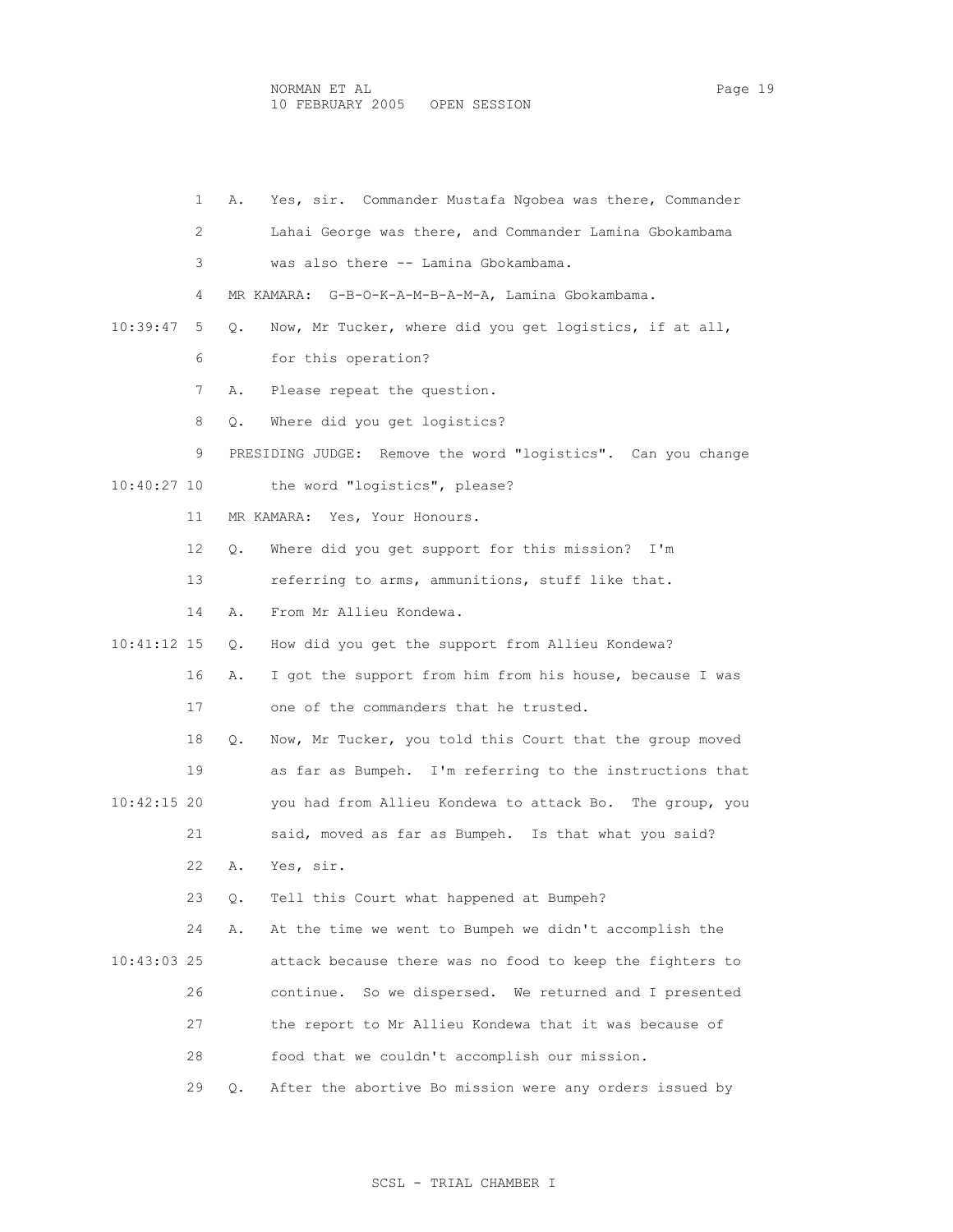1 A. Yes, sir. Commander Mustafa Ngobea was there, Commander

2 Lahai George was there, and Commander Lamina Gbokambama

3 was also there -- Lamina Gbokambama.

4 MR KAMARA: G-B-O-K-A-M-B-A-M-A, Lamina Gbokambama.

10:39:47 5 Q. Now, Mr Tucker, where did you get logistics, if at all,

6 for this operation?

7 A. Please repeat the question.

8 Q. Where did you get logistics?

9 PRESIDING JUDGE: Remove the word "logistics". Can you change

10:40:27 10 the word "logistics", please?

11 MR KAMARA: Yes, Your Honours.

12 Q. Where did you get support for this mission? I'm

13 referring to arms, ammunitions, stuff like that.

14 A. From Mr Allieu Kondewa.

10:41:12 15 Q. How did you get the support from Allieu Kondewa?

16 A. I got the support from him from his house, because I was

17 one of the commanders that he trusted.

18 Q. Now, Mr Tucker, you told this Court that the group moved

19 as far as Bumpeh. I'm referring to the instructions that

10:42:15 20 you had from Allieu Kondewa to attack Bo. The group, you

21 said, moved as far as Bumpeh. Is that what you said?

22 A. Yes, sir.

23 Q. Tell this Court what happened at Bumpeh?

24 A. At the time we went to Bumpeh we didn't accomplish the

10:43:03 25 attack because there was no food to keep the fighters to

26 continue. So we dispersed. We returned and I presented

27 the report to Mr Allieu Kondewa that it was because of

28 food that we couldn't accomplish our mission.

29 Q. After the abortive Bo mission were any orders issued by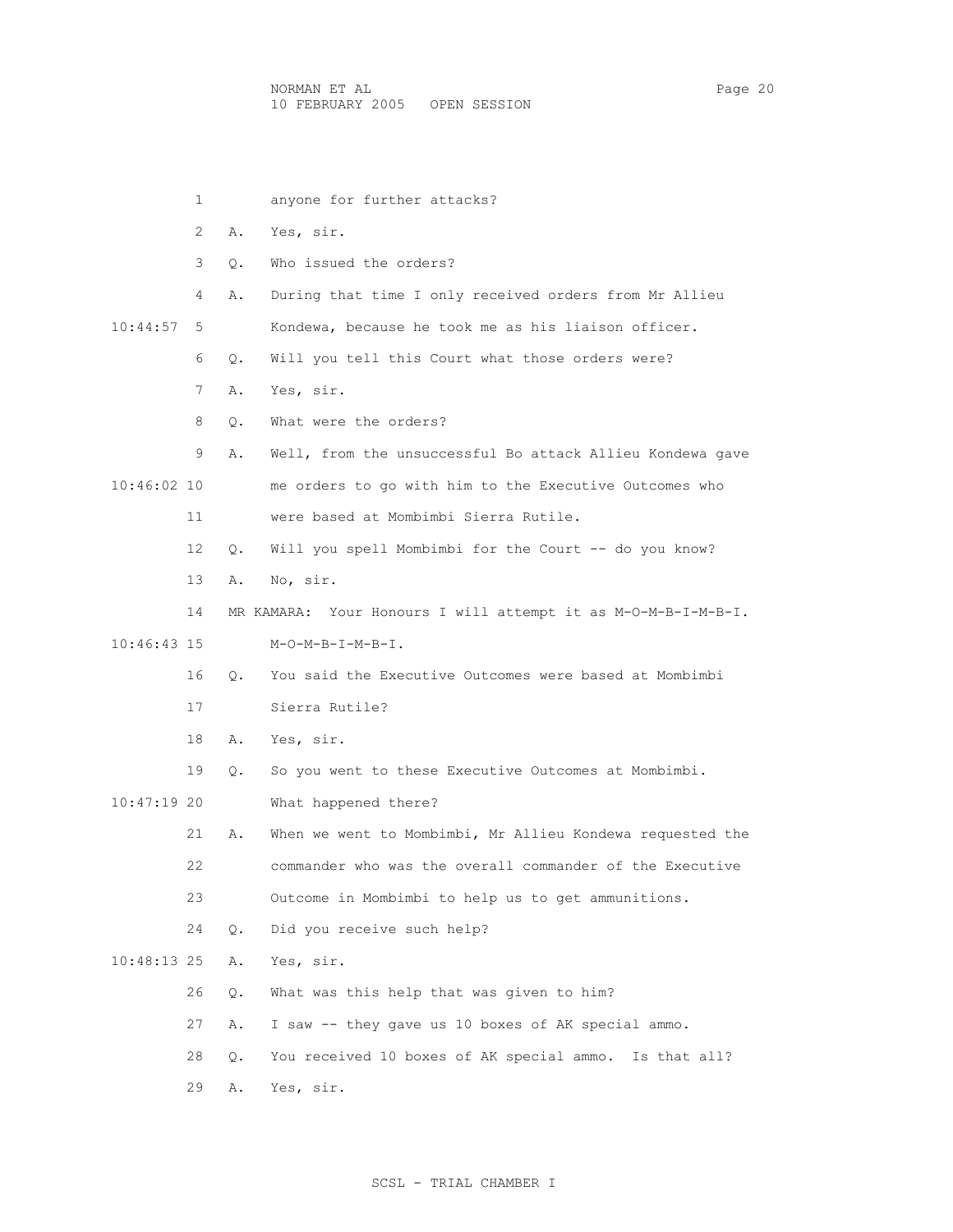1 anyone for further attacks?

2 A. Yes, sir.

3 Q. Who issued the orders?

4 A. During that time I only received orders from Mr Allieu

10:44:57 5 Kondewa, because he took me as his liaison officer.

6 Q. Will you tell this Court what those orders were?

7 A. Yes, sir.

8 Q. What were the orders?

9 A. Well, from the unsuccessful Bo attack Allieu Kondewa gave

10:46:02 10 me orders to go with him to the Executive Outcomes who

11 were based at Mombimbi Sierra Rutile.

12 Q. Will you spell Mombimbi for the Court -- do you know?

13 A. No, sir.

14 MR KAMARA: Your Honours I will attempt it as M-O-M-B-I-M-B-I.

10:46:43 15 M-O-M-B-I-M-B-I.

16 Q. You said the Executive Outcomes were based at Mombimbi

17 Sierra Rutile?

18 A. Yes, sir.

19 Q. So you went to these Executive Outcomes at Mombimbi.

10:47:19 20 What happened there?

21 A. When we went to Mombimbi, Mr Allieu Kondewa requested the

22 commander who was the overall commander of the Executive

23 Outcome in Mombimbi to help us to get ammunitions.

24 Q. Did you receive such help?

10:48:13 25 A. Yes, sir.

26 Q. What was this help that was given to him?

27 A. I saw -- they gave us 10 boxes of AK special ammo.

28 Q. You received 10 boxes of AK special ammo. Is that all?

29 A. Yes, sir.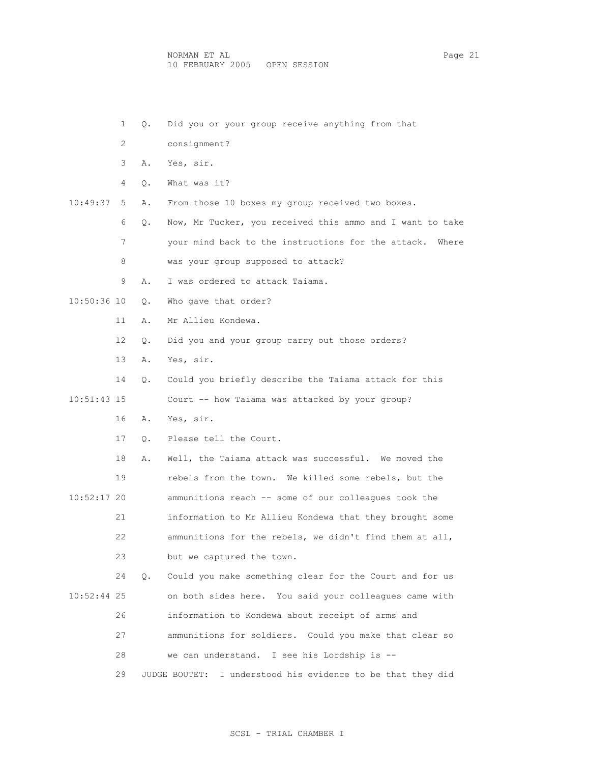1 Q. Did you or your group receive anything from that
2 consignment?
3 A. Yes, sir.
4 Q. What was it?
10:49:37 5 A. From those 10 boxes my group received two boxes.
6 Q. Now, Mr Tucker, you received this ammo and I want to take
7 your mind back to the instructions for the attack. Where
8 was your group supposed to attack?
9 A. I was ordered to attack Taiama.
10:50:36 10 Q. Who gave that order?
11 A. Mr Allieu Kondewa.
12 Q. Did you and your group carry out those orders?
13 A. Yes, sir.
14 Q. Could you briefly describe the Taiama attack for this
10:51:43 15 Court -- how Taiama was attacked by your group?
16 A. Yes, sir.
17 Q. Please tell the Court.
18 A. Well, the Taiama attack was successful. We moved the
19 rebels from the town. We killed some rebels, but the
10:52:17 20 ammunitions reach -- some of our colleagues took the
21 information to Mr Allieu Kondewa that they brought some
22 ammunitions for the rebels, we didn't find them at all,
23 but we captured the town.
24 Q. Could you make something clear for the Court and for us
10:52:44 25 on both sides here. You said your colleagues came with
26 information to Kondewa about receipt of arms and
27 ammunitions for soldiers. Could you make that clear so
28 we can understand. I see his Lordship is --
29 JUDGE BOUTET: I understood his evidence to be that they did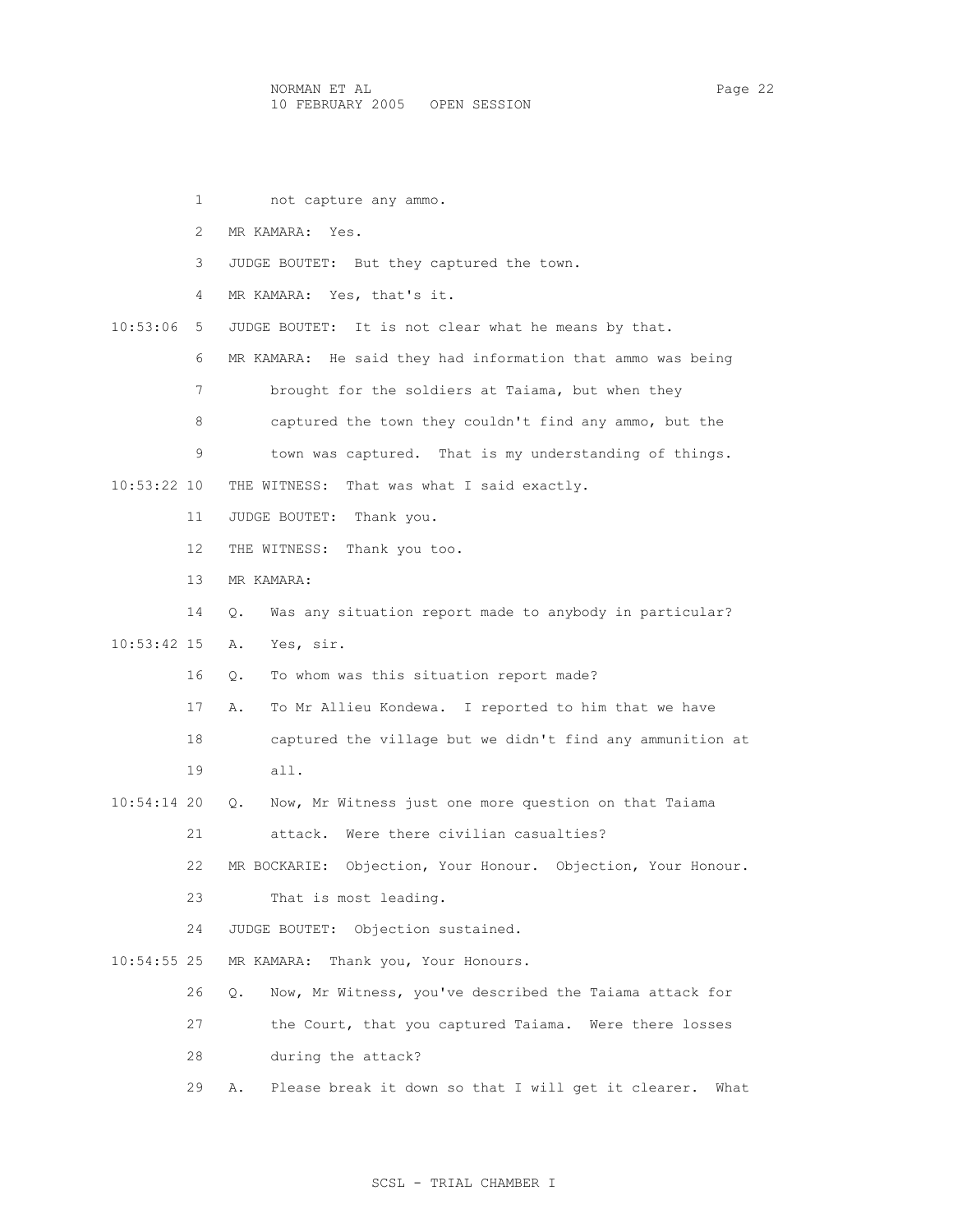1 not capture any ammo.

2 MR KAMARA: Yes.

3 JUDGE BOUTET: But they captured the town.

4 MR KAMARA: Yes, that's it.

10:53:06 5 JUDGE BOUTET: It is not clear what he means by that.

6 MR KAMARA: He said they had information that ammo was being

7 brought for the soldiers at Taiama, but when they

8 captured the town they couldn't find any ammo, but the

9 town was captured. That is my understanding of things.

10:53:22 10 THE WITNESS: That was what I said exactly.

11 JUDGE BOUTET: Thank you.

12 THE WITNESS: Thank you too.

13 MR KAMARA:

14 Q. Was any situation report made to anybody in particular?

10:53:42 15 A. Yes, sir.

16 Q. To whom was this situation report made?

17 A. To Mr Allieu Kondewa. I reported to him that we have

18 captured the village but we didn't find any ammunition at

19 all.

10:54:14 20 Q. Now, Mr Witness just one more question on that Taiama

21 attack. Were there civilian casualties?

22 MR BOCKARIE: Objection, Your Honour. Objection, Your Honour.

23 That is most leading.

24 JUDGE BOUTET: Objection sustained.

10:54:55 25 MR KAMARA: Thank you, Your Honours.

26 Q. Now, Mr Witness, you've described the Taiama attack for

27 the Court, that you captured Taiama. Were there losses

28 during the attack?

29 A. Please break it down so that I will get it clearer. What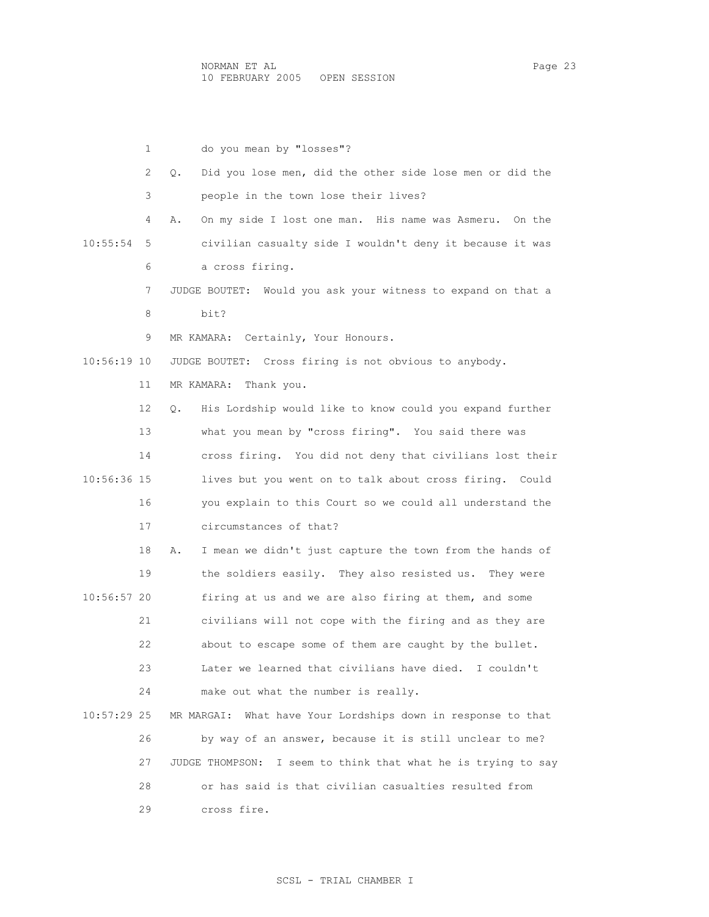do you mean by "losses"?

Q. Did you lose men, did the other side lose men or did the people in the town lose their lives?

A. On my side I lost one man. His name was Asmeru. On the civilian casualty side I wouldn't deny it because it was a cross firing.

JUDGE BOUTET: Would you ask your witness to expand on that a bit?

MR KAMARA: Certainly, Your Honours.

JUDGE BOUTET: Cross firing is not obvious to anybody.

MR KAMARA: Thank you.

Q. His Lordship would like to know could you expand further what you mean by "cross firing". You said there was cross firing. You did not deny that civilians lost their lives but you went on to talk about cross firing. Could you explain to this Court so we could all understand the circumstances of that?

A. I mean we didn't just capture the town from the hands of the soldiers easily. They also resisted us. They were firing at us and we are also firing at them, and some civilians will not cope with the firing and as they are about to escape some of them are caught by the bullet. Later we learned that civilians have died. I couldn't make out what the number is really.

MR MARGAI: What have Your Lordships down in response to that by way of an answer, because it is still unclear to me?

JUDGE THOMPSON: I seem to think that what he is trying to say or has said is that civilian casualties resulted from cross fire.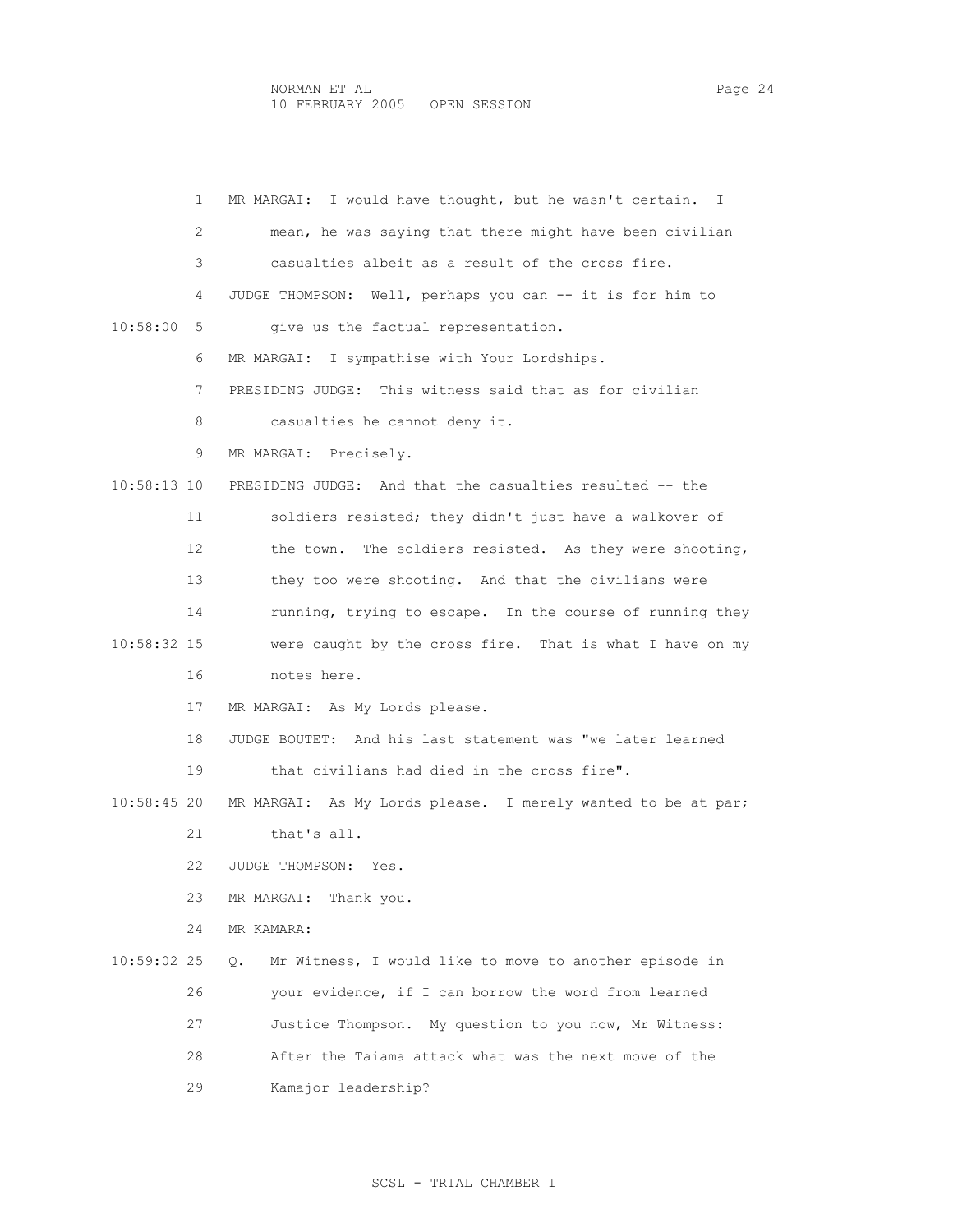MR MARGAI: I would have thought, but he wasn't certain. I mean, he was saying that there might have been civilian casualties albeit as a result of the cross fire.

JUDGE THOMPSON: Well, perhaps you can -- it is for him to give us the factual representation.

MR MARGAI: I sympathise with Your Lordships.

PRESIDING JUDGE: This witness said that as for civilian casualties he cannot deny it.

MR MARGAI: Precisely.

PRESIDING JUDGE: And that the casualties resulted -- the soldiers resisted; they didn't just have a walkover of the town. The soldiers resisted. As they were shooting, they too were shooting. And that the civilians were running, trying to escape. In the course of running they were caught by the cross fire. That is what I have on my notes here.

MR MARGAI: As My Lords please.

JUDGE BOUTET: And his last statement was "we later learned that civilians had died in the cross fire".

MR MARGAI: As My Lords please. I merely wanted to be at par; that's all.

JUDGE THOMPSON: Yes.

MR MARGAI: Thank you.

MR KAMARA:

Q. Mr Witness, I would like to move to another episode in your evidence, if I can borrow the word from learned Justice Thompson. My question to you now, Mr Witness: After the Taiama attack what was the next move of the Kamajor leadership?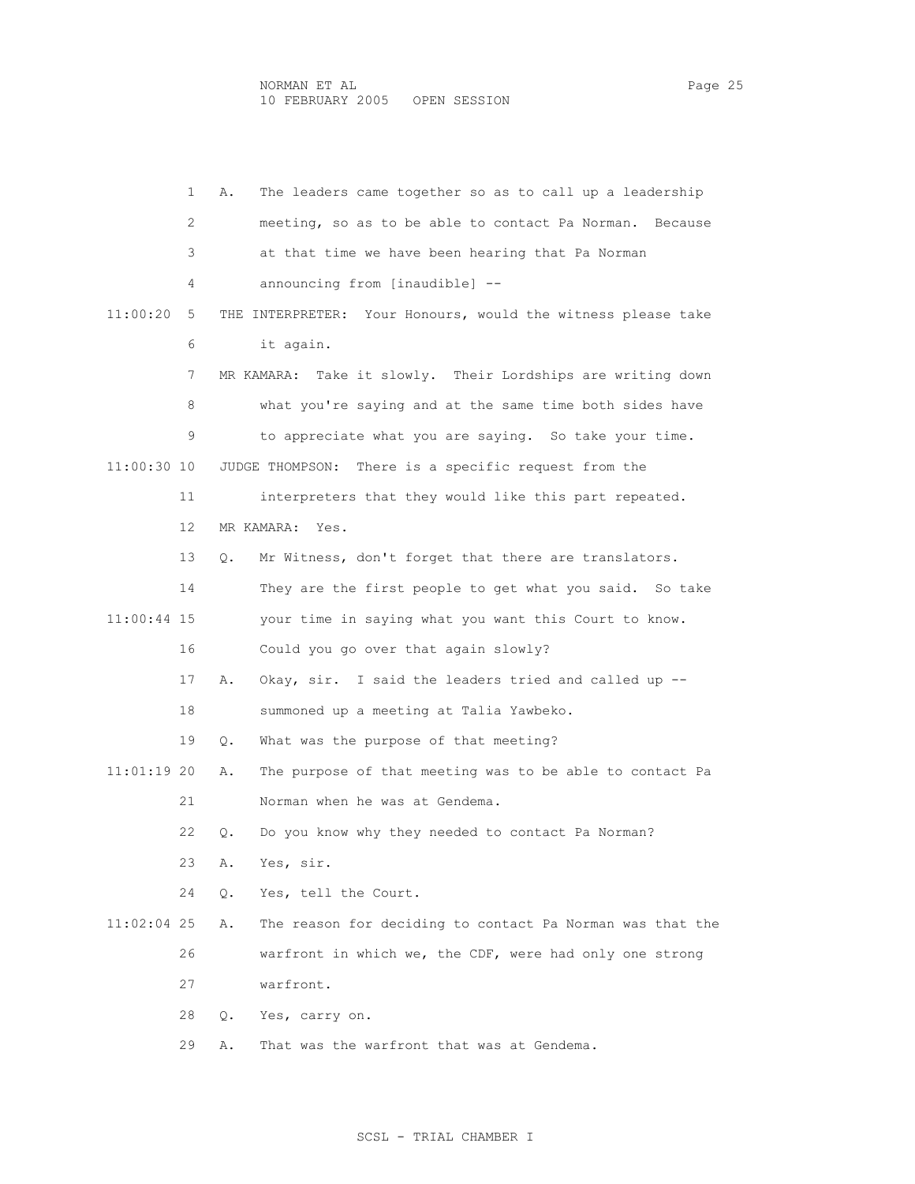A. The leaders came together so as to call up a leadership meeting, so as to be able to contact Pa Norman. Because at that time we have been hearing that Pa Norman announcing from [inaudible] --

THE INTERPRETER: Your Honours, would the witness please take it again.

MR KAMARA: Take it slowly. Their Lordships are writing down what you're saying and at the same time both sides have to appreciate what you are saying. So take your time.

JUDGE THOMPSON: There is a specific request from the interpreters that they would like this part repeated.

MR KAMARA: Yes.

Q. Mr Witness, don't forget that there are translators. They are the first people to get what you said. So take your time in saying what you want this Court to know. Could you go over that again slowly?

A. Okay, sir. I said the leaders tried and called up -- summoned up a meeting at Talia Yawbeko.

Q. What was the purpose of that meeting?

A. The purpose of that meeting was to be able to contact Pa Norman when he was at Gendema.

Q. Do you know why they needed to contact Pa Norman?

A. Yes, sir.

Q. Yes, tell the Court.

A. The reason for deciding to contact Pa Norman was that the warfront in which we, the CDF, were had only one strong warfront.

Q. Yes, carry on.

A. That was the warfront that was at Gendema.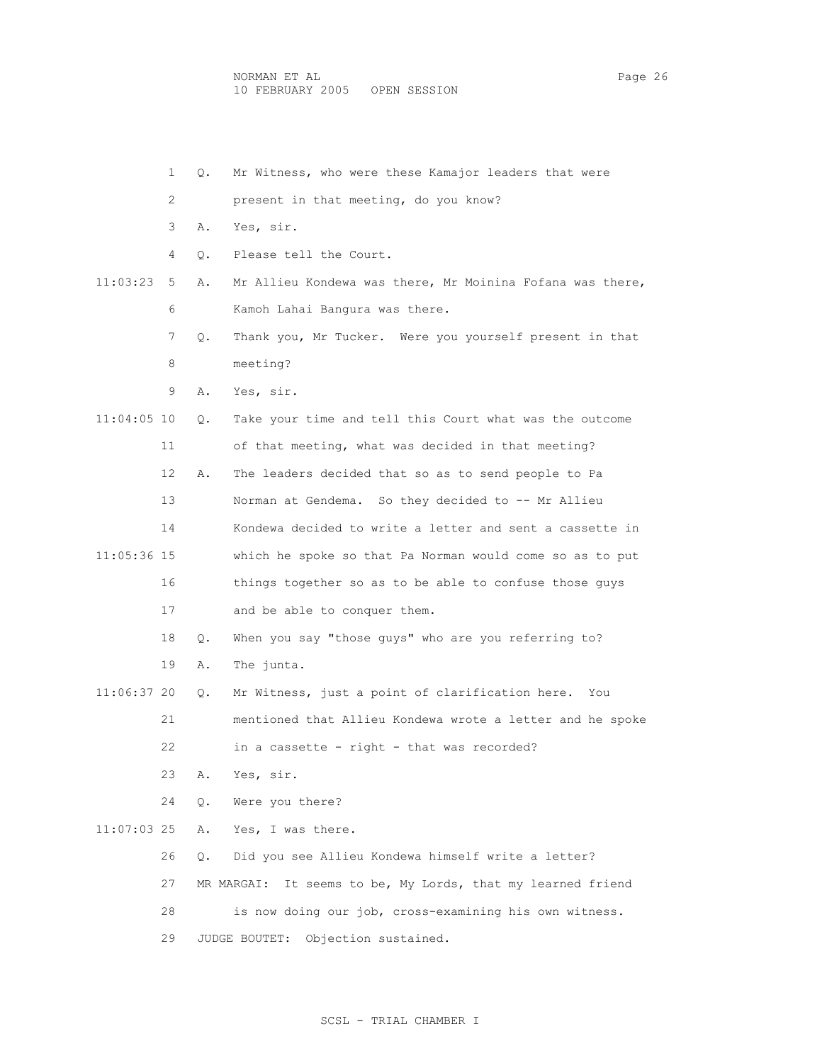1 Q. Mr Witness, who were these Kamajor leaders that were

2 present in that meeting, do you know?

3 A. Yes, sir.

4 Q. Please tell the Court.

11:03:23 5 A. Mr Allieu Kondewa was there, Mr Moinina Fofana was there,

6 Kamoh Lahai Bangura was there.

7 Q. Thank you, Mr Tucker. Were you yourself present in that

8 meeting?

9 A. Yes, sir.

11:04:05 10 Q. Take your time and tell this Court what was the outcome

11 of that meeting, what was decided in that meeting?

12 A. The leaders decided that so as to send people to Pa

13 Norman at Gendema. So they decided to -- Mr Allieu

14 Kondewa decided to write a letter and sent a cassette in

11:05:36 15 which he spoke so that Pa Norman would come so as to put

16 things together so as to be able to confuse those guys

17 and be able to conquer them.

18 Q. When you say "those guys" who are you referring to?

19 A. The junta.

11:06:37 20 Q. Mr Witness, just a point of clarification here. You

21 mentioned that Allieu Kondewa wrote a letter and he spoke

22 in a cassette - right - that was recorded?

23 A. Yes, sir.

24 Q. Were you there?

11:07:03 25 A. Yes, I was there.

26 Q. Did you see Allieu Kondewa himself write a letter?

27 MR MARGAI: It seems to be, My Lords, that my learned friend

28 is now doing our job, cross-examining his own witness.

29 JUDGE BOUTET: Objection sustained.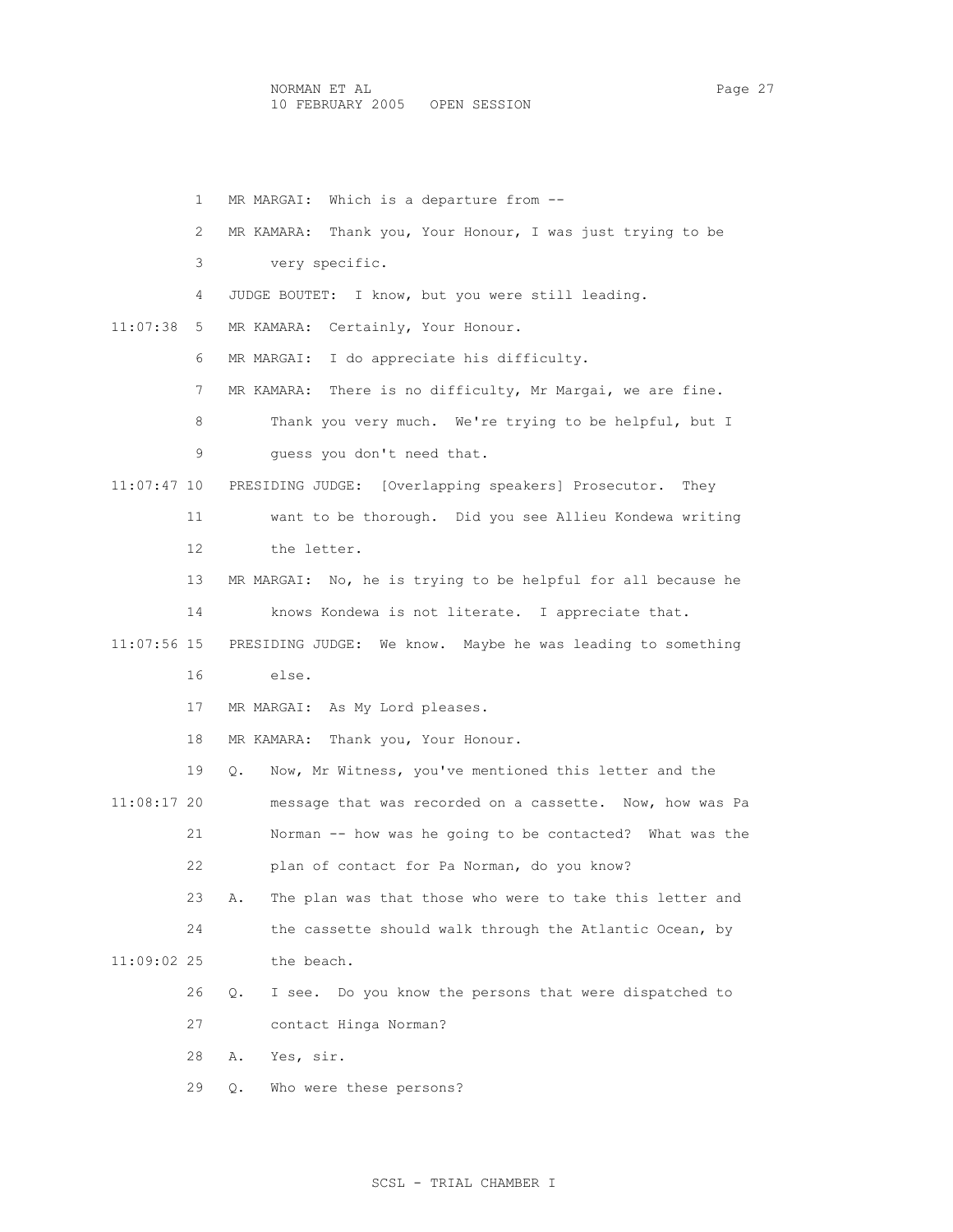1 MR MARGAI: Which is a departure from --

2 MR KAMARA: Thank you, Your Honour, I was just trying to be

3 very specific.

4 JUDGE BOUTET: I know, but you were still leading.

11:07:38 5 MR KAMARA: Certainly, Your Honour.

6 MR MARGAI: I do appreciate his difficulty.

7 MR KAMARA: There is no difficulty, Mr Margai, we are fine.

8 Thank you very much. We're trying to be helpful, but I

9 guess you don't need that.

11:07:47 10 PRESIDING JUDGE: [Overlapping speakers] Prosecutor. They

11 want to be thorough. Did you see Allieu Kondewa writing

12 the letter.

13 MR MARGAI: No, he is trying to be helpful for all because he

14 knows Kondewa is not literate. I appreciate that.

11:07:56 15 PRESIDING JUDGE: We know. Maybe he was leading to something

16 else.

17 MR MARGAI: As My Lord pleases.

18 MR KAMARA: Thank you, Your Honour.

19 Q. Now, Mr Witness, you've mentioned this letter and the

11:08:17 20 message that was recorded on a cassette. Now, how was Pa

21 Norman -- how was he going to be contacted? What was the

22 plan of contact for Pa Norman, do you know?

23 A. The plan was that those who were to take this letter and

24 the cassette should walk through the Atlantic Ocean, by

11:09:02 25 the beach.

26 Q. I see. Do you know the persons that were dispatched to

27 contact Hinga Norman?

28 A. Yes, sir.

29 Q. Who were these persons?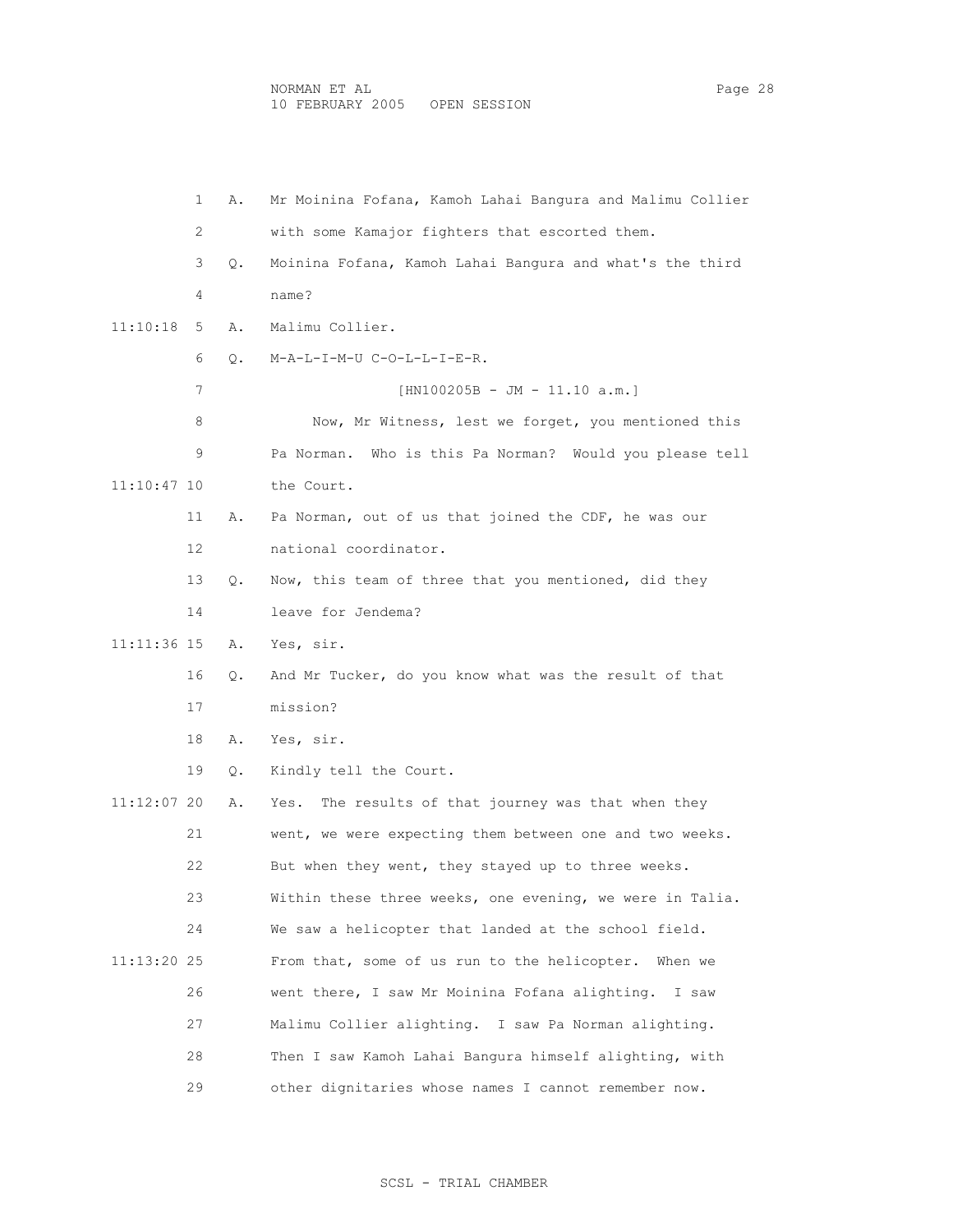1 A. Mr Moinina Fofana, Kamoh Lahai Bangura and Malimu Collier

2 with some Kamajor fighters that escorted them.

3 Q. Moinina Fofana, Kamoh Lahai Bangura and what's the third

4 name?

11:10:18 5 A. Malimu Collier.

6 Q. M-A-L-I-M-U C-O-L-L-I-E-R.

7 [HN100205B - JM - 11.10 a.m.]

8 Now, Mr Witness, lest we forget, you mentioned this

9 Pa Norman. Who is this Pa Norman? Would you please tell

11:10:47 10 the Court.

11 A. Pa Norman, out of us that joined the CDF, he was our

12 national coordinator.

13 Q. Now, this team of three that you mentioned, did they

14 leave for Jendema?

11:11:36 15 A. Yes, sir.

16 Q. And Mr Tucker, do you know what was the result of that

17 mission?

18 A. Yes, sir.

19 Q. Kindly tell the Court.

11:12:07 20 A. Yes. The results of that journey was that when they

21 went, we were expecting them between one and two weeks.

22 But when they went, they stayed up to three weeks.

23 Within these three weeks, one evening, we were in Talia.

24 We saw a helicopter that landed at the school field.

11:13:20 25 From that, some of us run to the helicopter. When we

26 went there, I saw Mr Moinina Fofana alighting. I saw

27 Malimu Collier alighting. I saw Pa Norman alighting.

28 Then I saw Kamoh Lahai Bangura himself alighting, with

29 other dignitaries whose names I cannot remember now.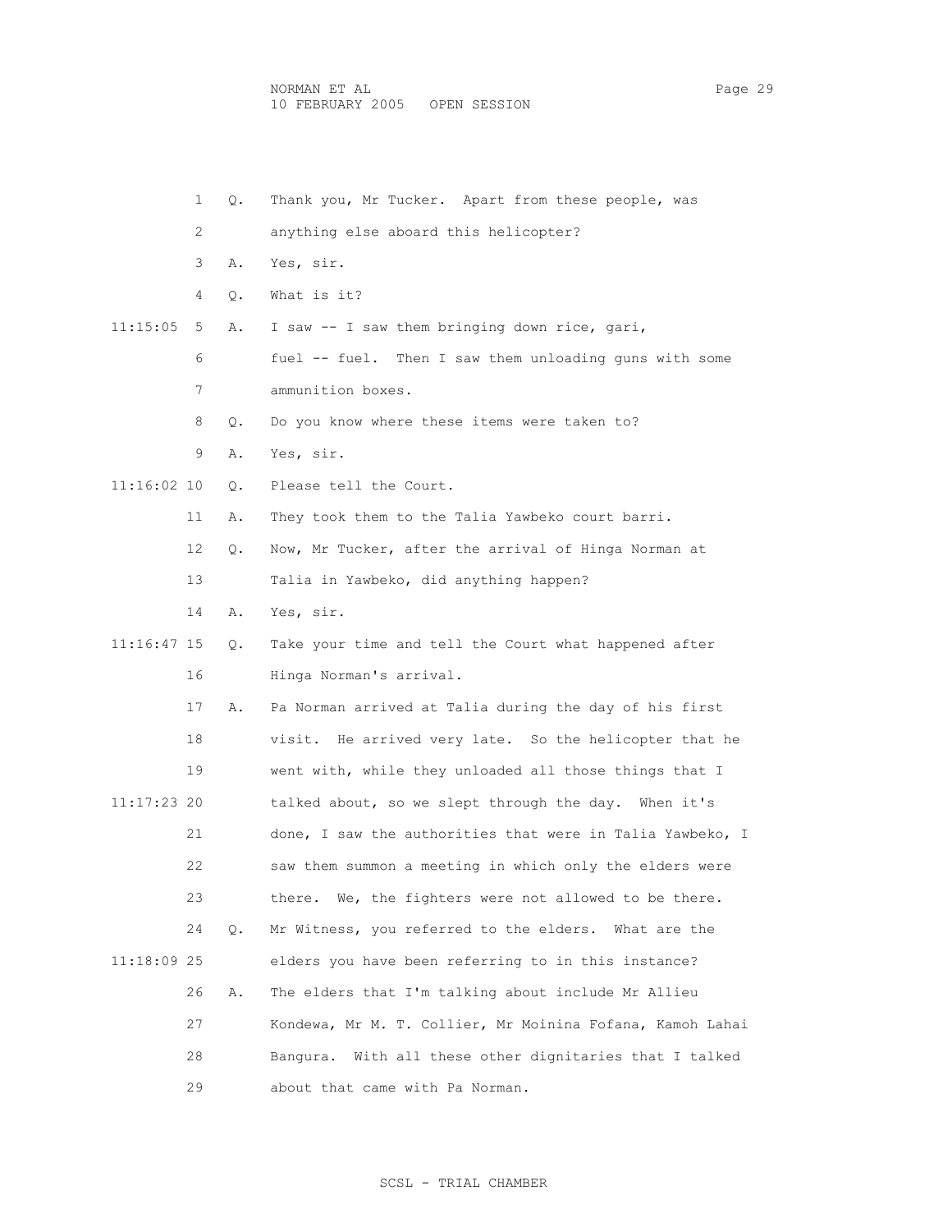1 Q. Thank you, Mr Tucker. Apart from these people, was
2 anything else aboard this helicopter?
3 A. Yes, sir.
4 Q. What is it?
11:15:05 5 A. I saw -- I saw them bringing down rice, gari,
6 fuel -- fuel. Then I saw them unloading guns with some
7 ammunition boxes.
8 Q. Do you know where these items were taken to?
9 A. Yes, sir.
11:16:02 10 Q. Please tell the Court.
11 A. They took them to the Talia Yawbeko court barri.
12 Q. Now, Mr Tucker, after the arrival of Hinga Norman at
13 Talia in Yawbeko, did anything happen?
14 A. Yes, sir.
11:16:47 15 Q. Take your time and tell the Court what happened after
16 Hinga Norman's arrival.
17 A. Pa Norman arrived at Talia during the day of his first
18 visit. He arrived very late. So the helicopter that he
19 went with, while they unloaded all those things that I
11:17:23 20 talked about, so we slept through the day. When it's
21 done, I saw the authorities that were in Talia Yawbeko, I
22 saw them summon a meeting in which only the elders were
23 there. We, the fighters were not allowed to be there.
24 Q. Mr Witness, you referred to the elders. What are the
11:18:09 25 elders you have been referring to in this instance?
26 A. The elders that I'm talking about include Mr Allieu
27 Kondewa, Mr M. T. Collier, Mr Moinina Fofana, Kamoh Lahai
28 Bangura. With all these other dignitaries that I talked
29 about that came with Pa Norman.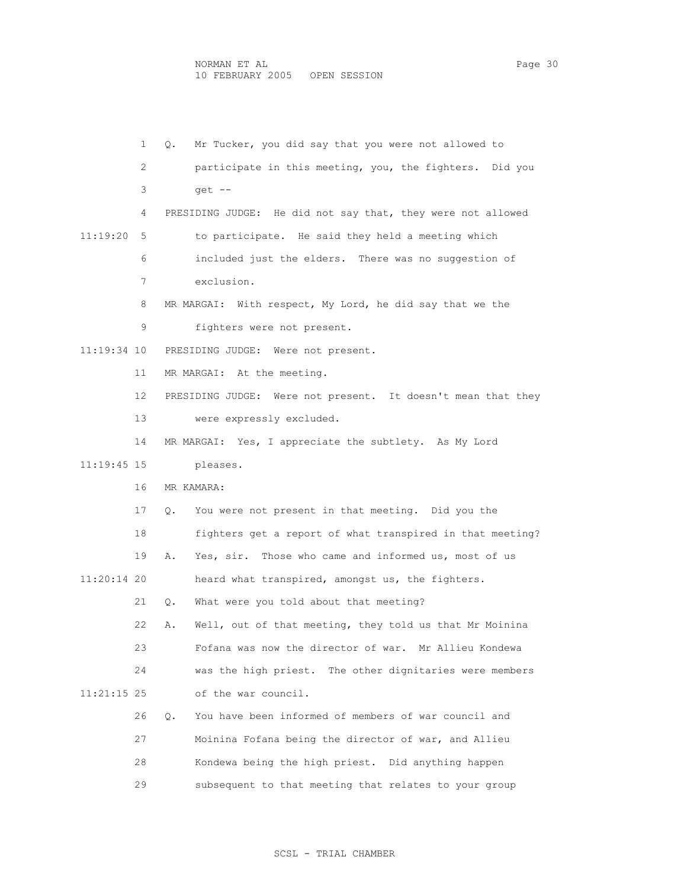1 Q. Mr Tucker, you did say that you were not allowed to

2 participate in this meeting, you, the fighters. Did you

3 get --

4 PRESIDING JUDGE: He did not say that, they were not allowed

11:19:20 5 to participate. He said they held a meeting which

6 included just the elders. There was no suggestion of

7 exclusion.

8 MR MARGAI: With respect, My Lord, he did say that we the

9 fighters were not present.

11:19:34 10 PRESIDING JUDGE: Were not present.

11 MR MARGAI: At the meeting.

12 PRESIDING JUDGE: Were not present. It doesn't mean that they

13 were expressly excluded.

14 MR MARGAI: Yes, I appreciate the subtlety. As My Lord

11:19:45 15 pleases.

16 MR KAMARA:

17 Q. You were not present in that meeting. Did you the

18 fighters get a report of what transpired in that meeting?

19 A. Yes, sir. Those who came and informed us, most of us

11:20:14 20 heard what transpired, amongst us, the fighters.

21 Q. What were you told about that meeting?

22 A. Well, out of that meeting, they told us that Mr Moinina

23 Fofana was now the director of war. Mr Allieu Kondewa

24 was the high priest. The other dignitaries were members

11:21:15 25 of the war council.

26 Q. You have been informed of members of war council and

27 Moinina Fofana being the director of war, and Allieu

28 Kondewa being the high priest. Did anything happen

29 subsequent to that meeting that relates to your group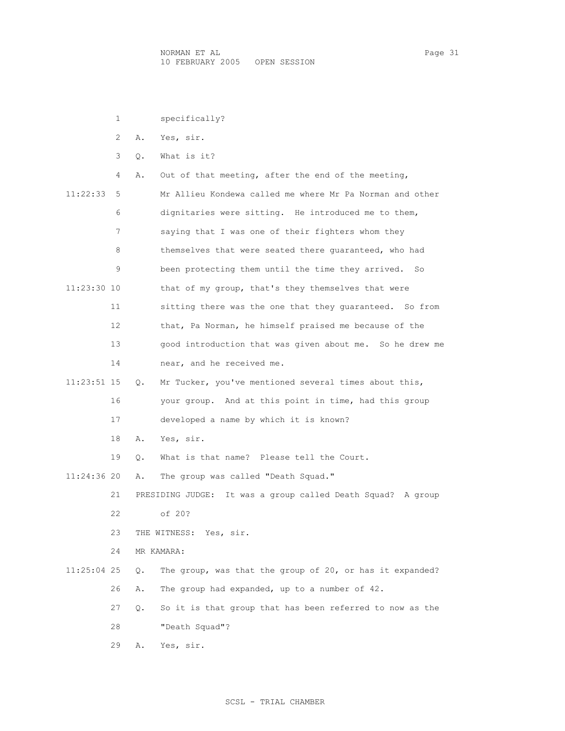specifically?

A. Yes, sir.

Q. What is it?

A. Out of that meeting, after the end of the meeting, Mr Allieu Kondewa called me where Mr Pa Norman and other dignitaries were sitting. He introduced me to them, saying that I was one of their fighters whom they themselves that were seated there guaranteed, who had been protecting them until the time they arrived. So that of my group, that's they themselves that were sitting there was the one that they guaranteed. So from that, Pa Norman, he himself praised me because of the good introduction that was given about me. So he drew me near, and he received me.

Q. Mr Tucker, you've mentioned several times about this, your group. And at this point in time, had this group developed a name by which it is known?

A. Yes, sir.

Q. What is that name? Please tell the Court.

A. The group was called "Death Squad."

PRESIDING JUDGE: It was a group called Death Squad? A group of 20?

THE WITNESS: Yes, sir.

MR KAMARA:

Q. The group, was that the group of 20, or has it expanded?

A. The group had expanded, up to a number of 42.

Q. So it is that group that has been referred to now as the "Death Squad"?

A. Yes, sir.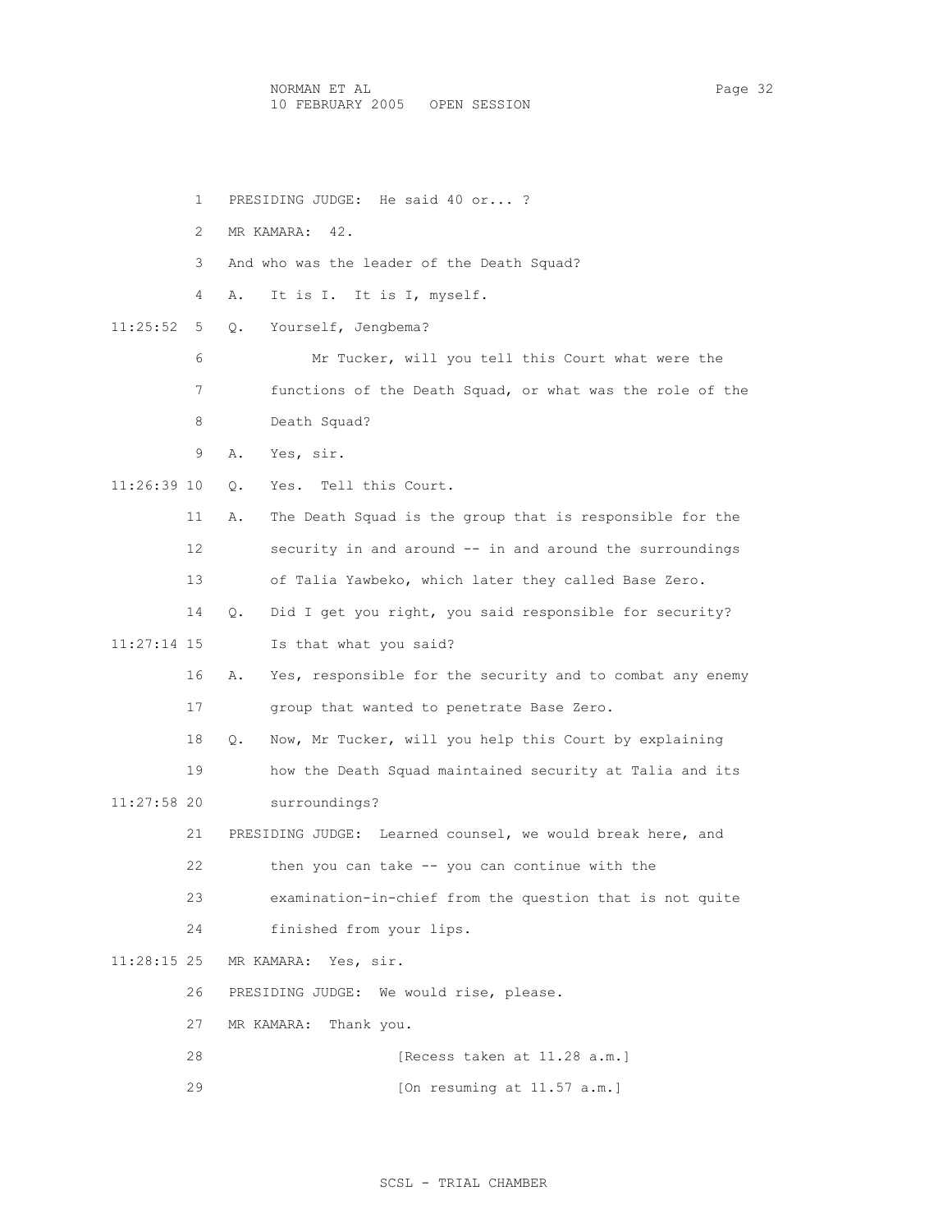PRESIDING JUDGE: He said 40 or... ?

MR KAMARA: 42.

And who was the leader of the Death Squad?

A. It is I. It is I, myself.

Q. Yourself, Jengbema?

Mr Tucker, will you tell this Court what were the functions of the Death Squad, or what was the role of the Death Squad?

A. Yes, sir.

Q. Yes. Tell this Court.

A. The Death Squad is the group that is responsible for the security in and around -- in and around the surroundings of Talia Yawbeko, which later they called Base Zero.

Q. Did I get you right, you said responsible for security? Is that what you said?

A. Yes, responsible for the security and to combat any enemy group that wanted to penetrate Base Zero.

Q. Now, Mr Tucker, will you help this Court by explaining how the Death Squad maintained security at Talia and its surroundings?

PRESIDING JUDGE: Learned counsel, we would break here, and then you can take -- you can continue with the examination-in-chief from the question that is not quite finished from your lips.

MR KAMARA: Yes, sir.

PRESIDING JUDGE: We would rise, please.

MR KAMARA: Thank you.

[Recess taken at 11.28 a.m.]

[On resuming at 11.57 a.m.]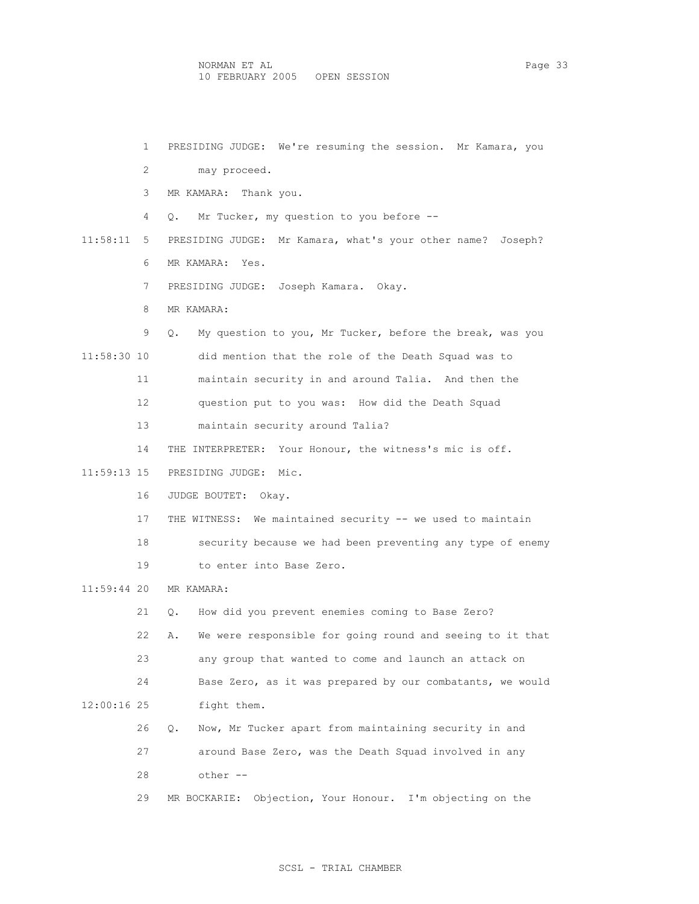PRESIDING JUDGE: We're resuming the session. Mr Kamara, you may proceed.

MR KAMARA: Thank you.

Q. Mr Tucker, my question to you before --

PRESIDING JUDGE: Mr Kamara, what's your other name? Joseph?

MR KAMARA: Yes.

PRESIDING JUDGE: Joseph Kamara. Okay.

MR KAMARA:

Q. My question to you, Mr Tucker, before the break, was you did mention that the role of the Death Squad was to maintain security in and around Talia. And then the question put to you was: How did the Death Squad maintain security around Talia?

THE INTERPRETER: Your Honour, the witness's mic is off.

PRESIDING JUDGE: Mic.

JUDGE BOUTET: Okay.

THE WITNESS: We maintained security -- we used to maintain security because we had been preventing any type of enemy to enter into Base Zero.

MR KAMARA:

Q. How did you prevent enemies coming to Base Zero?

A. We were responsible for going round and seeing to it that any group that wanted to come and launch an attack on Base Zero, as it was prepared by our combatants, we would fight them.

Q. Now, Mr Tucker apart from maintaining security in and around Base Zero, was the Death Squad involved in any other --

MR BOCKARIE: Objection, Your Honour. I'm objecting on the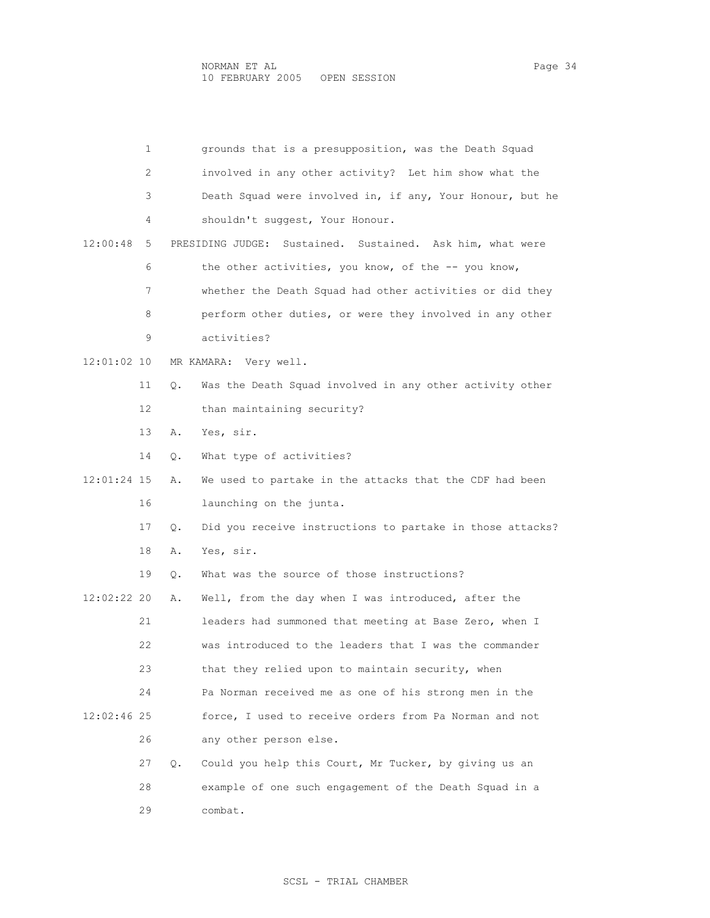1 grounds that is a presupposition, was the Death Squad
2 involved in any other activity? Let him show what the
3 Death Squad were involved in, if any, Your Honour, but he
4 shouldn't suggest, Your Honour.

12:00:48 5 PRESIDING JUDGE: Sustained. Sustained. Ask him, what were
6 the other activities, you know, of the -- you know,
7 whether the Death Squad had other activities or did they
8 perform other duties, or were they involved in any other
9 activities?

12:01:02 10 MR KAMARA: Very well.

11 Q. Was the Death Squad involved in any other activity other
12 than maintaining security?

13 A. Yes, sir.

14 Q. What type of activities?

12:01:24 15 A. We used to partake in the attacks that the CDF had been
16 launching on the junta.

17 Q. Did you receive instructions to partake in those attacks?

18 A. Yes, sir.

19 Q. What was the source of those instructions?

12:02:22 20 A. Well, from the day when I was introduced, after the
21 leaders had summoned that meeting at Base Zero, when I
22 was introduced to the leaders that I was the commander
23 that they relied upon to maintain security, when
24 Pa Norman received me as one of his strong men in the
12:02:46 25 force, I used to receive orders from Pa Norman and not
26 any other person else.

27 Q. Could you help this Court, Mr Tucker, by giving us an
28 example of one such engagement of the Death Squad in a
29 combat.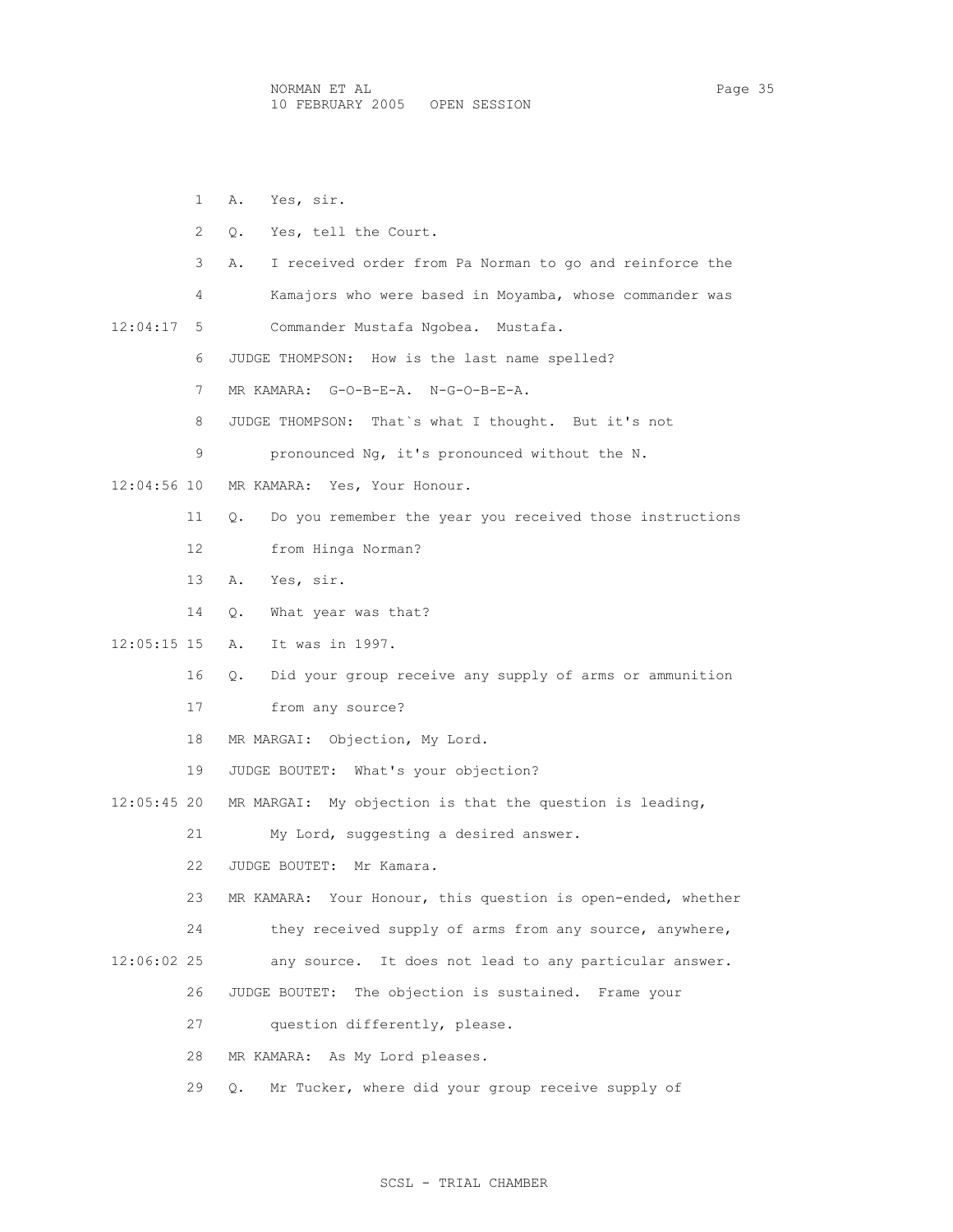1 A. Yes, sir.

2 Q. Yes, tell the Court.

3 A. I received order from Pa Norman to go and reinforce the

4 Kamajors who were based in Moyamba, whose commander was

12:04:17 5 Commander Mustafa Ngobea. Mustafa.

6 JUDGE THOMPSON: How is the last name spelled?

7 MR KAMARA: G-O-B-E-A. N-G-O-B-E-A.

8 JUDGE THOMPSON: That`s what I thought. But it's not

9 pronounced Ng, it's pronounced without the N.

12:04:56 10 MR KAMARA: Yes, Your Honour.

11 Q. Do you remember the year you received those instructions

12 from Hinga Norman?

13 A. Yes, sir.

14 Q. What year was that?

12:05:15 15 A. It was in 1997.

16 Q. Did your group receive any supply of arms or ammunition

17 from any source?

18 MR MARGAI: Objection, My Lord.

19 JUDGE BOUTET: What's your objection?

12:05:45 20 MR MARGAI: My objection is that the question is leading,

21 My Lord, suggesting a desired answer.

22 JUDGE BOUTET: Mr Kamara.

23 MR KAMARA: Your Honour, this question is open-ended, whether

24 they received supply of arms from any source, anywhere,

12:06:02 25 any source. It does not lead to any particular answer.

26 JUDGE BOUTET: The objection is sustained. Frame your

27 question differently, please.

28 MR KAMARA: As My Lord pleases.

29 Q. Mr Tucker, where did your group receive supply of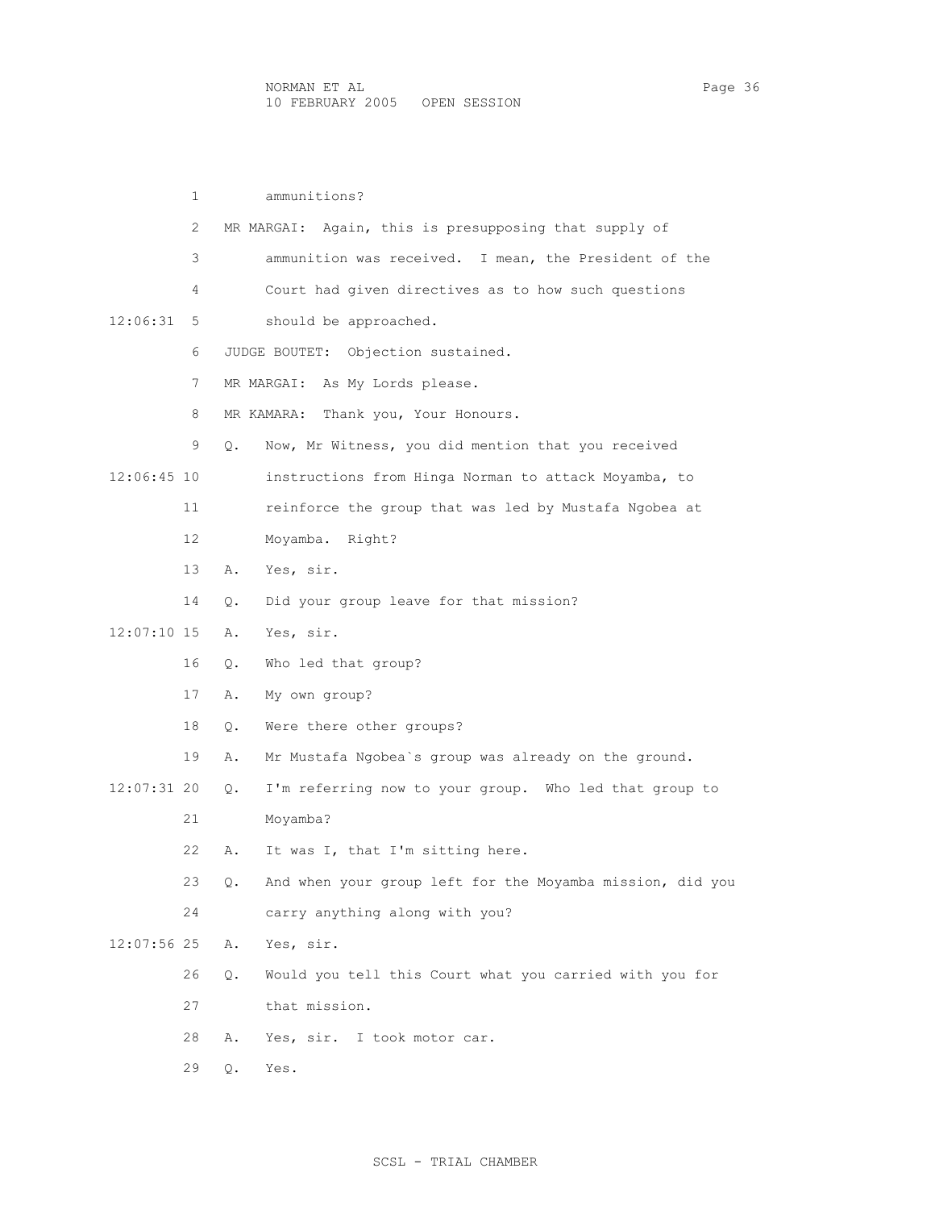ammunitions?

MR MARGAI: Again, this is presupposing that supply of ammunition was received. I mean, the President of the Court had given directives as to how such questions should be approached.

JUDGE BOUTET: Objection sustained.

MR MARGAI: As My Lords please.

MR KAMARA: Thank you, Your Honours.

Q. Now, Mr Witness, you did mention that you received instructions from Hinga Norman to attack Moyamba, to reinforce the group that was led by Mustafa Ngobea at Moyamba. Right?

A. Yes, sir.

Q. Did your group leave for that mission?

A. Yes, sir.

Q. Who led that group?

A. My own group?

Q. Were there other groups?

A. Mr Mustafa Ngobea`s group was already on the ground.

Q. I'm referring now to your group. Who led that group to Moyamba?

A. It was I, that I'm sitting here.

Q. And when your group left for the Moyamba mission, did you carry anything along with you?

A. Yes, sir.

Q. Would you tell this Court what you carried with you for that mission.

A. Yes, sir. I took motor car.

Q. Yes.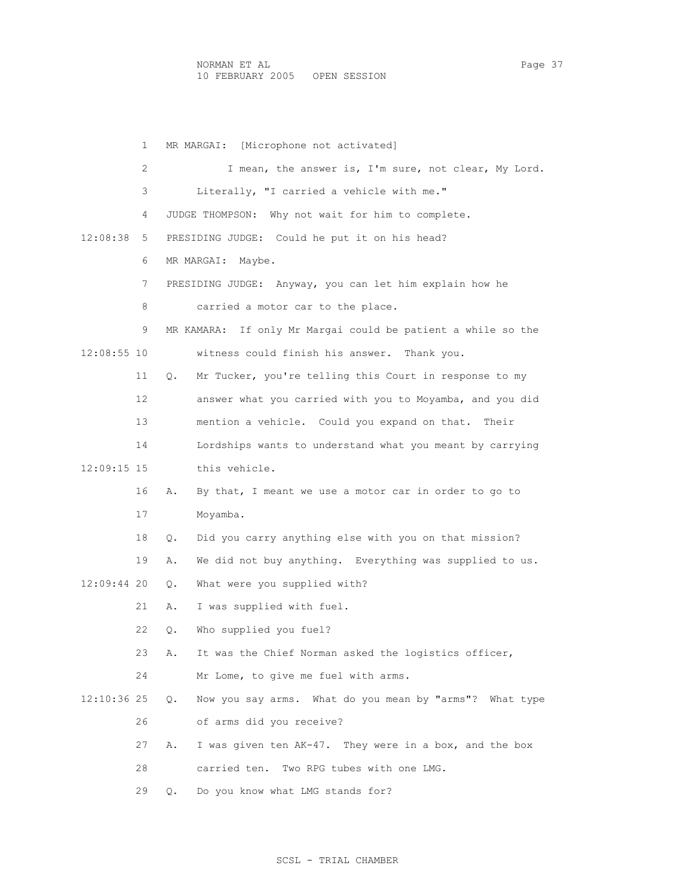MR MARGAI: [Microphone not activated]

I mean, the answer is, I'm sure, not clear, My Lord. Literally, "I carried a vehicle with me."

JUDGE THOMPSON: Why not wait for him to complete.

PRESIDING JUDGE: Could he put it on his head?

MR MARGAI: Maybe.

PRESIDING JUDGE: Anyway, you can let him explain how he carried a motor car to the place.

MR KAMARA: If only Mr Margai could be patient a while so the witness could finish his answer. Thank you.

Q. Mr Tucker, you're telling this Court in response to my answer what you carried with you to Moyamba, and you did mention a vehicle. Could you expand on that. Their Lordships wants to understand what you meant by carrying this vehicle.

A. By that, I meant we use a motor car in order to go to Moyamba.

Q. Did you carry anything else with you on that mission?

A. We did not buy anything. Everything was supplied to us.

Q. What were you supplied with?

A. I was supplied with fuel.

Q. Who supplied you fuel?

A. It was the Chief Norman asked the logistics officer, Mr Lome, to give me fuel with arms.

Q. Now you say arms. What do you mean by "arms"? What type of arms did you receive?

A. I was given ten AK-47. They were in a box, and the box carried ten. Two RPG tubes with one LMG.

Q. Do you know what LMG stands for?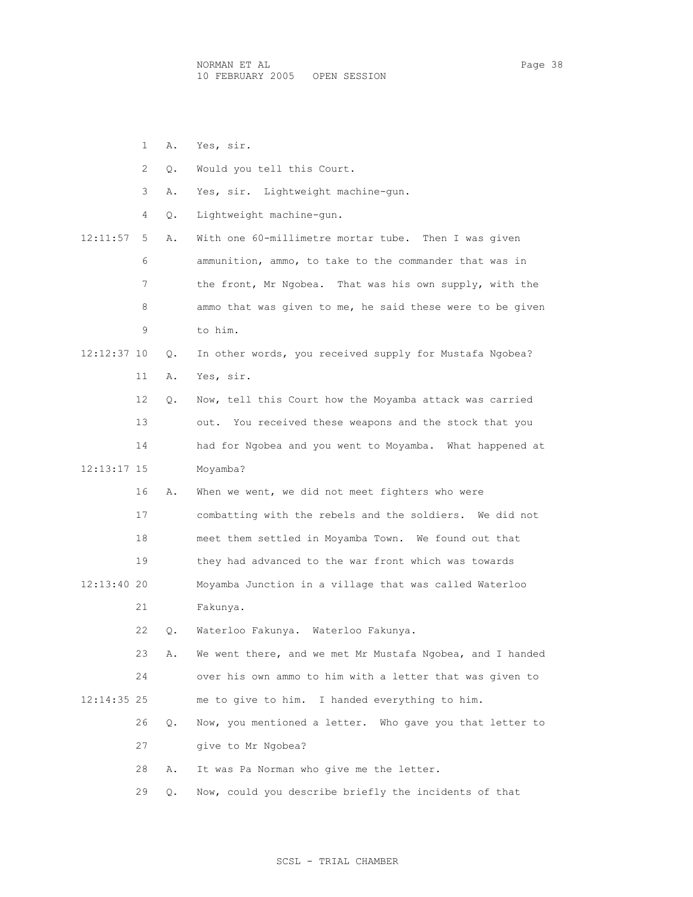1 A. Yes, sir.

2 Q. Would you tell this Court.

3 A. Yes, sir. Lightweight machine-gun.

4 Q. Lightweight machine-gun.

12:11:57 5 A. With one 60-millimetre mortar tube. Then I was given

6 ammunition, ammo, to take to the commander that was in

7 the front, Mr Ngobea. That was his own supply, with the

8 ammo that was given to me, he said these were to be given

9 to him.

12:12:37 10 Q. In other words, you received supply for Mustafa Ngobea?

11 A. Yes, sir.

12 Q. Now, tell this Court how the Moyamba attack was carried

13 out. You received these weapons and the stock that you

14 had for Ngobea and you went to Moyamba. What happened at

12:13:17 15 Moyamba?

16 A. When we went, we did not meet fighters who were

17 combatting with the rebels and the soldiers. We did not

18 meet them settled in Moyamba Town. We found out that

19 they had advanced to the war front which was towards

12:13:40 20 Moyamba Junction in a village that was called Waterloo

21 Fakunya.

22 Q. Waterloo Fakunya. Waterloo Fakunya.

23 A. We went there, and we met Mr Mustafa Ngobea, and I handed

24 over his own ammo to him with a letter that was given to

12:14:35 25 me to give to him. I handed everything to him.

26 Q. Now, you mentioned a letter. Who gave you that letter to

27 give to Mr Ngobea?

28 A. It was Pa Norman who give me the letter.

29 Q. Now, could you describe briefly the incidents of that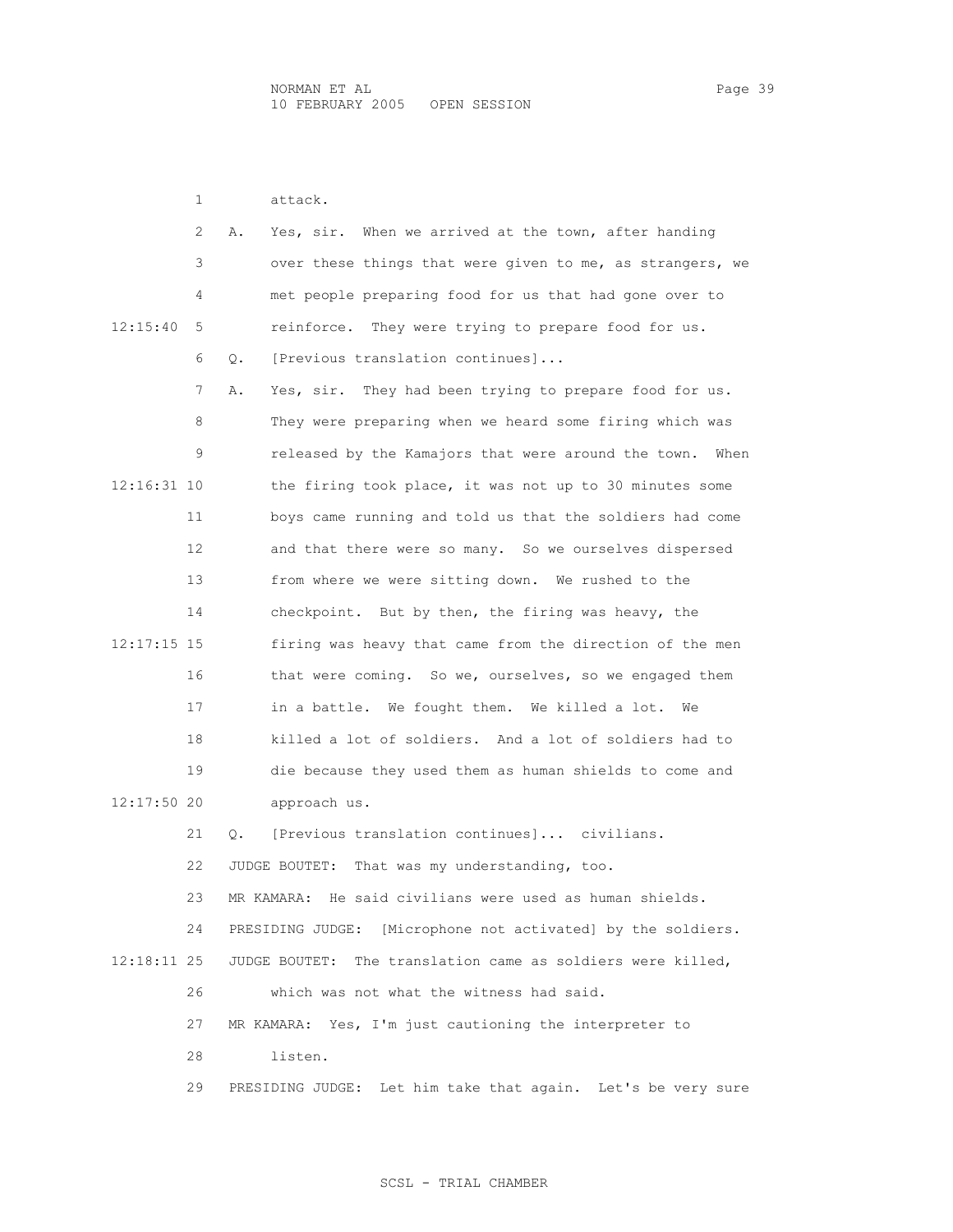attack.

A. Yes, sir. When we arrived at the town, after handing over these things that were given to me, as strangers, we met people preparing food for us that had gone over to reinforce. They were trying to prepare food for us.

Q. [Previous translation continues]...

A. Yes, sir. They had been trying to prepare food for us. They were preparing when we heard some firing which was released by the Kamajors that were around the town. When the firing took place, it was not up to 30 minutes some boys came running and told us that the soldiers had come and that there were so many. So we ourselves dispersed from where we were sitting down. We rushed to the checkpoint. But by then, the firing was heavy, the firing was heavy that came from the direction of the men that were coming. So we, ourselves, so we engaged them in a battle. We fought them. We killed a lot. We killed a lot of soldiers. And a lot of soldiers had to die because they used them as human shields to come and approach us.

Q. [Previous translation continues]... civilians.

JUDGE BOUTET: That was my understanding, too.

MR KAMARA: He said civilians were used as human shields.

PRESIDING JUDGE: [Microphone not activated] by the soldiers.

JUDGE BOUTET: The translation came as soldiers were killed, which was not what the witness had said.

MR KAMARA: Yes, I'm just cautioning the interpreter to listen.

PRESIDING JUDGE: Let him take that again. Let's be very sure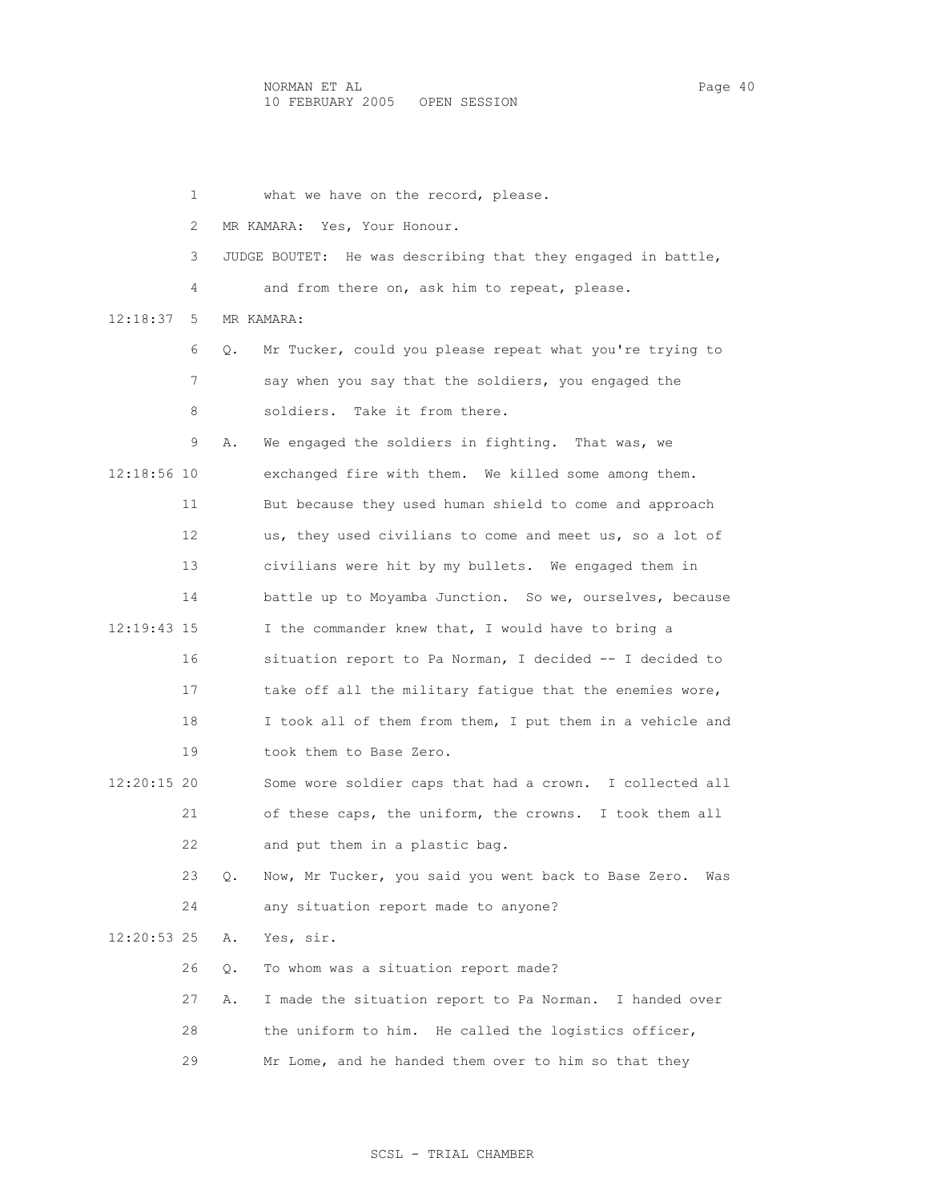1 what we have on the record, please.

2 MR KAMARA: Yes, Your Honour.

3 JUDGE BOUTET: He was describing that they engaged in battle,

4 and from there on, ask him to repeat, please.

12:18:37 5 MR KAMARA:

6 Q. Mr Tucker, could you please repeat what you're trying to

7 say when you say that the soldiers, you engaged the

8 soldiers. Take it from there.

9 A. We engaged the soldiers in fighting. That was, we

12:18:56 10 exchanged fire with them. We killed some among them.

11 But because they used human shield to come and approach

12 us, they used civilians to come and meet us, so a lot of

13 civilians were hit by my bullets. We engaged them in

14 battle up to Moyamba Junction. So we, ourselves, because

12:19:43 15 I the commander knew that, I would have to bring a

16 situation report to Pa Norman, I decided -- I decided to

17 take off all the military fatigue that the enemies wore,

18 I took all of them from them, I put them in a vehicle and

19 took them to Base Zero.

12:20:15 20 Some wore soldier caps that had a crown. I collected all

21 of these caps, the uniform, the crowns. I took them all

22 and put them in a plastic bag.

23 Q. Now, Mr Tucker, you said you went back to Base Zero. Was

24 any situation report made to anyone?

12:20:53 25 A. Yes, sir.

26 Q. To whom was a situation report made?

27 A. I made the situation report to Pa Norman. I handed over

28 the uniform to him. He called the logistics officer,

29 Mr Lome, and he handed them over to him so that they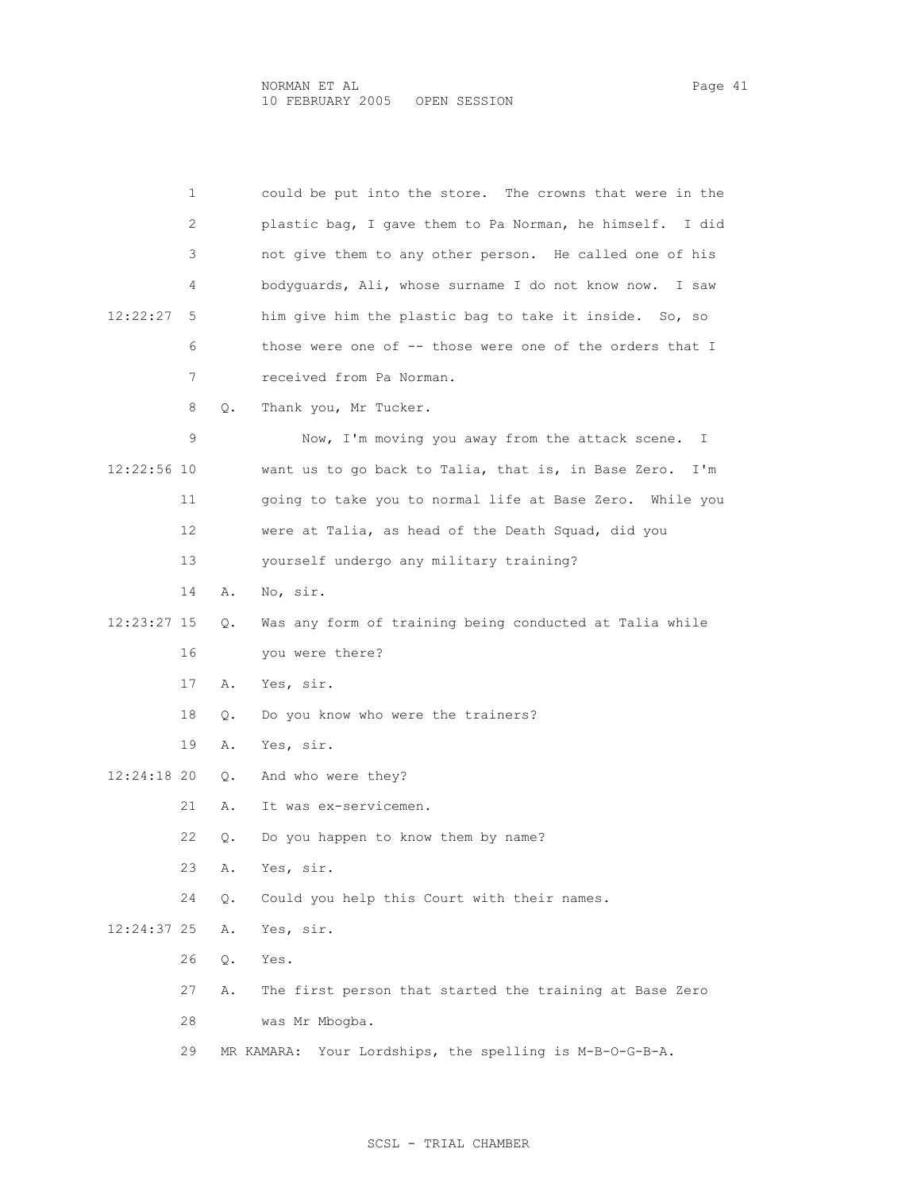could be put into the store. The crowns that were in the plastic bag, I gave them to Pa Norman, he himself. I did not give them to any other person. He called one of his bodyguards, Ali, whose surname I do not know now. I saw him give him the plastic bag to take it inside. So, so those were one of -- those were one of the orders that I received from Pa Norman.

Q. Thank you, Mr Tucker.

Now, I'm moving you away from the attack scene. I want us to go back to Talia, that is, in Base Zero. I'm going to take you to normal life at Base Zero. While you were at Talia, as head of the Death Squad, did you yourself undergo any military training?

A. No, sir.

Q. Was any form of training being conducted at Talia while you were there?

A. Yes, sir.

Q. Do you know who were the trainers?

A. Yes, sir.

Q. And who were they?

A. It was ex-servicemen.

Q. Do you happen to know them by name?

A. Yes, sir.

Q. Could you help this Court with their names.

A. Yes, sir.

Q. Yes.

A. The first person that started the training at Base Zero was Mr Mbogba.

MR KAMARA: Your Lordships, the spelling is M-B-O-G-B-A.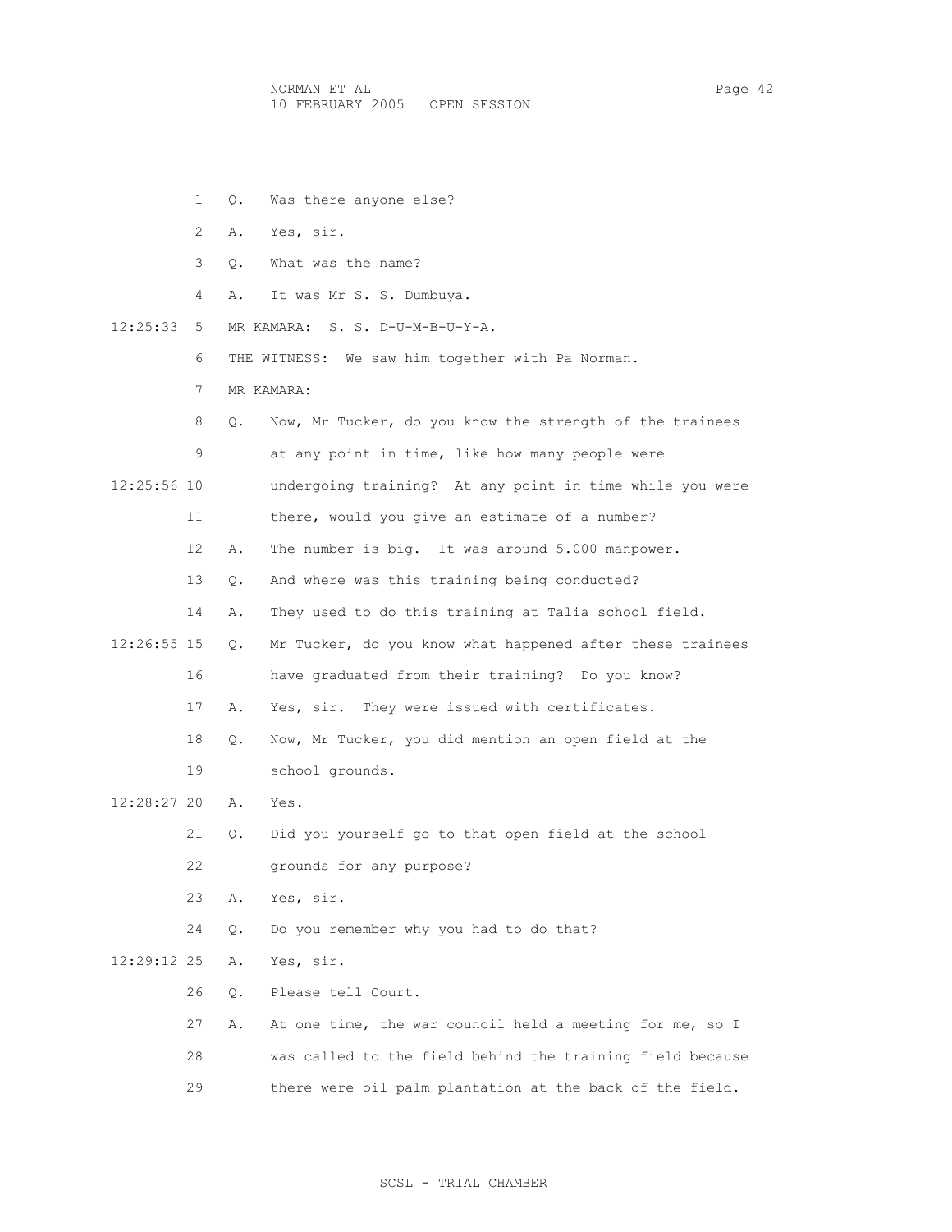Q. Was there anyone else?

A. Yes, sir.

Q. What was the name?

A. It was Mr S. S. Dumbuya.

MR KAMARA: S. S. D-U-M-B-U-Y-A.

THE WITNESS: We saw him together with Pa Norman.

MR KAMARA:

Q. Now, Mr Tucker, do you know the strength of the trainees at any point in time, like how many people were undergoing training? At any point in time while you were there, would you give an estimate of a number?

A. The number is big. It was around 5.000 manpower.

Q. And where was this training being conducted?

A. They used to do this training at Talia school field.

Q. Mr Tucker, do you know what happened after these trainees have graduated from their training? Do you know?

A. Yes, sir. They were issued with certificates.

Q. Now, Mr Tucker, you did mention an open field at the school grounds.

A. Yes.

Q. Did you yourself go to that open field at the school grounds for any purpose?

A. Yes, sir.

Q. Do you remember why you had to do that?

A. Yes, sir.

Q. Please tell Court.

A. At one time, the war council held a meeting for me, so I was called to the field behind the training field because there were oil palm plantation at the back of the field.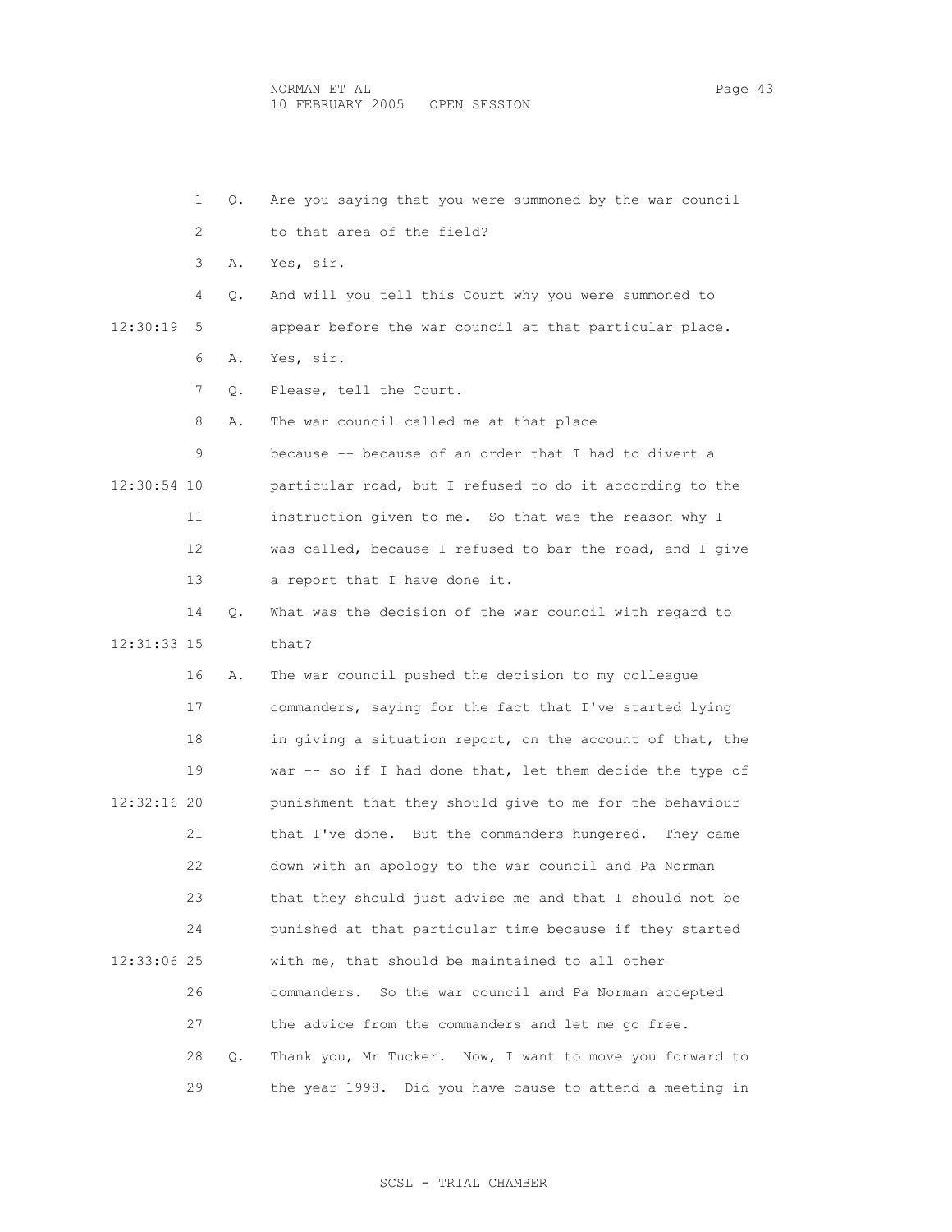1 Q. Are you saying that you were summoned by the war council

2 to that area of the field?

3 A. Yes, sir.

4 Q. And will you tell this Court why you were summoned to

12:30:19 5 appear before the war council at that particular place.

6 A. Yes, sir.

7 Q. Please, tell the Court.

8 A. The war council called me at that place

9 because -- because of an order that I had to divert a

12:30:54 10 particular road, but I refused to do it according to the

11 instruction given to me. So that was the reason why I

12 was called, because I refused to bar the road, and I give

13 a report that I have done it.

14 Q. What was the decision of the war council with regard to

12:31:33 15 that?

16 A. The war council pushed the decision to my colleague

17 commanders, saying for the fact that I've started lying

18 in giving a situation report, on the account of that, the

19 war -- so if I had done that, let them decide the type of

12:32:16 20 punishment that they should give to me for the behaviour

21 that I've done. But the commanders hungered. They came

22 down with an apology to the war council and Pa Norman

23 that they should just advise me and that I should not be

24 punished at that particular time because if they started

12:33:06 25 with me, that should be maintained to all other

26 commanders. So the war council and Pa Norman accepted

27 the advice from the commanders and let me go free.

28 Q. Thank you, Mr Tucker. Now, I want to move you forward to

29 the year 1998. Did you have cause to attend a meeting in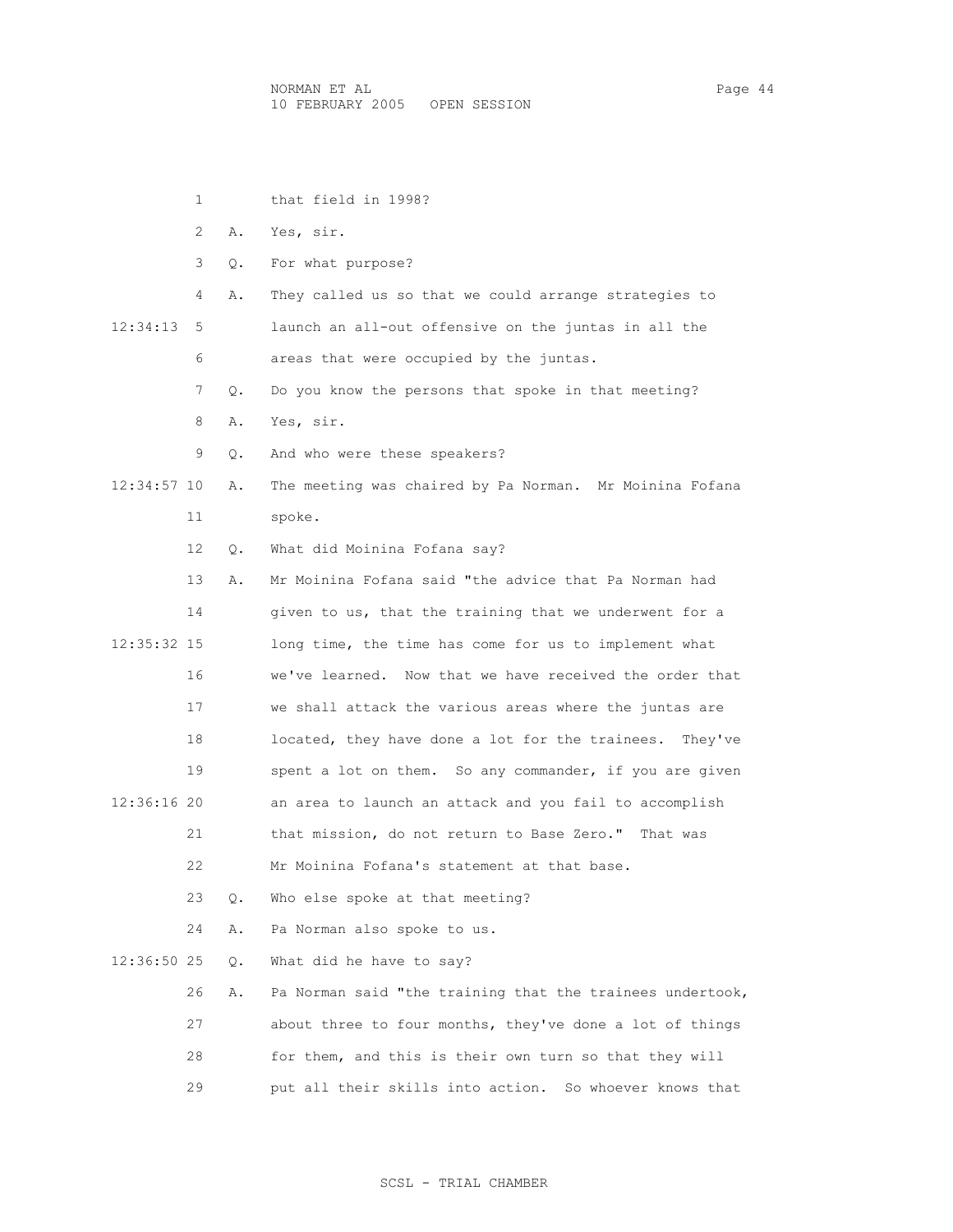that field in 1998?

A. Yes, sir.

Q. For what purpose?

A. They called us so that we could arrange strategies to launch an all-out offensive on the juntas in all the areas that were occupied by the juntas.

Q. Do you know the persons that spoke in that meeting?

A. Yes, sir.

Q. And who were these speakers?

A. The meeting was chaired by Pa Norman. Mr Moinina Fofana spoke.

Q. What did Moinina Fofana say?

A. Mr Moinina Fofana said "the advice that Pa Norman had given to us, that the training that we underwent for a long time, the time has come for us to implement what we've learned. Now that we have received the order that we shall attack the various areas where the juntas are located, they have done a lot for the trainees. They've spent a lot on them. So any commander, if you are given an area to launch an attack and you fail to accomplish that mission, do not return to Base Zero." That was Mr Moinina Fofana's statement at that base.

Q. Who else spoke at that meeting?

A. Pa Norman also spoke to us.

Q. What did he have to say?

A. Pa Norman said "the training that the trainees undertook, about three to four months, they've done a lot of things for them, and this is their own turn so that they will put all their skills into action. So whoever knows that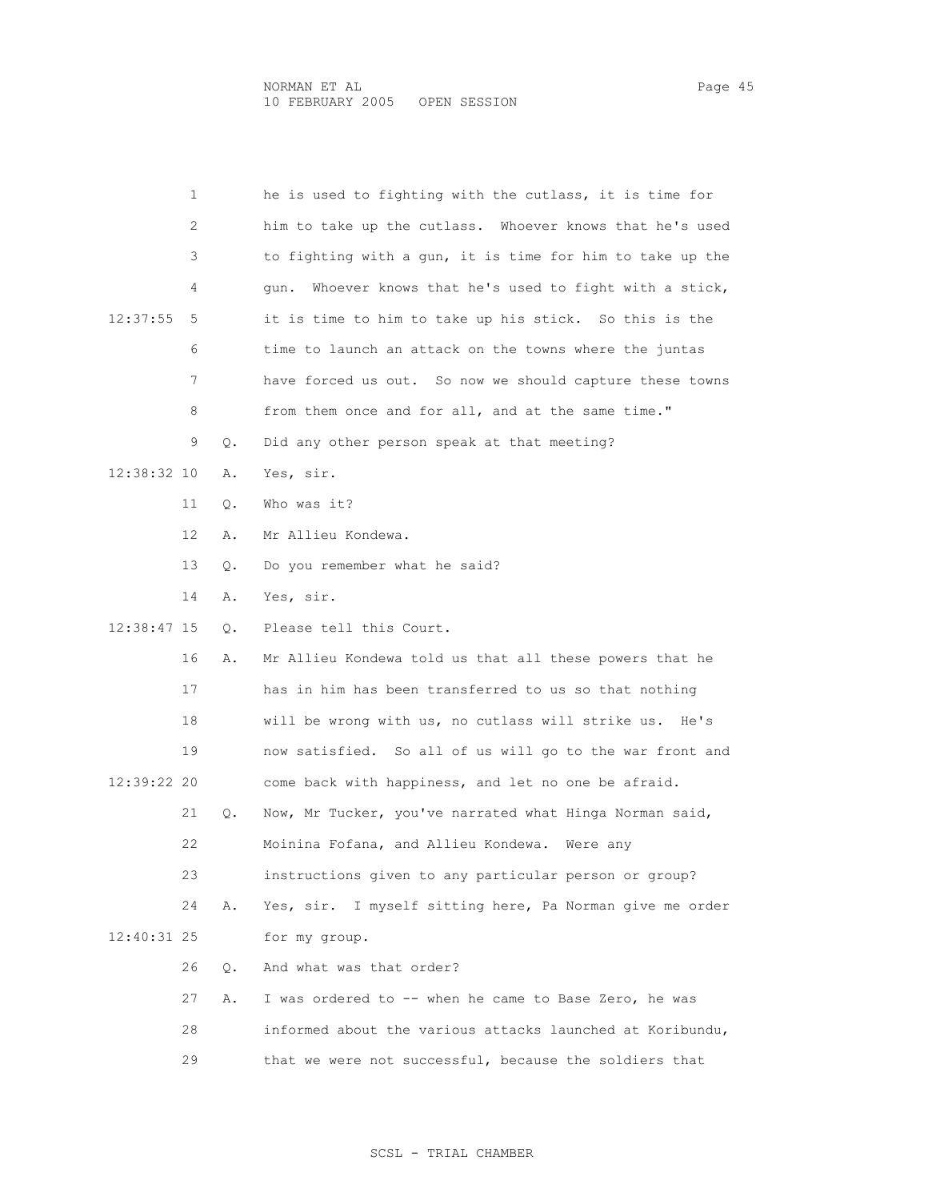1 he is used to fighting with the cutlass, it is time for
2 him to take up the cutlass. Whoever knows that he's used
3 to fighting with a gun, it is time for him to take up the
4 gun. Whoever knows that he's used to fight with a stick,
12:37:55 5 it is time to him to take up his stick. So this is the
6 time to launch an attack on the towns where the juntas
7 have forced us out. So now we should capture these towns
8 from them once and for all, and at the same time."
9 Q. Did any other person speak at that meeting?
12:38:32 10 A. Yes, sir.
11 Q. Who was it?
12 A. Mr Allieu Kondewa.
13 Q. Do you remember what he said?
14 A. Yes, sir.
12:38:47 15 Q. Please tell this Court.
16 A. Mr Allieu Kondewa told us that all these powers that he
17 has in him has been transferred to us so that nothing
18 will be wrong with us, no cutlass will strike us. He's
19 now satisfied. So all of us will go to the war front and
12:39:22 20 come back with happiness, and let no one be afraid.
21 Q. Now, Mr Tucker, you've narrated what Hinga Norman said,
22 Moinina Fofana, and Allieu Kondewa. Were any
23 instructions given to any particular person or group?
24 A. Yes, sir. I myself sitting here, Pa Norman give me order
12:40:31 25 for my group.
26 Q. And what was that order?
27 A. I was ordered to -- when he came to Base Zero, he was
28 informed about the various attacks launched at Koribundu,
29 that we were not successful, because the soldiers that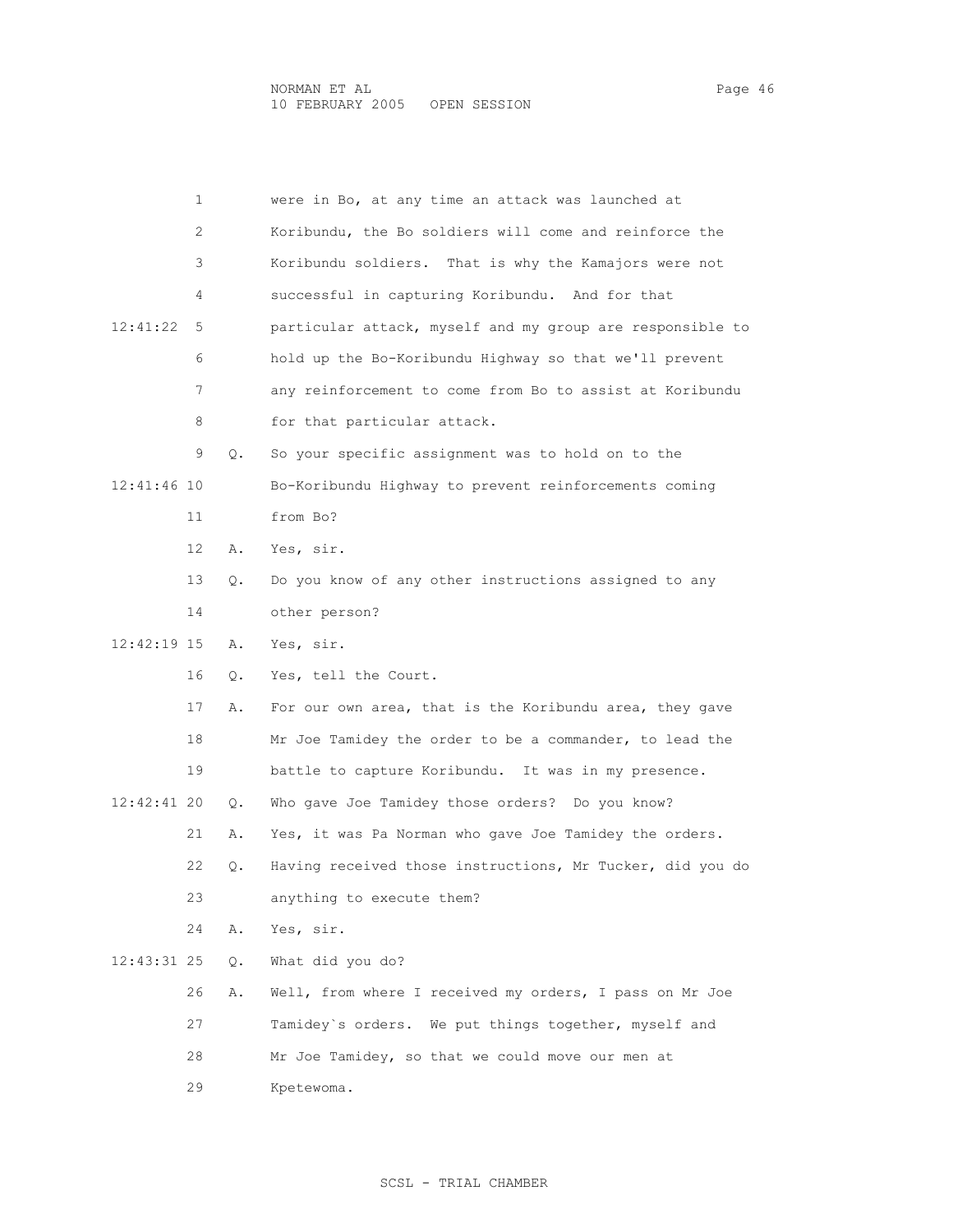1 were in Bo, at any time an attack was launched at
2 Koribundu, the Bo soldiers will come and reinforce the
3 Koribundu soldiers. That is why the Kamajors were not
4 successful in capturing Koribundu. And for that
12:41:22 5 particular attack, myself and my group are responsible to
6 hold up the Bo-Koribundu Highway so that we'll prevent
7 any reinforcement to come from Bo to assist at Koribundu
8 for that particular attack.
9 Q. So your specific assignment was to hold on to the
12:41:46 10 Bo-Koribundu Highway to prevent reinforcements coming
11 from Bo?
12 A. Yes, sir.
13 Q. Do you know of any other instructions assigned to any
14 other person?
12:42:19 15 A. Yes, sir.
16 Q. Yes, tell the Court.
17 A. For our own area, that is the Koribundu area, they gave
18 Mr Joe Tamidey the order to be a commander, to lead the
19 battle to capture Koribundu. It was in my presence.
12:42:41 20 Q. Who gave Joe Tamidey those orders? Do you know?
21 A. Yes, it was Pa Norman who gave Joe Tamidey the orders.
22 Q. Having received those instructions, Mr Tucker, did you do
23 anything to execute them?
24 A. Yes, sir.
12:43:31 25 Q. What did you do?
26 A. Well, from where I received my orders, I pass on Mr Joe
27 Tamidey`s orders. We put things together, myself and
28 Mr Joe Tamidey, so that we could move our men at
29 Kpetewoma.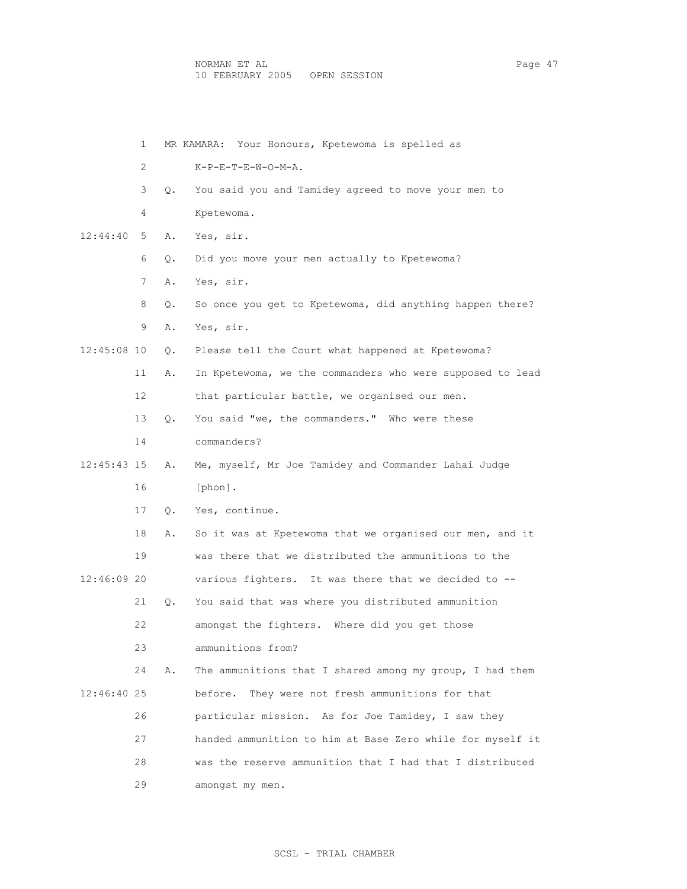1 MR KAMARA: Your Honours, Kpetewoma is spelled as

2 K-P-E-T-E-W-O-M-A.

3 Q. You said you and Tamidey agreed to move your men to

4 Kpetewoma.

12:44:40 5 A. Yes, sir.

6 Q. Did you move your men actually to Kpetewoma?

7 A. Yes, sir.

8 Q. So once you get to Kpetewoma, did anything happen there?

9 A. Yes, sir.

12:45:08 10 Q. Please tell the Court what happened at Kpetewoma?

11 A. In Kpetewoma, we the commanders who were supposed to lead

12 that particular battle, we organised our men.

13 Q. You said "we, the commanders." Who were these

14 commanders?

12:45:43 15 A. Me, myself, Mr Joe Tamidey and Commander Lahai Judge

16 [phon].

17 Q. Yes, continue.

18 A. So it was at Kpetewoma that we organised our men, and it

19 was there that we distributed the ammunitions to the

12:46:09 20 various fighters. It was there that we decided to --

21 Q. You said that was where you distributed ammunition

22 amongst the fighters. Where did you get those

23 ammunitions from?

24 A. The ammunitions that I shared among my group, I had them

12:46:40 25 before. They were not fresh ammunitions for that

26 particular mission. As for Joe Tamidey, I saw they

27 handed ammunition to him at Base Zero while for myself it

28 was the reserve ammunition that I had that I distributed

29 amongst my men.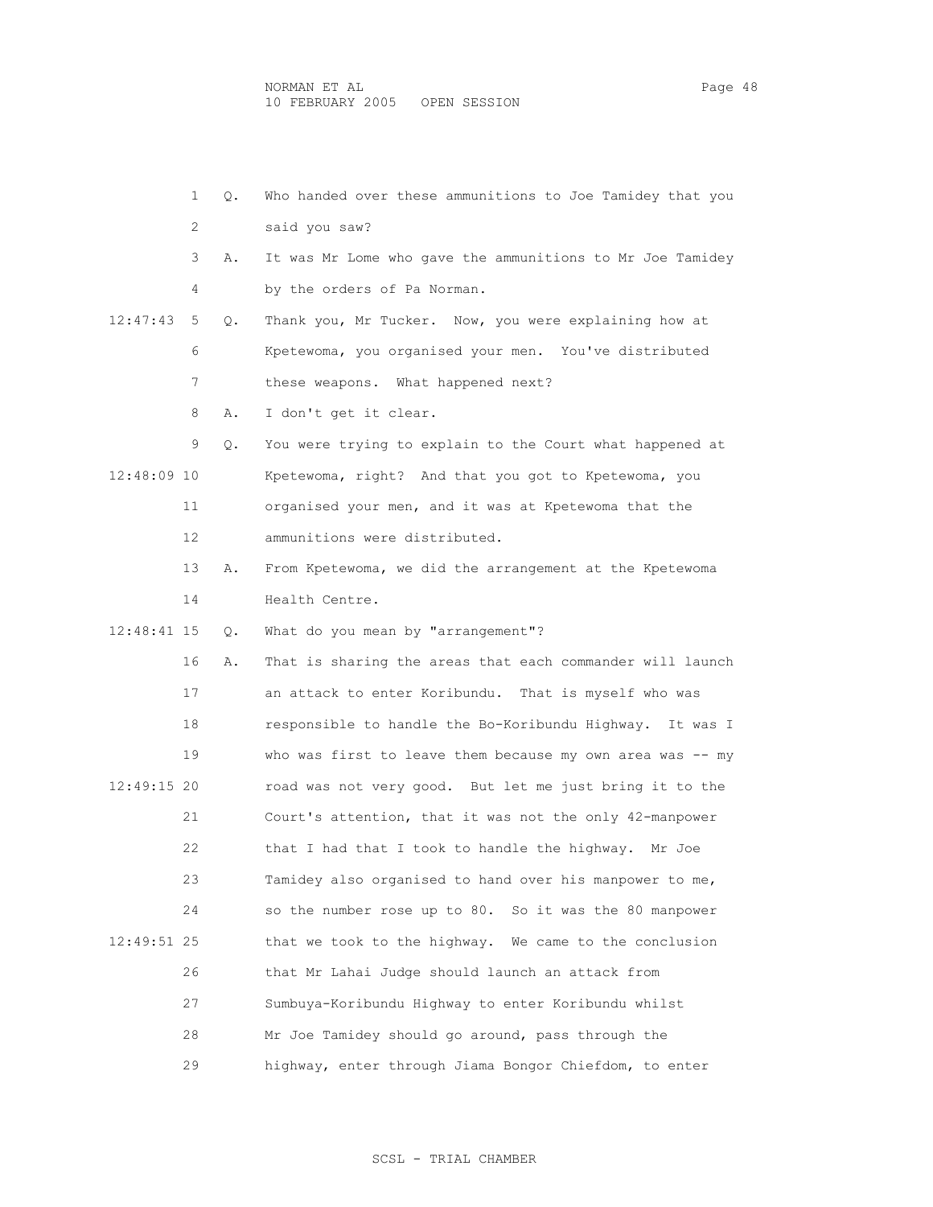1 Q. Who handed over these ammunitions to Joe Tamidey that you
2 said you saw?
3 A. It was Mr Lome who gave the ammunitions to Mr Joe Tamidey
4 by the orders of Pa Norman.
12:47:43 5 Q. Thank you, Mr Tucker. Now, you were explaining how at
6 Kpetewoma, you organised your men. You've distributed
7 these weapons. What happened next?
8 A. I don't get it clear.
9 Q. You were trying to explain to the Court what happened at
12:48:09 10 Kpetewoma, right? And that you got to Kpetewoma, you
11 organised your men, and it was at Kpetewoma that the
12 ammunitions were distributed.
13 A. From Kpetewoma, we did the arrangement at the Kpetewoma
14 Health Centre.
12:48:41 15 Q. What do you mean by "arrangement"?
16 A. That is sharing the areas that each commander will launch
17 an attack to enter Koribundu. That is myself who was
18 responsible to handle the Bo-Koribundu Highway. It was I
19 who was first to leave them because my own area was -- my
12:49:15 20 road was not very good. But let me just bring it to the
21 Court's attention, that it was not the only 42-manpower
22 that I had that I took to handle the highway. Mr Joe
23 Tamidey also organised to hand over his manpower to me,
24 so the number rose up to 80. So it was the 80 manpower
12:49:51 25 that we took to the highway. We came to the conclusion
26 that Mr Lahai Judge should launch an attack from
27 Sumbuya-Koribundu Highway to enter Koribundu whilst
28 Mr Joe Tamidey should go around, pass through the
29 highway, enter through Jiama Bongor Chiefdom, to enter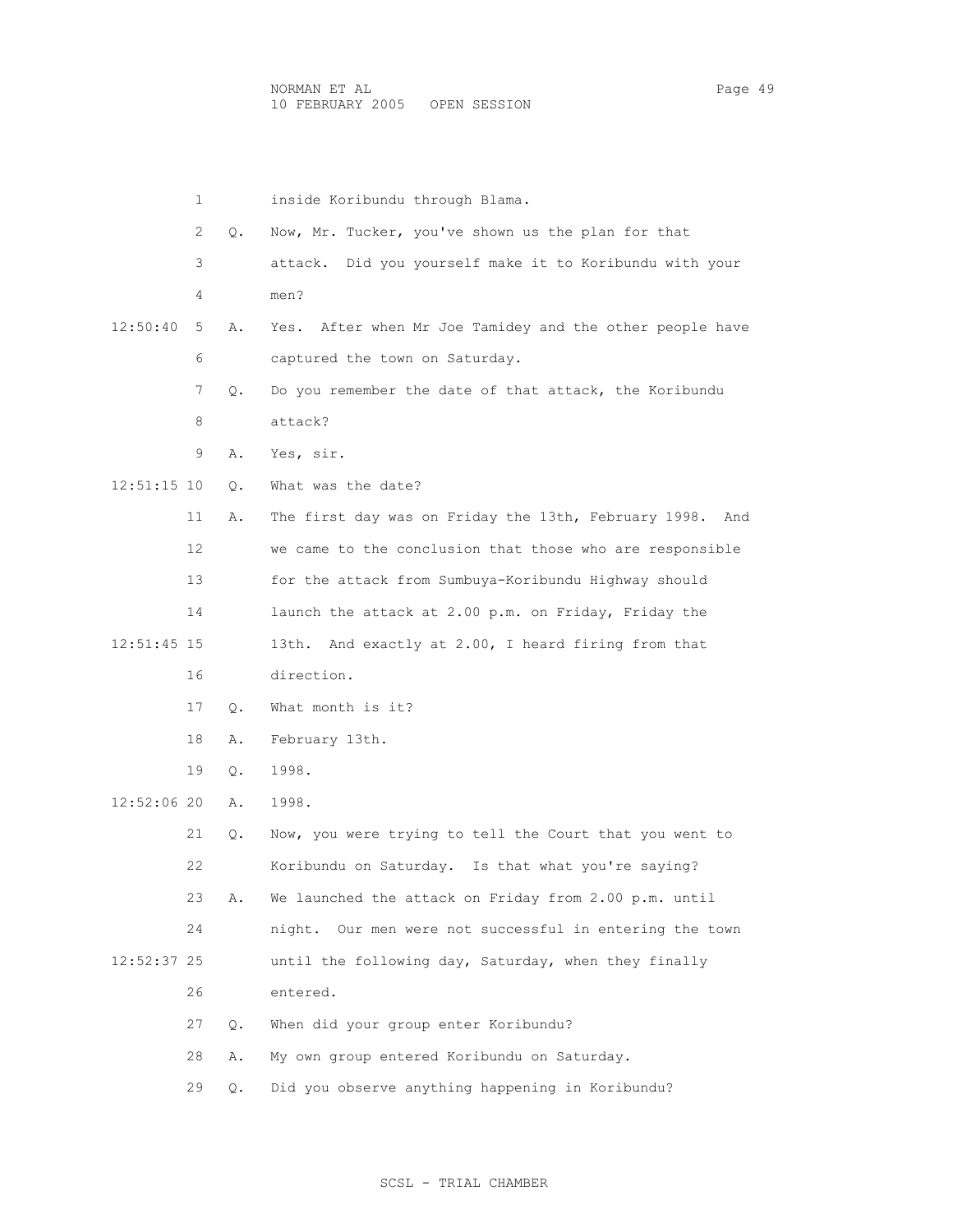1 inside Koribundu through Blama.

2 Q. Now, Mr. Tucker, you've shown us the plan for that

3 attack. Did you yourself make it to Koribundu with your

4 men?

12:50:40 5 A. Yes. After when Mr Joe Tamidey and the other people have

6 captured the town on Saturday.

7 Q. Do you remember the date of that attack, the Koribundu

8 attack?

9 A. Yes, sir.

12:51:15 10 Q. What was the date?

11 A. The first day was on Friday the 13th, February 1998. And

12 we came to the conclusion that those who are responsible

13 for the attack from Sumbuya-Koribundu Highway should

14 launch the attack at 2.00 p.m. on Friday, Friday the

12:51:45 15 13th. And exactly at 2.00, I heard firing from that

16 direction.

17 Q. What month is it?

18 A. February 13th.

19 Q. 1998.

12:52:06 20 A. 1998.

21 Q. Now, you were trying to tell the Court that you went to

22 Koribundu on Saturday. Is that what you're saying?

23 A. We launched the attack on Friday from 2.00 p.m. until

24 night. Our men were not successful in entering the town

12:52:37 25 until the following day, Saturday, when they finally

26 entered.

27 Q. When did your group enter Koribundu?

28 A. My own group entered Koribundu on Saturday.

29 Q. Did you observe anything happening in Koribundu?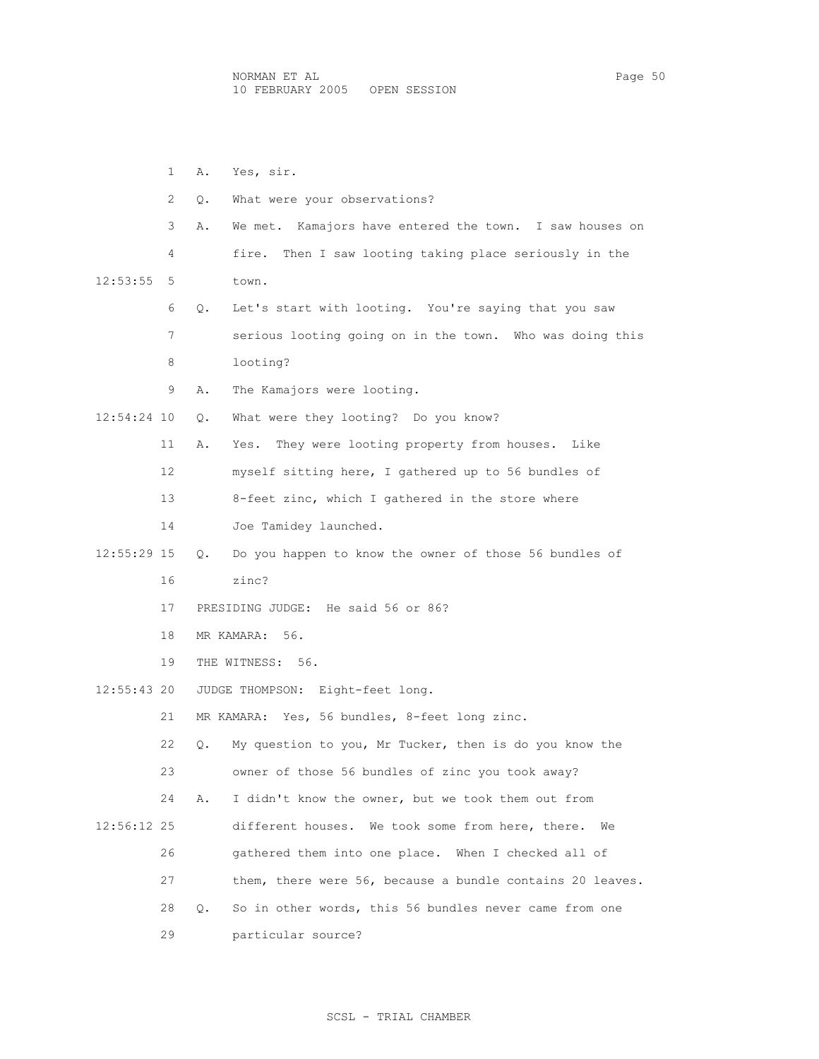1 A. Yes, sir.

2 Q. What were your observations?

3 A. We met. Kamajors have entered the town. I saw houses on

4 fire. Then I saw looting taking place seriously in the

12:53:55 5 town.

6 Q. Let's start with looting. You're saying that you saw

7 serious looting going on in the town. Who was doing this

8 looting?

9 A. The Kamajors were looting.

12:54:24 10 Q. What were they looting? Do you know?

11 A. Yes. They were looting property from houses. Like

12 myself sitting here, I gathered up to 56 bundles of

13 8-feet zinc, which I gathered in the store where

14 Joe Tamidey launched.

12:55:29 15 Q. Do you happen to know the owner of those 56 bundles of

16 zinc?

17 PRESIDING JUDGE: He said 56 or 86?

18 MR KAMARA: 56.

19 THE WITNESS: 56.

12:55:43 20 JUDGE THOMPSON: Eight-feet long.

21 MR KAMARA: Yes, 56 bundles, 8-feet long zinc.

22 Q. My question to you, Mr Tucker, then is do you know the

23 owner of those 56 bundles of zinc you took away?

24 A. I didn't know the owner, but we took them out from

12:56:12 25 different houses. We took some from here, there. We

26 gathered them into one place. When I checked all of

27 them, there were 56, because a bundle contains 20 leaves.

28 Q. So in other words, this 56 bundles never came from one

29 particular source?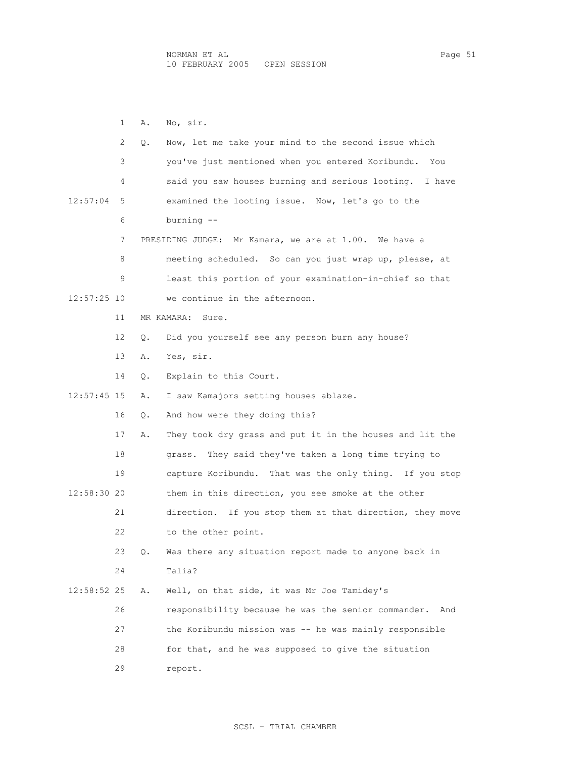1 A. No, sir.

2 Q. Now, let me take your mind to the second issue which

3 you've just mentioned when you entered Koribundu. You

4 said you saw houses burning and serious looting. I have

12:57:04 5 examined the looting issue. Now, let's go to the

6 burning --

7 PRESIDING JUDGE: Mr Kamara, we are at 1.00. We have a

8 meeting scheduled. So can you just wrap up, please, at

9 least this portion of your examination-in-chief so that

12:57:25 10 we continue in the afternoon.

11 MR KAMARA: Sure.

12 Q. Did you yourself see any person burn any house?

13 A. Yes, sir.

14 Q. Explain to this Court.

12:57:45 15 A. I saw Kamajors setting houses ablaze.

16 Q. And how were they doing this?

17 A. They took dry grass and put it in the houses and lit the

18 grass. They said they've taken a long time trying to

19 capture Koribundu. That was the only thing. If you stop

12:58:30 20 them in this direction, you see smoke at the other

21 direction. If you stop them at that direction, they move

22 to the other point.

23 Q. Was there any situation report made to anyone back in

24 Talia?

12:58:52 25 A. Well, on that side, it was Mr Joe Tamidey's

26 responsibility because he was the senior commander. And

27 the Koribundu mission was -- he was mainly responsible

28 for that, and he was supposed to give the situation

29 report.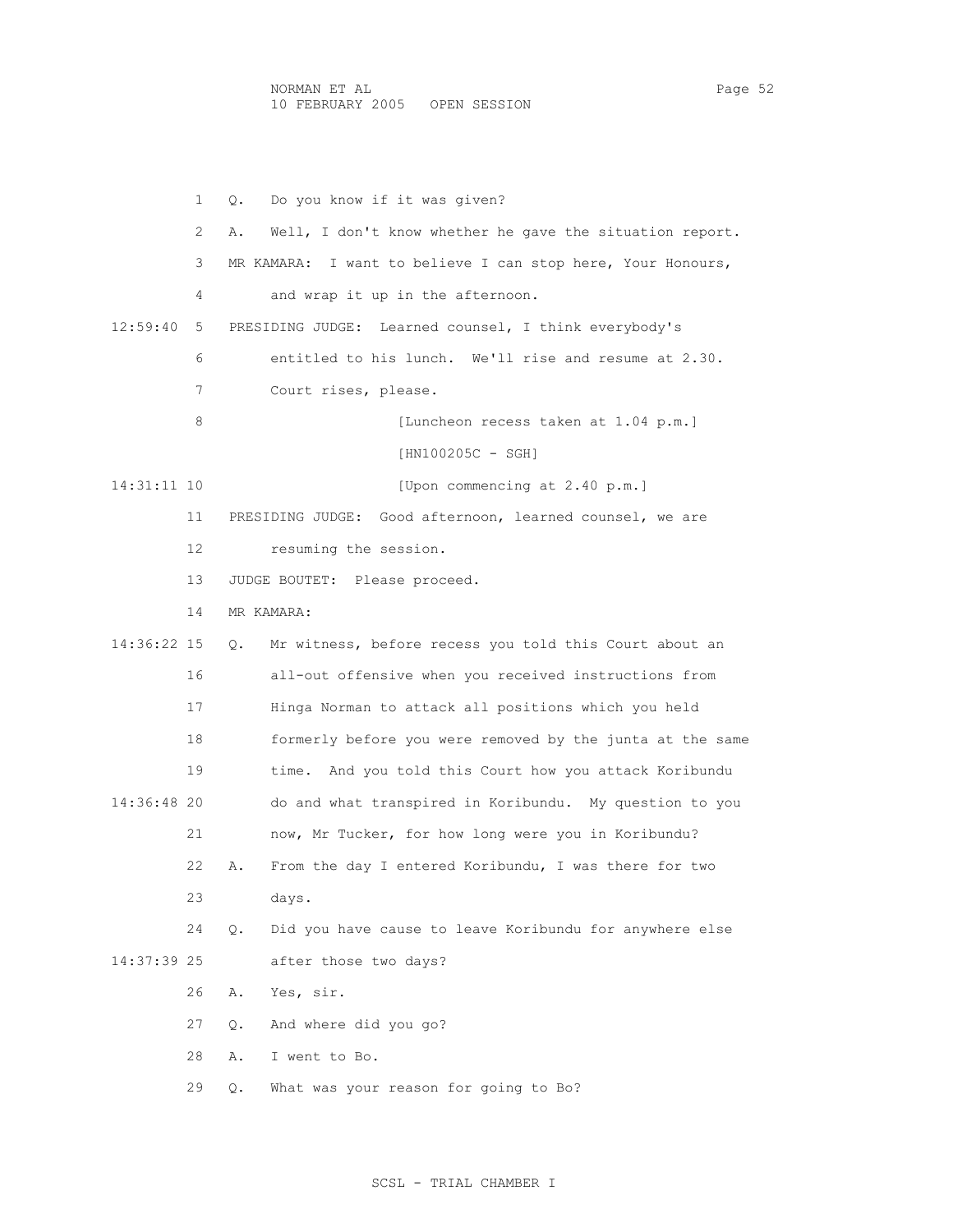1 Q. Do you know if it was given?

2 A. Well, I don't know whether he gave the situation report.

3 MR KAMARA: I want to believe I can stop here, Your Honours,

4 and wrap it up in the afternoon.

12:59:40 5 PRESIDING JUDGE: Learned counsel, I think everybody's

6 entitled to his lunch. We'll rise and resume at 2.30.

7 Court rises, please.

8 [Luncheon recess taken at 1.04 p.m.]

[HN100205C - SGH]

14:31:11 10 [Upon commencing at 2.40 p.m.]

11 PRESIDING JUDGE: Good afternoon, learned counsel, we are

12 resuming the session.

13 JUDGE BOUTET: Please proceed.

14 MR KAMARA:

14:36:22 15 Q. Mr witness, before recess you told this Court about an

16 all-out offensive when you received instructions from

17 Hinga Norman to attack all positions which you held

18 formerly before you were removed by the junta at the same

19 time. And you told this Court how you attack Koribundu

14:36:48 20 do and what transpired in Koribundu. My question to you

21 now, Mr Tucker, for how long were you in Koribundu?

22 A. From the day I entered Koribundu, I was there for two

23 days.

24 Q. Did you have cause to leave Koribundu for anywhere else

14:37:39 25 after those two days?

26 A. Yes, sir.

27 Q. And where did you go?

28 A. I went to Bo.

29 Q. What was your reason for going to Bo?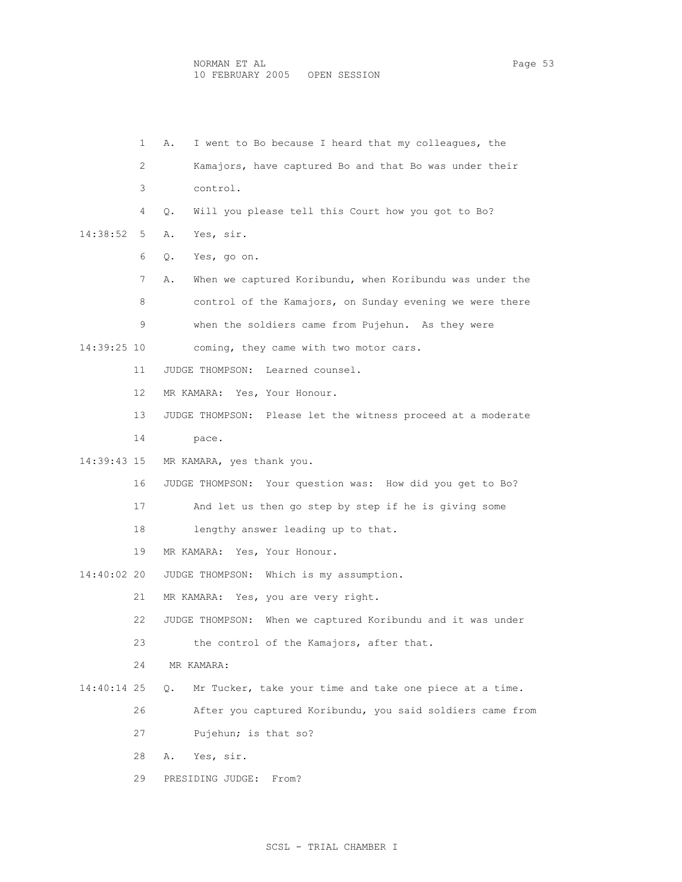A. I went to Bo because I heard that my colleagues, the Kamajors, have captured Bo and that Bo was under their control.

Q. Will you please tell this Court how you got to Bo?

A. Yes, sir.

Q. Yes, go on.

A. When we captured Koribundu, when Koribundu was under the control of the Kamajors, on Sunday evening we were there when the soldiers came from Pujehun. As they were coming, they came with two motor cars.

JUDGE THOMPSON: Learned counsel.

MR KAMARA: Yes, Your Honour.

JUDGE THOMPSON: Please let the witness proceed at a moderate pace.

MR KAMARA, yes thank you.

JUDGE THOMPSON: Your question was: How did you get to Bo? And let us then go step by step if he is giving some lengthy answer leading up to that.

MR KAMARA: Yes, Your Honour.

JUDGE THOMPSON: Which is my assumption.

MR KAMARA: Yes, you are very right.

JUDGE THOMPSON: When we captured Koribundu and it was under the control of the Kamajors, after that.

MR KAMARA:

Q. Mr Tucker, take your time and take one piece at a time. After you captured Koribundu, you said soldiers came from Pujehun; is that so?

A. Yes, sir.

PRESIDING JUDGE: From?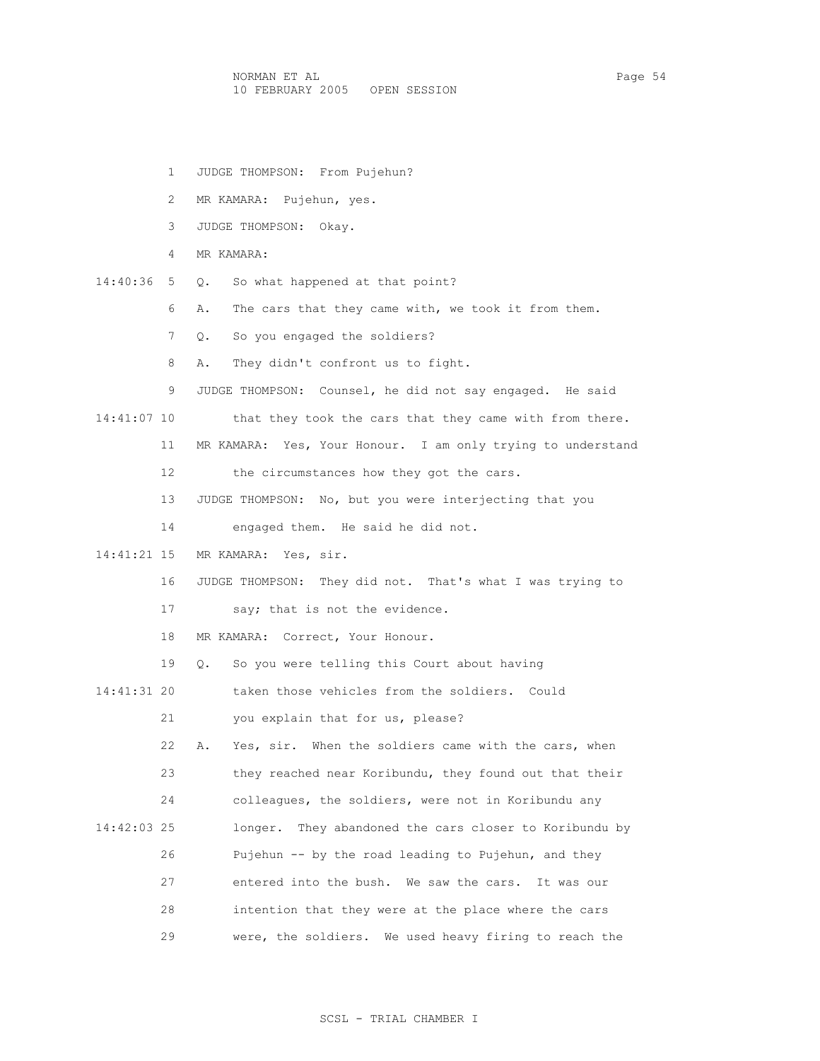1 JUDGE THOMPSON: From Pujehun?

2 MR KAMARA: Pujehun, yes.

3 JUDGE THOMPSON: Okay.

4 MR KAMARA:

14:40:36 5 Q. So what happened at that point?

6 A. The cars that they came with, we took it from them.

7 Q. So you engaged the soldiers?

8 A. They didn't confront us to fight.

9 JUDGE THOMPSON: Counsel, he did not say engaged. He said

14:41:07 10 that they took the cars that they came with from there.

11 MR KAMARA: Yes, Your Honour. I am only trying to understand

12 the circumstances how they got the cars.

13 JUDGE THOMPSON: No, but you were interjecting that you

14 engaged them. He said he did not.

14:41:21 15 MR KAMARA: Yes, sir.

16 JUDGE THOMPSON: They did not. That's what I was trying to

17 say; that is not the evidence.

18 MR KAMARA: Correct, Your Honour.

19 Q. So you were telling this Court about having

14:41:31 20 taken those vehicles from the soldiers. Could

21 you explain that for us, please?

22 A. Yes, sir. When the soldiers came with the cars, when

23 they reached near Koribundu, they found out that their

24 colleagues, the soldiers, were not in Koribundu any

14:42:03 25 longer. They abandoned the cars closer to Koribundu by

26 Pujehun -- by the road leading to Pujehun, and they

27 entered into the bush. We saw the cars. It was our

28 intention that they were at the place where the cars

29 were, the soldiers. We used heavy firing to reach the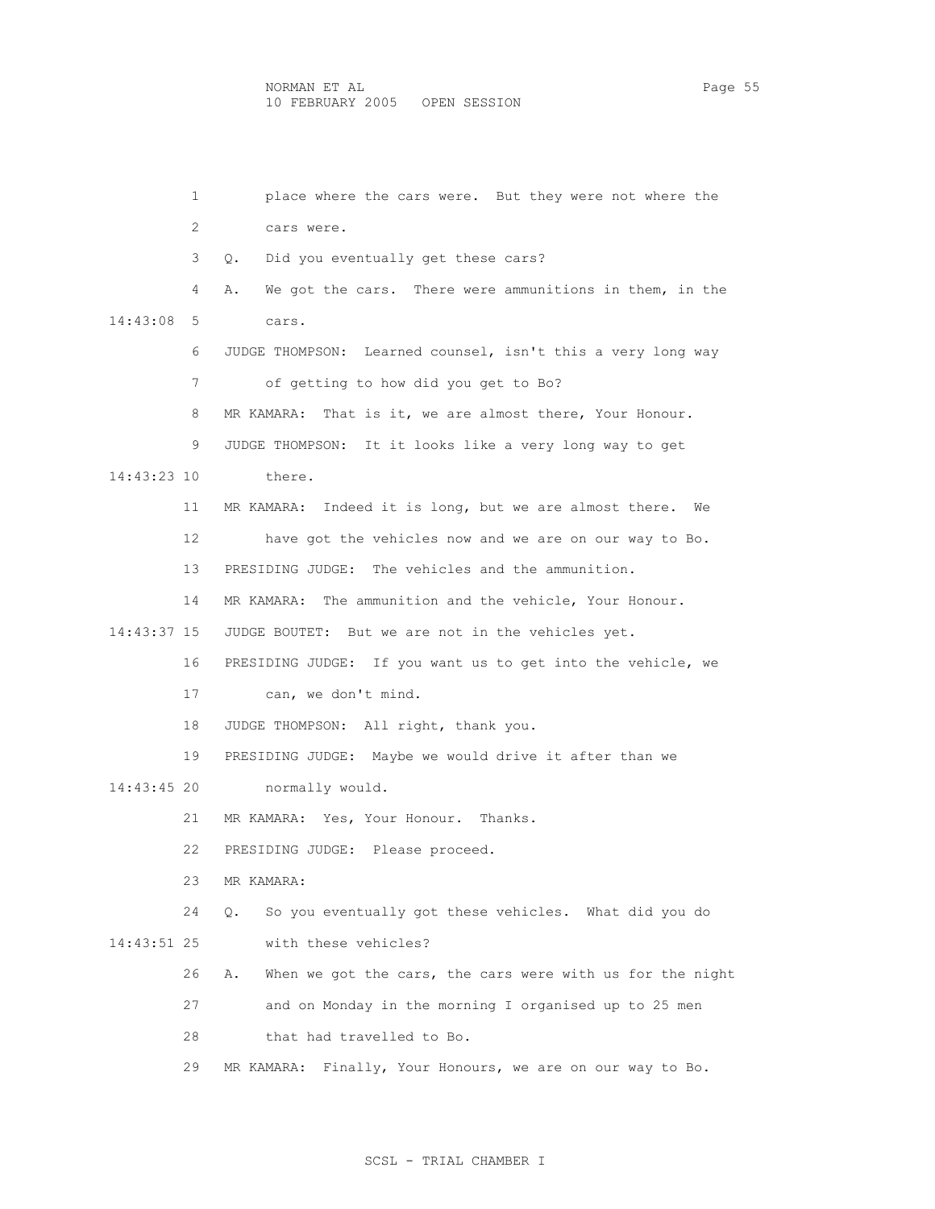1 place where the cars were. But they were not where the
2 cars were.
3 Q. Did you eventually get these cars?
4 A. We got the cars. There were ammunitions in them, in the
14:43:08 5 cars.
6 JUDGE THOMPSON: Learned counsel, isn't this a very long way
7 of getting to how did you get to Bo?
8 MR KAMARA: That is it, we are almost there, Your Honour.
9 JUDGE THOMPSON: It it looks like a very long way to get
14:43:23 10 there.
11 MR KAMARA: Indeed it is long, but we are almost there. We
12 have got the vehicles now and we are on our way to Bo.
13 PRESIDING JUDGE: The vehicles and the ammunition.
14 MR KAMARA: The ammunition and the vehicle, Your Honour.
14:43:37 15 JUDGE BOUTET: But we are not in the vehicles yet.
16 PRESIDING JUDGE: If you want us to get into the vehicle, we
17 can, we don't mind.
18 JUDGE THOMPSON: All right, thank you.
19 PRESIDING JUDGE: Maybe we would drive it after than we
14:43:45 20 normally would.
21 MR KAMARA: Yes, Your Honour. Thanks.
22 PRESIDING JUDGE: Please proceed.
23 MR KAMARA:
24 Q. So you eventually got these vehicles. What did you do
14:43:51 25 with these vehicles?
26 A. When we got the cars, the cars were with us for the night
27 and on Monday in the morning I organised up to 25 men
28 that had travelled to Bo.
29 MR KAMARA: Finally, Your Honours, we are on our way to Bo.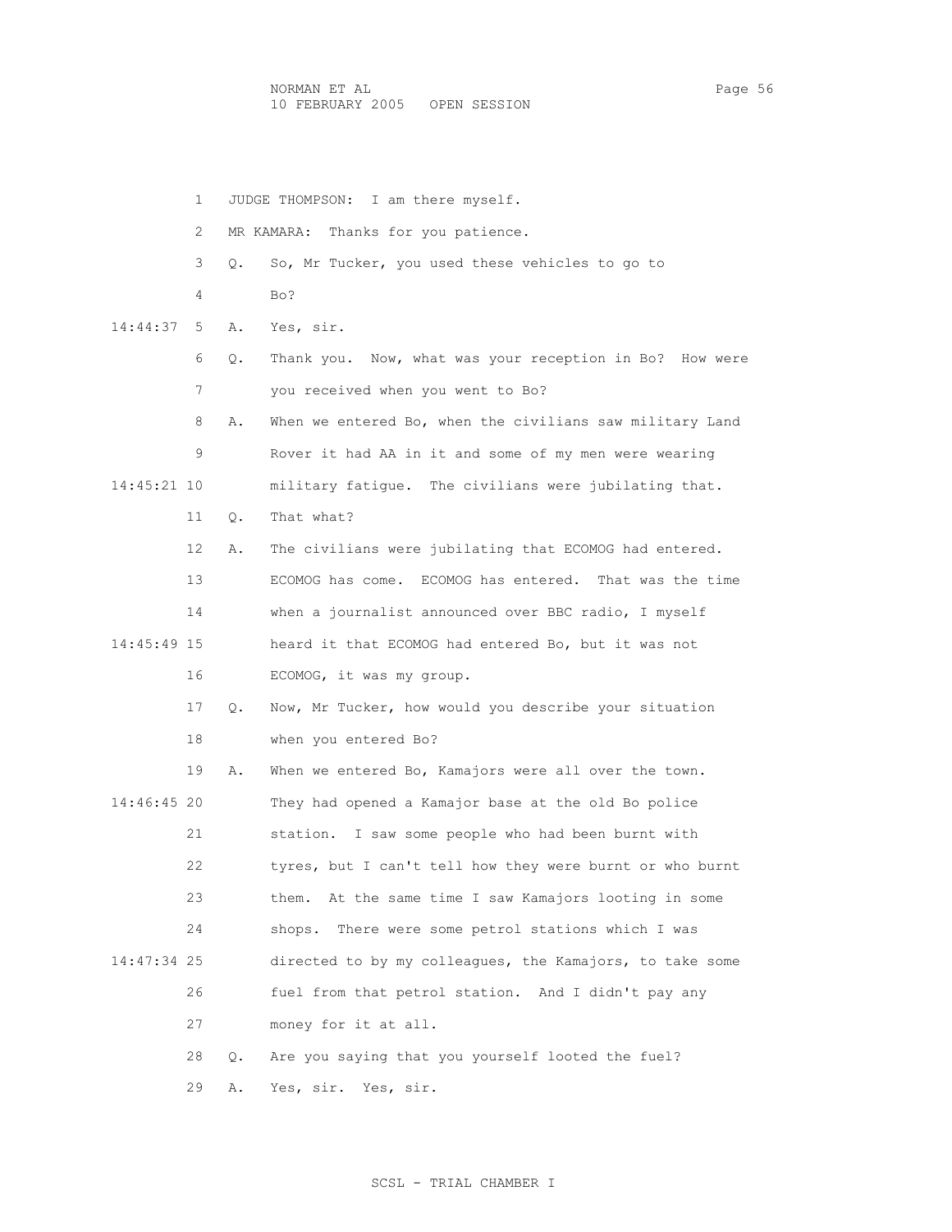1 JUDGE THOMPSON: I am there myself.

2 MR KAMARA: Thanks for you patience.

3 Q. So, Mr Tucker, you used these vehicles to go to

4 Bo?

14:44:37 5 A. Yes, sir.

6 Q. Thank you. Now, what was your reception in Bo? How were

7 you received when you went to Bo?

8 A. When we entered Bo, when the civilians saw military Land

9 Rover it had AA in it and some of my men were wearing

14:45:21 10 military fatigue. The civilians were jubilating that.

11 Q. That what?

12 A. The civilians were jubilating that ECOMOG had entered.

13 ECOMOG has come. ECOMOG has entered. That was the time

14 when a journalist announced over BBC radio, I myself

14:45:49 15 heard it that ECOMOG had entered Bo, but it was not

16 ECOMOG, it was my group.

17 Q. Now, Mr Tucker, how would you describe your situation

18 when you entered Bo?

19 A. When we entered Bo, Kamajors were all over the town.

14:46:45 20 They had opened a Kamajor base at the old Bo police

21 station. I saw some people who had been burnt with

22 tyres, but I can't tell how they were burnt or who burnt

23 them. At the same time I saw Kamajors looting in some

24 shops. There were some petrol stations which I was

14:47:34 25 directed to by my colleagues, the Kamajors, to take some

26 fuel from that petrol station. And I didn't pay any

27 money for it at all.

28 Q. Are you saying that you yourself looted the fuel?

29 A. Yes, sir. Yes, sir.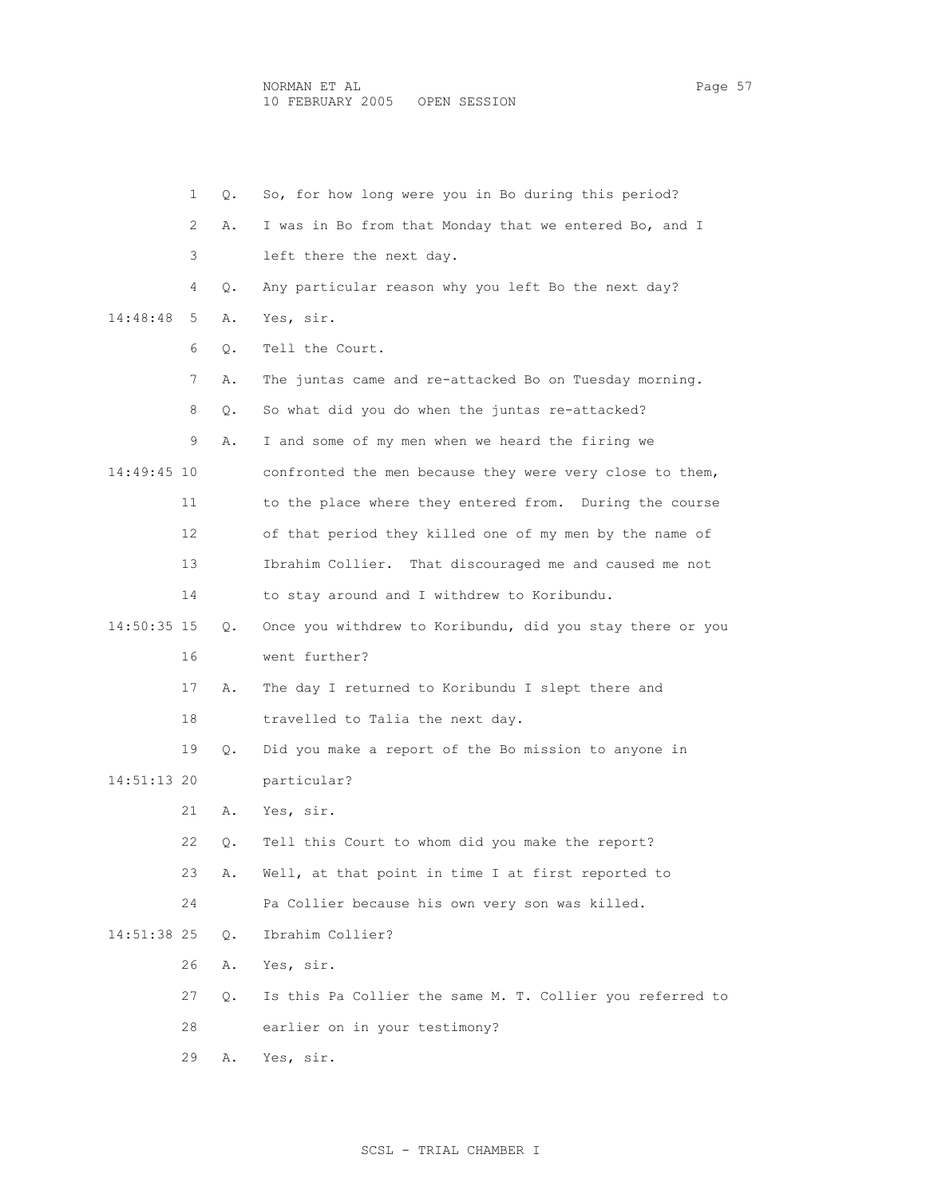1 Q. So, for how long were you in Bo during this period?

2 A. I was in Bo from that Monday that we entered Bo, and I

3 left there the next day.

4 Q. Any particular reason why you left Bo the next day?

14:48:48 5 A. Yes, sir.

6 Q. Tell the Court.

7 A. The juntas came and re-attacked Bo on Tuesday morning.

8 Q. So what did you do when the juntas re-attacked?

9 A. I and some of my men when we heard the firing we

14:49:45 10 confronted the men because they were very close to them,

11 to the place where they entered from. During the course

12 of that period they killed one of my men by the name of

13 Ibrahim Collier. That discouraged me and caused me not

14 to stay around and I withdrew to Koribundu.

14:50:35 15 Q. Once you withdrew to Koribundu, did you stay there or you

16 went further?

17 A. The day I returned to Koribundu I slept there and

18 travelled to Talia the next day.

19 Q. Did you make a report of the Bo mission to anyone in

14:51:13 20 particular?

21 A. Yes, sir.

22 Q. Tell this Court to whom did you make the report?

23 A. Well, at that point in time I at first reported to

24 Pa Collier because his own very son was killed.

14:51:38 25 Q. Ibrahim Collier?

26 A. Yes, sir.

27 Q. Is this Pa Collier the same M. T. Collier you referred to

28 earlier on in your testimony?

29 A. Yes, sir.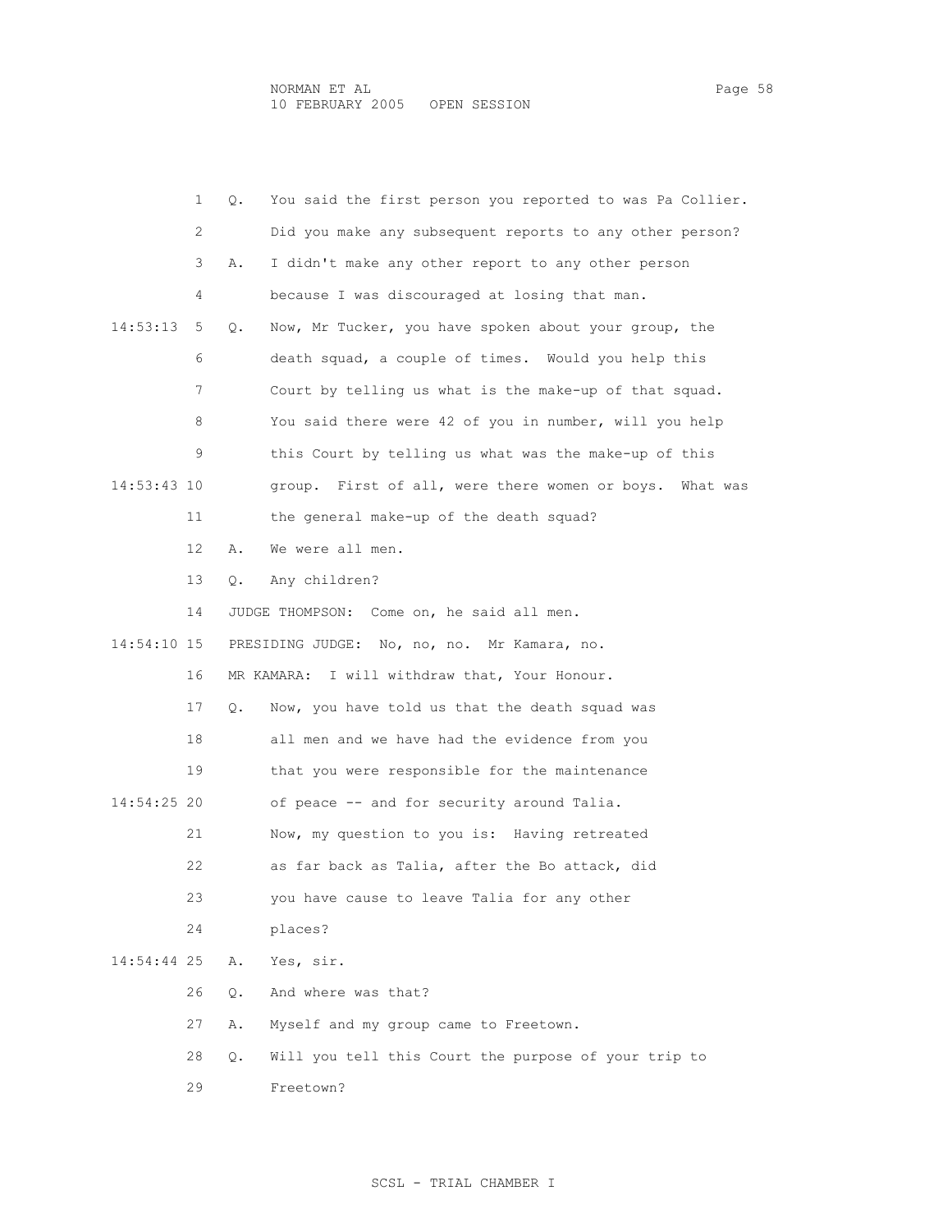Q. You said the first person you reported to was Pa Collier. Did you make any subsequent reports to any other person?

A. I didn't make any other report to any other person because I was discouraged at losing that man.

Q. Now, Mr Tucker, you have spoken about your group, the death squad, a couple of times. Would you help this Court by telling us what is the make-up of that squad. You said there were 42 of you in number, will you help this Court by telling us what was the make-up of this group. First of all, were there women or boys. What was the general make-up of the death squad?

A. We were all men.

Q. Any children?

JUDGE THOMPSON: Come on, he said all men.

PRESIDING JUDGE: No, no, no. Mr Kamara, no.

MR KAMARA: I will withdraw that, Your Honour.

Q. Now, you have told us that the death squad was all men and we have had the evidence from you that you were responsible for the maintenance of peace -- and for security around Talia. Now, my question to you is: Having retreated as far back as Talia, after the Bo attack, did you have cause to leave Talia for any other places?

A. Yes, sir.

Q. And where was that?

A. Myself and my group came to Freetown.

Q. Will you tell this Court the purpose of your trip to Freetown?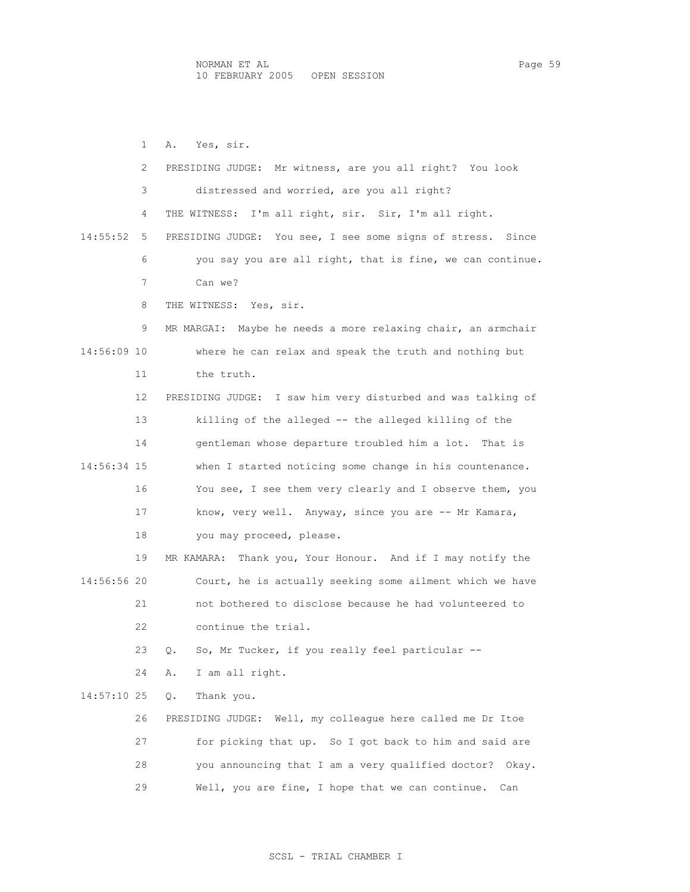1 A. Yes, sir.

2 PRESIDING JUDGE: Mr witness, are you all right? You look

3 distressed and worried, are you all right?

4 THE WITNESS: I'm all right, sir. Sir, I'm all right.

14:55:52 5 PRESIDING JUDGE: You see, I see some signs of stress. Since

6 you say you are all right, that is fine, we can continue.

7 Can we?

8 THE WITNESS: Yes, sir.

9 MR MARGAI: Maybe he needs a more relaxing chair, an armchair

14:56:09 10 where he can relax and speak the truth and nothing but

11 the truth.

12 PRESIDING JUDGE: I saw him very disturbed and was talking of

13 killing of the alleged -- the alleged killing of the

14 gentleman whose departure troubled him a lot. That is

14:56:34 15 when I started noticing some change in his countenance.

16 You see, I see them very clearly and I observe them, you

17 know, very well. Anyway, since you are -- Mr Kamara,

18 you may proceed, please.

19 MR KAMARA: Thank you, Your Honour. And if I may notify the

14:56:56 20 Court, he is actually seeking some ailment which we have

21 not bothered to disclose because he had volunteered to

22 continue the trial.

23 Q. So, Mr Tucker, if you really feel particular --

24 A. I am all right.

14:57:10 25 Q. Thank you.

26 PRESIDING JUDGE: Well, my colleague here called me Dr Itoe

27 for picking that up. So I got back to him and said are

28 you announcing that I am a very qualified doctor? Okay.

29 Well, you are fine, I hope that we can continue. Can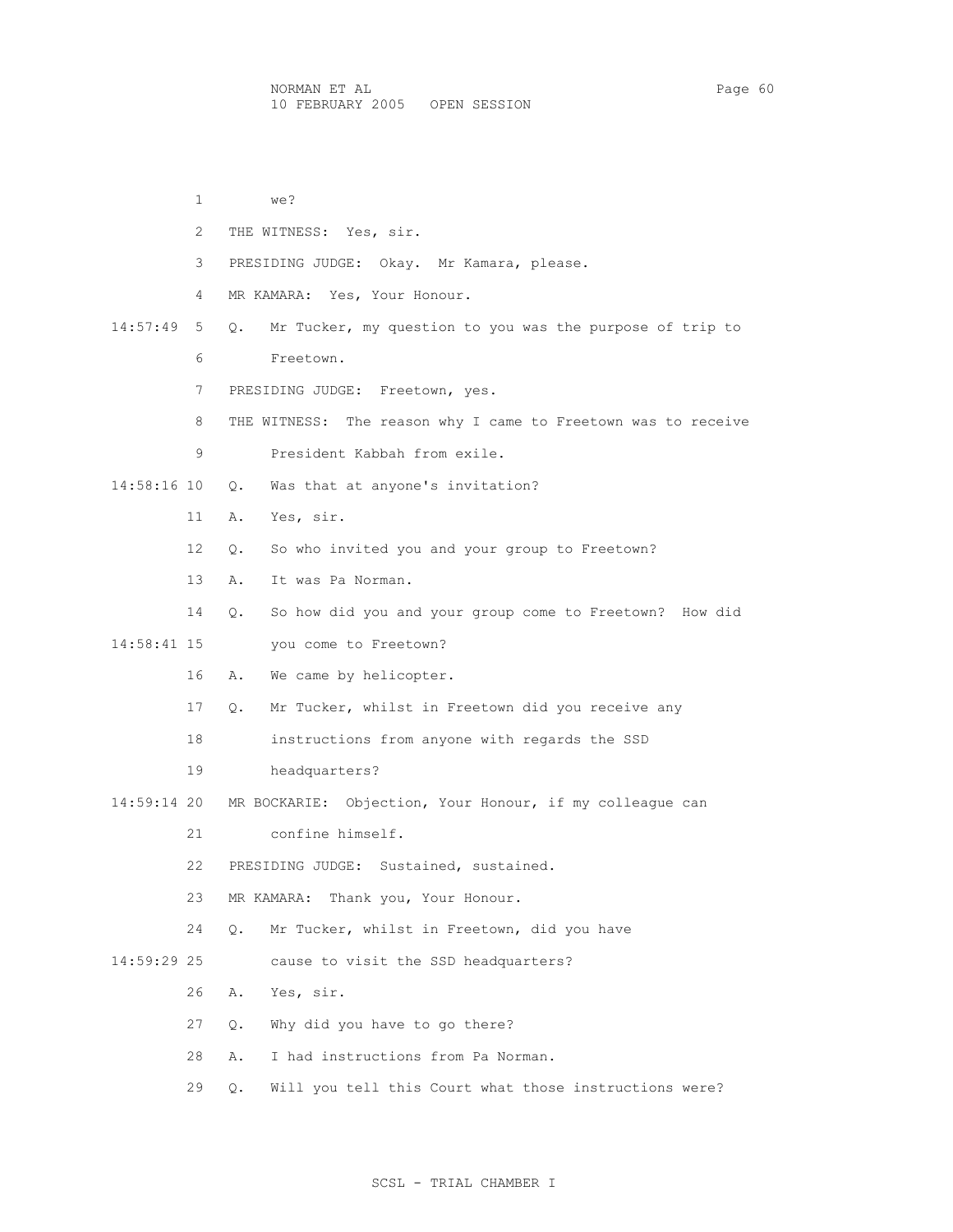1 we?

2 THE WITNESS: Yes, sir.

3 PRESIDING JUDGE: Okay. Mr Kamara, please.

4 MR KAMARA: Yes, Your Honour.

14:57:49 5 Q. Mr Tucker, my question to you was the purpose of trip to

6 Freetown.

7 PRESIDING JUDGE: Freetown, yes.

8 THE WITNESS: The reason why I came to Freetown was to receive

9 President Kabbah from exile.

14:58:16 10 Q. Was that at anyone's invitation?

11 A. Yes, sir.

12 Q. So who invited you and your group to Freetown?

13 A. It was Pa Norman.

14 Q. So how did you and your group come to Freetown? How did

14:58:41 15 you come to Freetown?

16 A. We came by helicopter.

17 Q. Mr Tucker, whilst in Freetown did you receive any

18 instructions from anyone with regards the SSD

19 headquarters?

14:59:14 20 MR BOCKARIE: Objection, Your Honour, if my colleague can

21 confine himself.

22 PRESIDING JUDGE: Sustained, sustained.

23 MR KAMARA: Thank you, Your Honour.

24 Q. Mr Tucker, whilst in Freetown, did you have

14:59:29 25 cause to visit the SSD headquarters?

26 A. Yes, sir.

27 Q. Why did you have to go there?

28 A. I had instructions from Pa Norman.

29 Q. Will you tell this Court what those instructions were?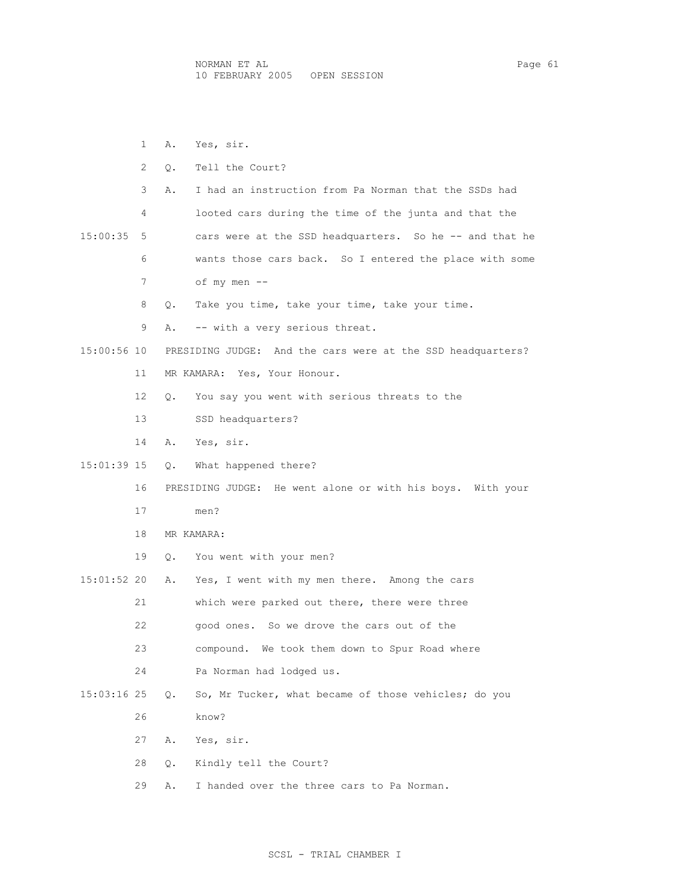1 A. Yes, sir.

2 Q. Tell the Court?

3 A. I had an instruction from Pa Norman that the SSDs had

4 looted cars during the time of the junta and that the

15:00:35 5 cars were at the SSD headquarters. So he -- and that he

6 wants those cars back. So I entered the place with some

7 of my men --

8 Q. Take you time, take your time, take your time.

9 A. -- with a very serious threat.

15:00:56 10 PRESIDING JUDGE: And the cars were at the SSD headquarters?

11 MR KAMARA: Yes, Your Honour.

12 Q. You say you went with serious threats to the

13 SSD headquarters?

14 A. Yes, sir.

15:01:39 15 Q. What happened there?

16 PRESIDING JUDGE: He went alone or with his boys. With your

17 men?

18 MR KAMARA:

19 Q. You went with your men?

15:01:52 20 A. Yes, I went with my men there. Among the cars

21 which were parked out there, there were three

22 good ones. So we drove the cars out of the

23 compound. We took them down to Spur Road where

24 Pa Norman had lodged us.

15:03:16 25 Q. So, Mr Tucker, what became of those vehicles; do you

26 know?

27 A. Yes, sir.

28 Q. Kindly tell the Court?

29 A. I handed over the three cars to Pa Norman.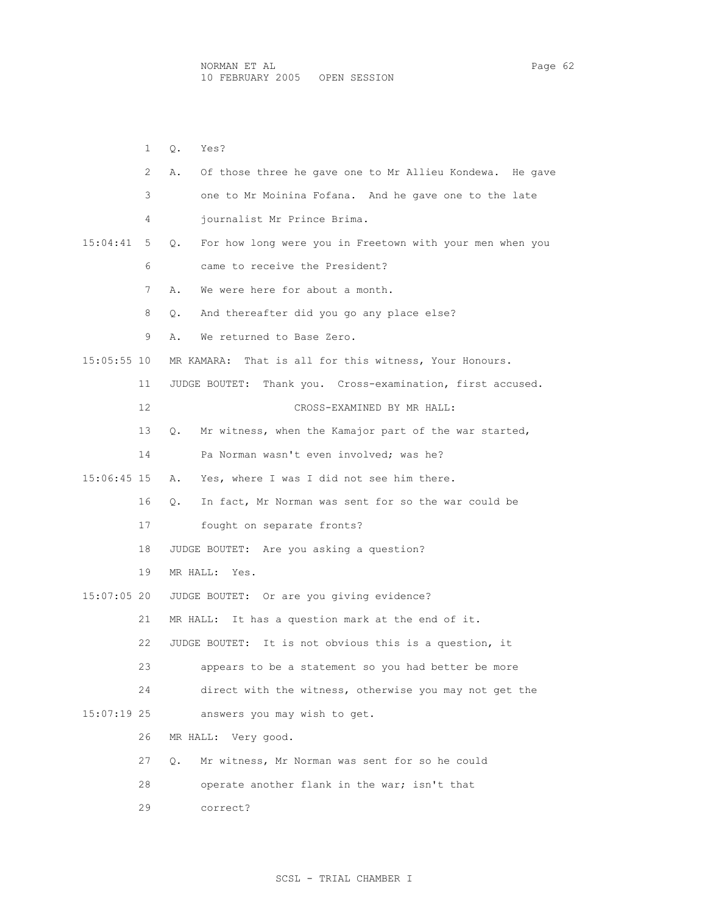1 Q. Yes?

2 A. Of those three he gave one to Mr Allieu Kondewa. He gave

3 one to Mr Moinina Fofana. And he gave one to the late

4 journalist Mr Prince Brima.

15:04:41 5 Q. For how long were you in Freetown with your men when you

6 came to receive the President?

7 A. We were here for about a month.

8 Q. And thereafter did you go any place else?

9 A. We returned to Base Zero.

15:05:55 10 MR KAMARA: That is all for this witness, Your Honours.

11 JUDGE BOUTET: Thank you. Cross-examination, first accused.

12 CROSS-EXAMINED BY MR HALL:

13 Q. Mr witness, when the Kamajor part of the war started,

14 Pa Norman wasn't even involved; was he?

15:06:45 15 A. Yes, where I was I did not see him there.

16 Q. In fact, Mr Norman was sent for so the war could be

17 fought on separate fronts?

18 JUDGE BOUTET: Are you asking a question?

19 MR HALL: Yes.

15:07:05 20 JUDGE BOUTET: Or are you giving evidence?

21 MR HALL: It has a question mark at the end of it.

22 JUDGE BOUTET: It is not obvious this is a question, it

23 appears to be a statement so you had better be more

24 direct with the witness, otherwise you may not get the

15:07:19 25 answers you may wish to get.

26 MR HALL: Very good.

27 Q. Mr witness, Mr Norman was sent for so he could

28 operate another flank in the war; isn't that

29 correct?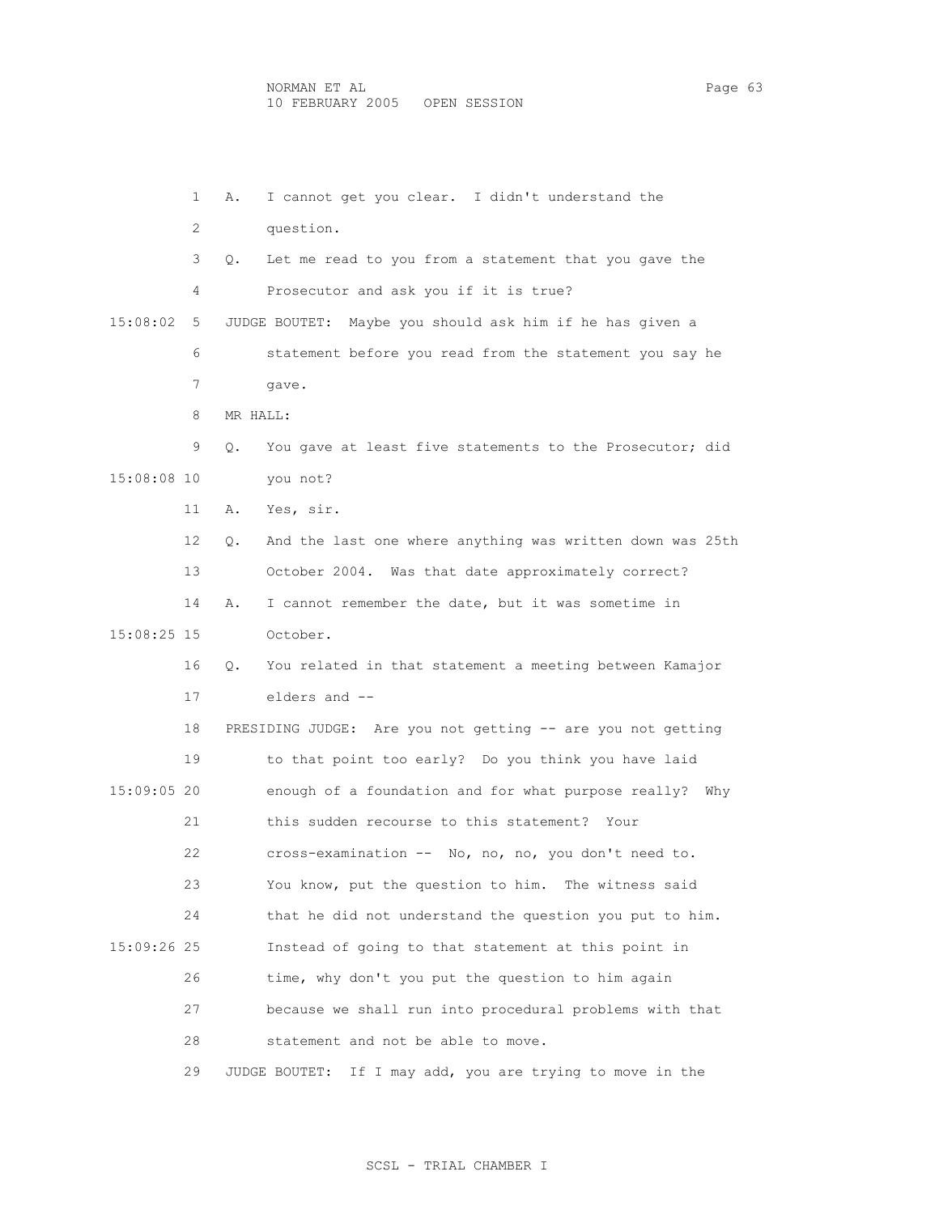1 A. I cannot get you clear. I didn't understand the
2 question.
3 Q. Let me read to you from a statement that you gave the
4 Prosecutor and ask you if it is true?
15:08:02 5 JUDGE BOUTET: Maybe you should ask him if he has given a
6 statement before you read from the statement you say he
7 gave.
8 MR HALL:
9 Q. You gave at least five statements to the Prosecutor; did
15:08:08 10 you not?
11 A. Yes, sir.
12 Q. And the last one where anything was written down was 25th
13 October 2004. Was that date approximately correct?
14 A. I cannot remember the date, but it was sometime in
15:08:25 15 October.
16 Q. You related in that statement a meeting between Kamajor
17 elders and --
18 PRESIDING JUDGE: Are you not getting -- are you not getting
19 to that point too early? Do you think you have laid
15:09:05 20 enough of a foundation and for what purpose really? Why
21 this sudden recourse to this statement? Your
22 cross-examination -- No, no, no, you don't need to.
23 You know, put the question to him. The witness said
24 that he did not understand the question you put to him.
15:09:26 25 Instead of going to that statement at this point in
26 time, why don't you put the question to him again
27 because we shall run into procedural problems with that
28 statement and not be able to move.
29 JUDGE BOUTET: If I may add, you are trying to move in the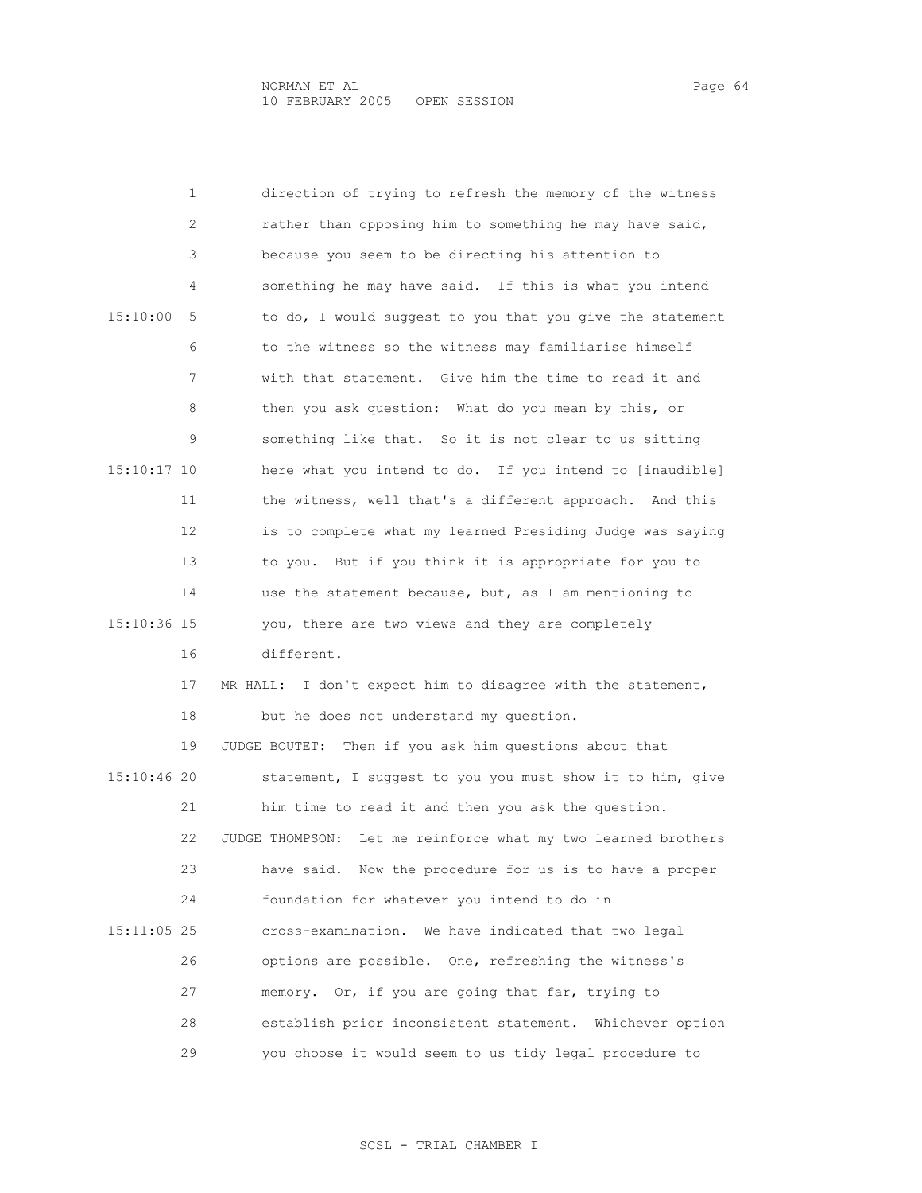direction of trying to refresh the memory of the witness rather than opposing him to something he may have said, because you seem to be directing his attention to something he may have said. If this is what you intend to do, I would suggest to you that you give the statement to the witness so the witness may familiarise himself with that statement. Give him the time to read it and then you ask question: What do you mean by this, or something like that. So it is not clear to us sitting here what you intend to do. If you intend to [inaudible] the witness, well that's a different approach. And this is to complete what my learned Presiding Judge was saying to you. But if you think it is appropriate for you to use the statement because, but, as I am mentioning to you, there are two views and they are completely different.

MR HALL: I don't expect him to disagree with the statement, but he does not understand my question.

JUDGE BOUTET: Then if you ask him questions about that statement, I suggest to you you must show it to him, give him time to read it and then you ask the question.

JUDGE THOMPSON: Let me reinforce what my two learned brothers have said. Now the procedure for us is to have a proper foundation for whatever you intend to do in cross-examination. We have indicated that two legal options are possible. One, refreshing the witness's memory. Or, if you are going that far, trying to establish prior inconsistent statement. Whichever option you choose it would seem to us tidy legal procedure to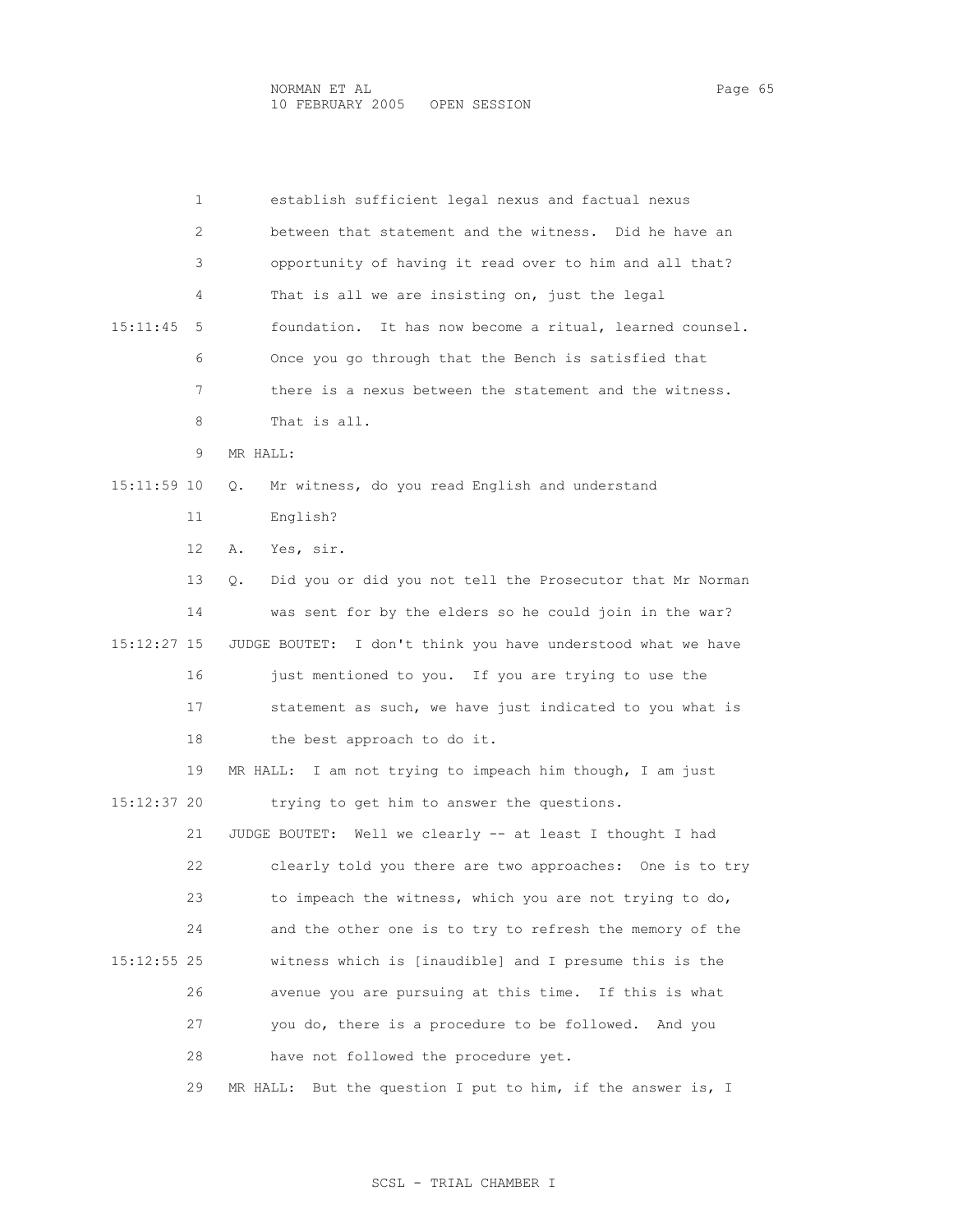1 establish sufficient legal nexus and factual nexus
2 between that statement and the witness. Did he have an
3 opportunity of having it read over to him and all that?
4 That is all we are insisting on, just the legal
15:11:45 5 foundation. It has now become a ritual, learned counsel.
6 Once you go through that the Bench is satisfied that
7 there is a nexus between the statement and the witness.
8 That is all.
9 MR HALL:
15:11:59 10 Q. Mr witness, do you read English and understand
11 English?
12 A. Yes, sir.
13 Q. Did you or did you not tell the Prosecutor that Mr Norman
14 was sent for by the elders so he could join in the war?
15:12:27 15 JUDGE BOUTET: I don't think you have understood what we have
16 just mentioned to you. If you are trying to use the
17 statement as such, we have just indicated to you what is
18 the best approach to do it.
19 MR HALL: I am not trying to impeach him though, I am just
15:12:37 20 trying to get him to answer the questions.
21 JUDGE BOUTET: Well we clearly -- at least I thought I had
22 clearly told you there are two approaches: One is to try
23 to impeach the witness, which you are not trying to do,
24 and the other one is to try to refresh the memory of the
15:12:55 25 witness which is [inaudible] and I presume this is the
26 avenue you are pursuing at this time. If this is what
27 you do, there is a procedure to be followed. And you
28 have not followed the procedure yet.
29 MR HALL: But the question I put to him, if the answer is, I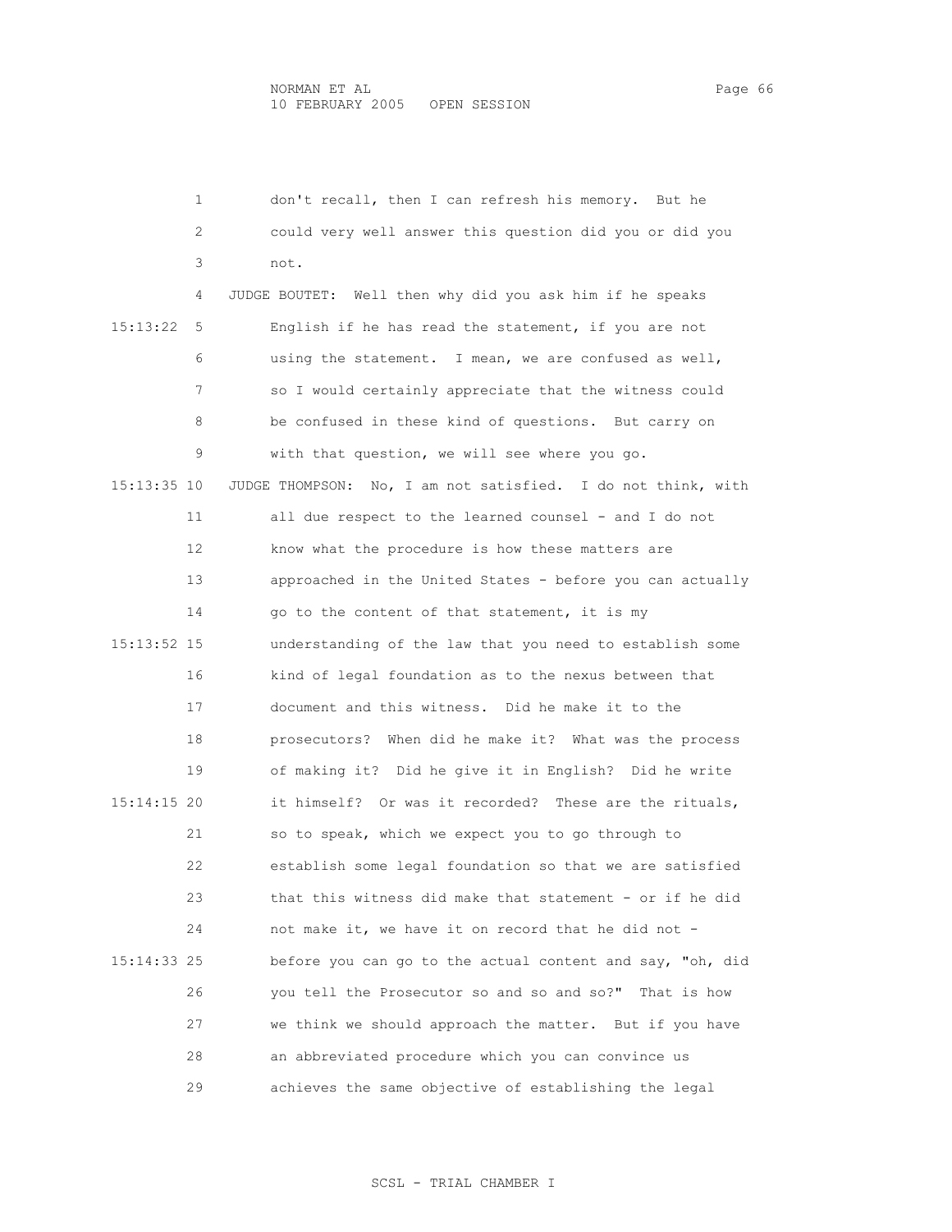don't recall, then I can refresh his memory. But he could very well answer this question did you or did you not.

JUDGE BOUTET: Well then why did you ask him if he speaks English if he has read the statement, if you are not using the statement. I mean, we are confused as well, so I would certainly appreciate that the witness could be confused in these kind of questions. But carry on with that question, we will see where you go.

JUDGE THOMPSON: No, I am not satisfied. I do not think, with all due respect to the learned counsel - and I do not know what the procedure is how these matters are approached in the United States - before you can actually go to the content of that statement, it is my understanding of the law that you need to establish some kind of legal foundation as to the nexus between that document and this witness. Did he make it to the prosecutors? When did he make it? What was the process of making it? Did he give it in English? Did he write it himself? Or was it recorded? These are the rituals, so to speak, which we expect you to go through to establish some legal foundation so that we are satisfied that this witness did make that statement - or if he did not make it, we have it on record that he did not - before you can go to the actual content and say, "oh, did you tell the Prosecutor so and so and so?" That is how we think we should approach the matter. But if you have an abbreviated procedure which you can convince us achieves the same objective of establishing the legal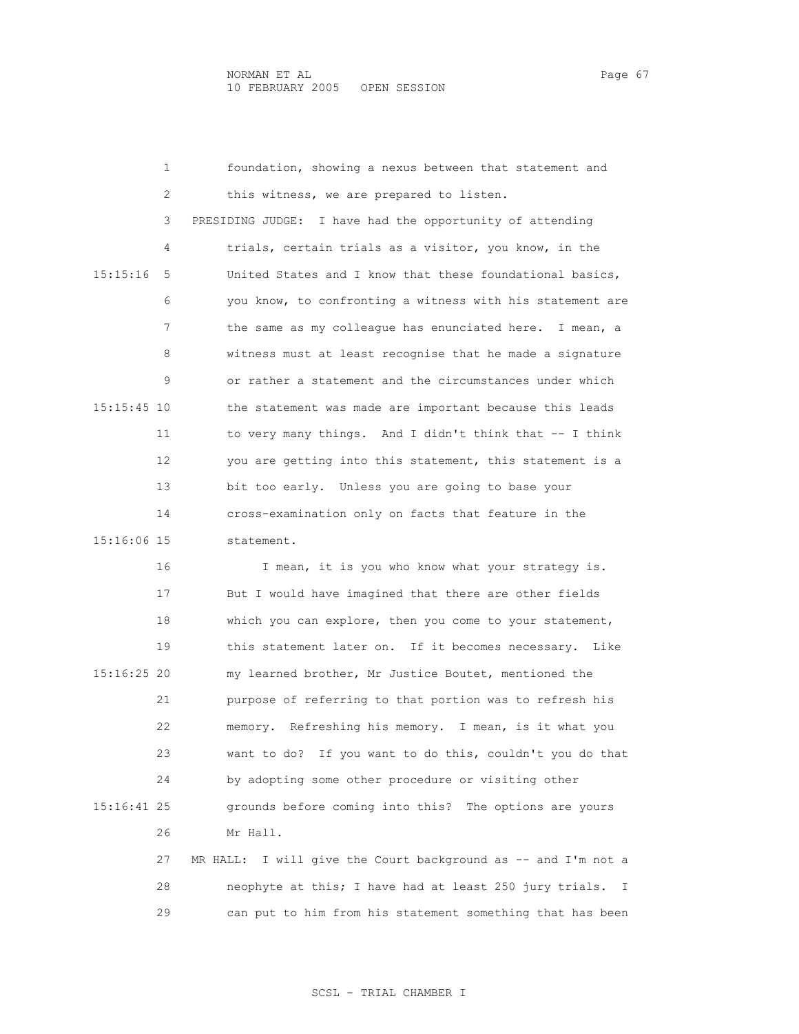foundation, showing a nexus between that statement and this witness, we are prepared to listen.

PRESIDING JUDGE: I have had the opportunity of attending trials, certain trials as a visitor, you know, in the United States and I know that these foundational basics, you know, to confronting a witness with his statement are the same as my colleague has enunciated here. I mean, a witness must at least recognise that he made a signature or rather a statement and the circumstances under which the statement was made are important because this leads to very many things. And I didn't think that -- I think you are getting into this statement, this statement is a bit too early. Unless you are going to base your cross-examination only on facts that feature in the statement.

I mean, it is you who know what your strategy is. But I would have imagined that there are other fields which you can explore, then you come to your statement, this statement later on. If it becomes necessary. Like my learned brother, Mr Justice Boutet, mentioned the purpose of referring to that portion was to refresh his memory. Refreshing his memory. I mean, is it what you want to do? If you want to do this, couldn't you do that by adopting some other procedure or visiting other grounds before coming into this? The options are yours Mr Hall.

MR HALL: I will give the Court background as -- and I'm not a neophyte at this; I have had at least 250 jury trials. I can put to him from his statement something that has been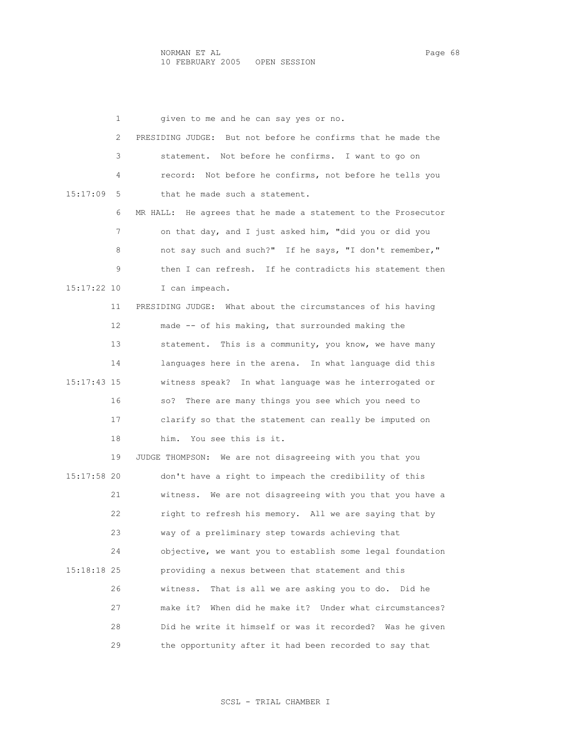given to me and he can say yes or no.

PRESIDING JUDGE: But not before he confirms that he made the statement. Not before he confirms. I want to go on record: Not before he confirms, not before he tells you that he made such a statement.

MR HALL: He agrees that he made a statement to the Prosecutor on that day, and I just asked him, "did you or did you not say such and such?" If he says, "I don't remember," then I can refresh. If he contradicts his statement then I can impeach.

PRESIDING JUDGE: What about the circumstances of his having made -- of his making, that surrounded making the statement. This is a community, you know, we have many languages here in the arena. In what language did this witness speak? In what language was he interrogated or so? There are many things you see which you need to clarify so that the statement can really be imputed on him. You see this is it.

JUDGE THOMPSON: We are not disagreeing with you that you don't have a right to impeach the credibility of this witness. We are not disagreeing with you that you have a right to refresh his memory. All we are saying that by way of a preliminary step towards achieving that objective, we want you to establish some legal foundation providing a nexus between that statement and this witness. That is all we are asking you to do. Did he make it? When did he make it? Under what circumstances? Did he write it himself or was it recorded? Was he given the opportunity after it had been recorded to say that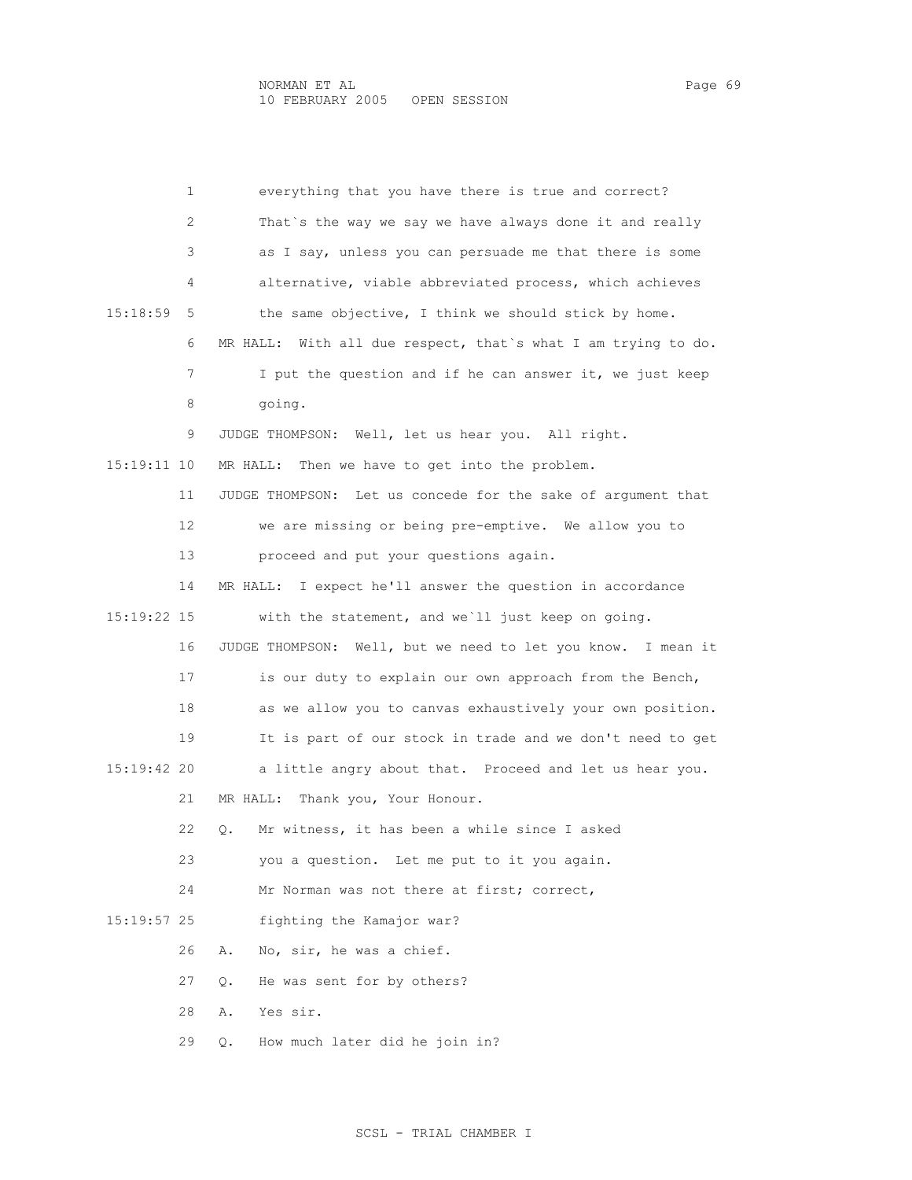everything that you have there is true and correct? That`s the way we say we have always done it and really as I say, unless you can persuade me that there is some alternative, viable abbreviated process, which achieves the same objective, I think we should stick by home.

MR HALL: With all due respect, that`s what I am trying to do. I put the question and if he can answer it, we just keep going.

JUDGE THOMPSON: Well, let us hear you. All right.

MR HALL: Then we have to get into the problem.

JUDGE THOMPSON: Let us concede for the sake of argument that we are missing or being pre-emptive. We allow you to proceed and put your questions again.

MR HALL: I expect he'll answer the question in accordance with the statement, and we`ll just keep on going.

JUDGE THOMPSON: Well, but we need to let you know. I mean it is our duty to explain our own approach from the Bench, as we allow you to canvas exhaustively your own position. It is part of our stock in trade and we don't need to get a little angry about that. Proceed and let us hear you.

MR HALL: Thank you, Your Honour.

Q. Mr witness, it has been a while since I asked you a question. Let me put to it you again. Mr Norman was not there at first; correct, fighting the Kamajor war?

A. No, sir, he was a chief.

Q. He was sent for by others?

A. Yes sir.

Q. How much later did he join in?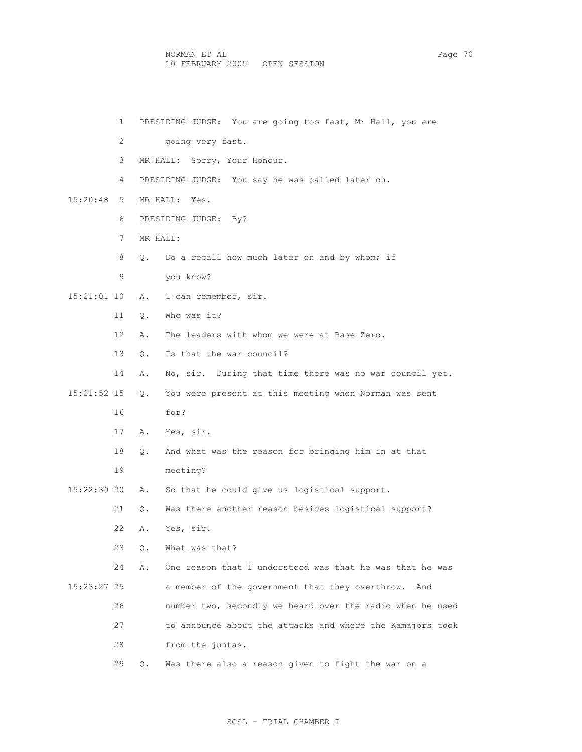1 PRESIDING JUDGE: You are going too fast, Mr Hall, you are

2 going very fast.

3 MR HALL: Sorry, Your Honour.

4 PRESIDING JUDGE: You say he was called later on.

15:20:48 5 MR HALL: Yes.

6 PRESIDING JUDGE: By?

7 MR HALL:

8 Q. Do a recall how much later on and by whom; if

9 you know?

15:21:01 10 A. I can remember, sir.

11 Q. Who was it?

12 A. The leaders with whom we were at Base Zero.

13 Q. Is that the war council?

14 A. No, sir. During that time there was no war council yet.

15:21:52 15 Q. You were present at this meeting when Norman was sent

16 for?

17 A. Yes, sir.

18 Q. And what was the reason for bringing him in at that

19 meeting?

15:22:39 20 A. So that he could give us logistical support.

21 Q. Was there another reason besides logistical support?

22 A. Yes, sir.

23 Q. What was that?

24 A. One reason that I understood was that he was that he was

15:23:27 25 a member of the government that they overthrow. And

26 number two, secondly we heard over the radio when he used

27 to announce about the attacks and where the Kamajors took

28 from the juntas.

29 Q. Was there also a reason given to fight the war on a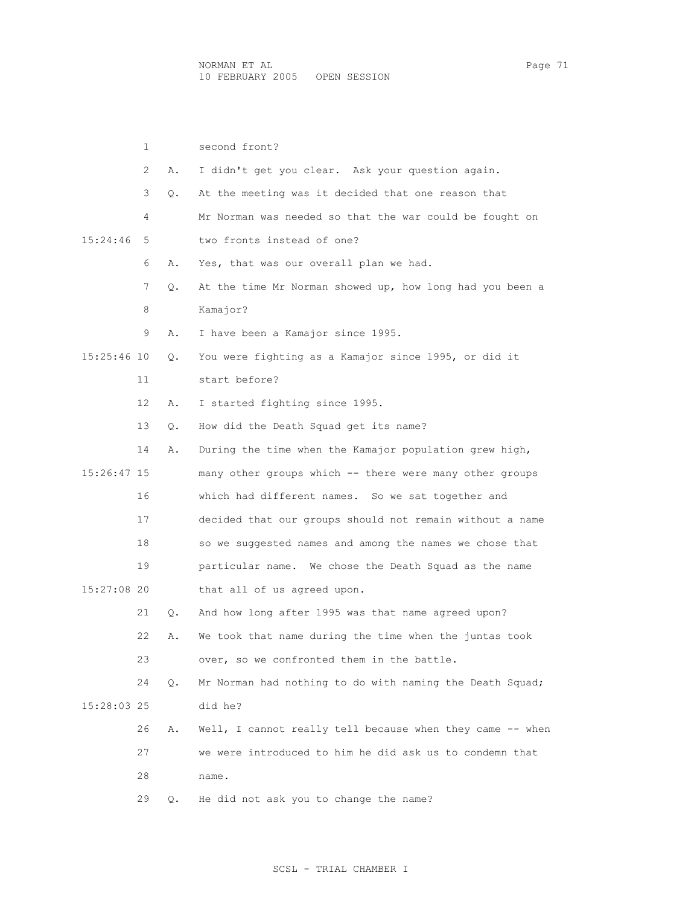1 second front?

2 A. I didn't get you clear. Ask your question again.

3 Q. At the meeting was it decided that one reason that

4 Mr Norman was needed so that the war could be fought on

15:24:46 5 two fronts instead of one?

6 A. Yes, that was our overall plan we had.

7 Q. At the time Mr Norman showed up, how long had you been a

8 Kamajor?

9 A. I have been a Kamajor since 1995.

15:25:46 10 Q. You were fighting as a Kamajor since 1995, or did it

11 start before?

12 A. I started fighting since 1995.

13 Q. How did the Death Squad get its name?

14 A. During the time when the Kamajor population grew high,

15:26:47 15 many other groups which -- there were many other groups

16 which had different names. So we sat together and

17 decided that our groups should not remain without a name

18 so we suggested names and among the names we chose that

19 particular name. We chose the Death Squad as the name

15:27:08 20 that all of us agreed upon.

21 Q. And how long after 1995 was that name agreed upon?

22 A. We took that name during the time when the juntas took

23 over, so we confronted them in the battle.

24 Q. Mr Norman had nothing to do with naming the Death Squad;

15:28:03 25 did he?

26 A. Well, I cannot really tell because when they came -- when

27 we were introduced to him he did ask us to condemn that

28 name.

29 Q. He did not ask you to change the name?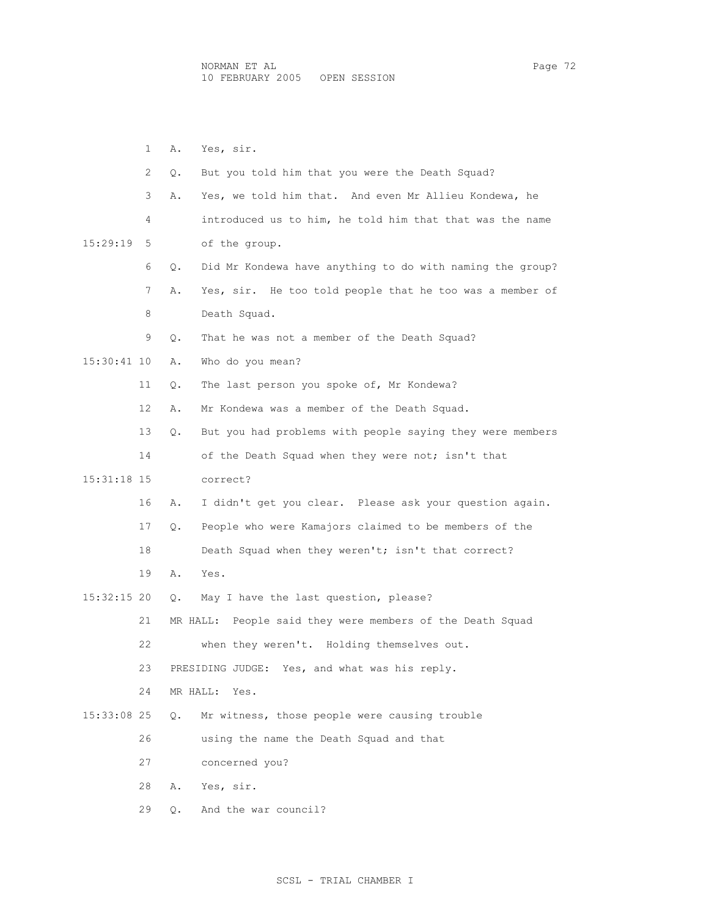1 A. Yes, sir.

2 Q. But you told him that you were the Death Squad?

3 A. Yes, we told him that. And even Mr Allieu Kondewa, he

4 introduced us to him, he told him that that was the name

15:29:19 5 of the group.

6 Q. Did Mr Kondewa have anything to do with naming the group?

7 A. Yes, sir. He too told people that he too was a member of

8 Death Squad.

9 Q. That he was not a member of the Death Squad?

15:30:41 10 A. Who do you mean?

11 Q. The last person you spoke of, Mr Kondewa?

12 A. Mr Kondewa was a member of the Death Squad.

13 Q. But you had problems with people saying they were members

14 of the Death Squad when they were not; isn't that

15:31:18 15 correct?

16 A. I didn't get you clear. Please ask your question again.

17 Q. People who were Kamajors claimed to be members of the

18 Death Squad when they weren't; isn't that correct?

19 A. Yes.

15:32:15 20 Q. May I have the last question, please?

21 MR HALL: People said they were members of the Death Squad

22 when they weren't. Holding themselves out.

23 PRESIDING JUDGE: Yes, and what was his reply.

24 MR HALL: Yes.

15:33:08 25 Q. Mr witness, those people were causing trouble

26 using the name the Death Squad and that

27 concerned you?

28 A. Yes, sir.

29 Q. And the war council?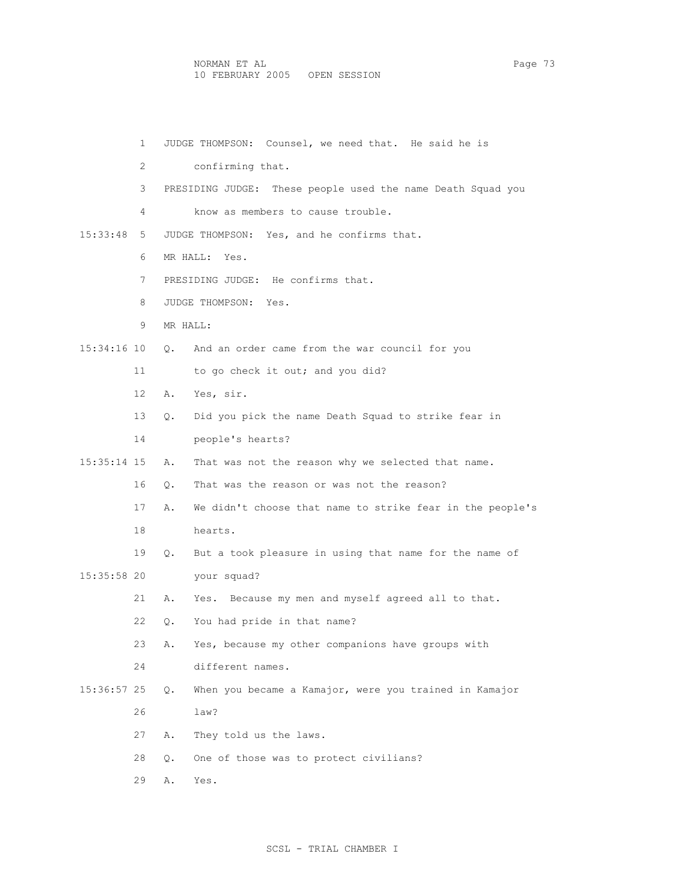JUDGE THOMPSON: Counsel, we need that. He said he is confirming that.

PRESIDING JUDGE: These people used the name Death Squad you know as members to cause trouble.

JUDGE THOMPSON: Yes, and he confirms that.

MR HALL: Yes.

PRESIDING JUDGE: He confirms that.

JUDGE THOMPSON: Yes.

MR HALL:

Q. And an order came from the war council for you to go check it out; and you did?

A. Yes, sir.

Q. Did you pick the name Death Squad to strike fear in people's hearts?

A. That was not the reason why we selected that name.

Q. That was the reason or was not the reason?

A. We didn't choose that name to strike fear in the people's hearts.

Q. But a took pleasure in using that name for the name of your squad?

A. Yes. Because my men and myself agreed all to that.

Q. You had pride in that name?

A. Yes, because my other companions have groups with different names.

Q. When you became a Kamajor, were you trained in Kamajor law?

A. They told us the laws.

Q. One of those was to protect civilians?

A. Yes.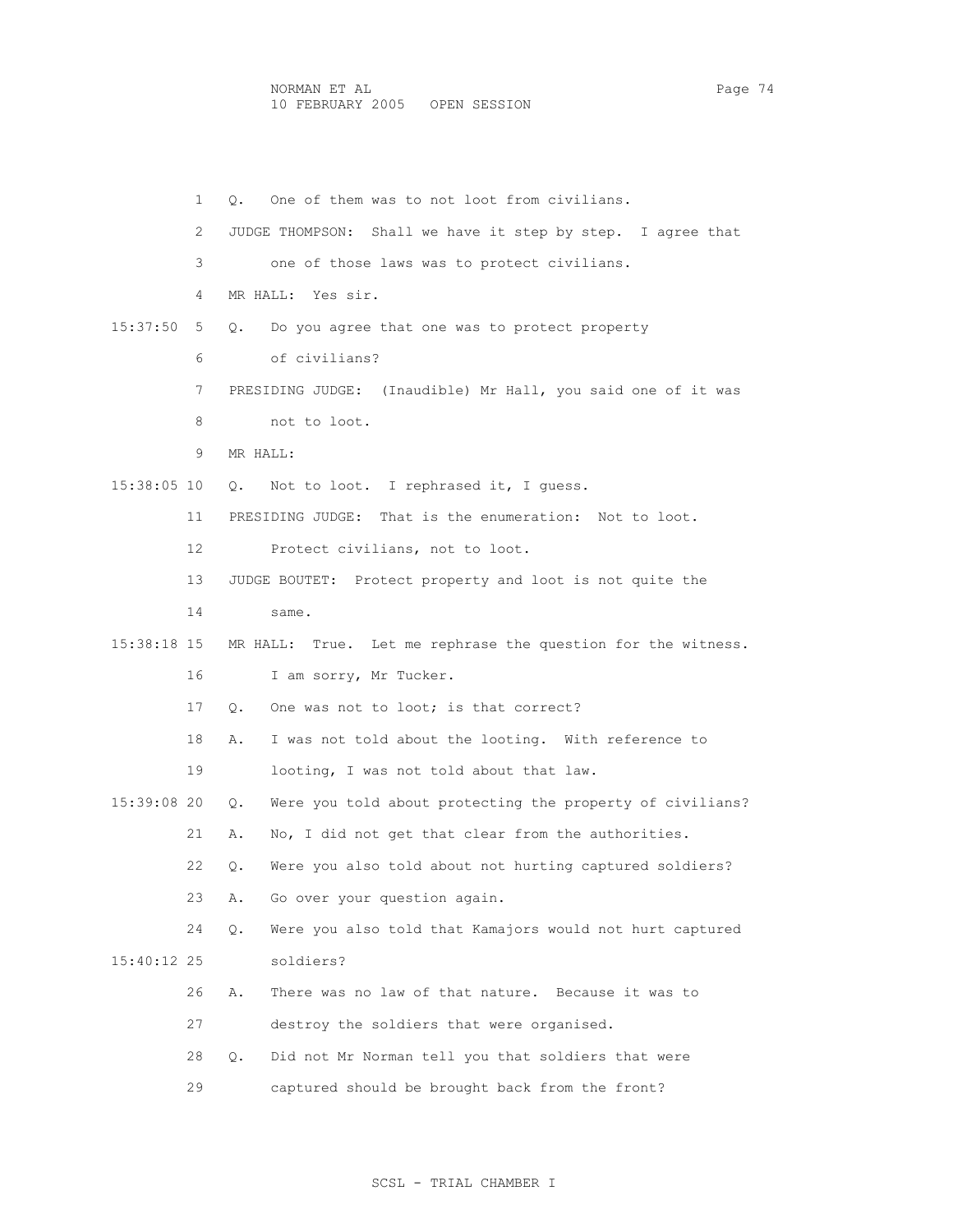1 Q. One of them was to not loot from civilians.

2 JUDGE THOMPSON: Shall we have it step by step. I agree that

3 one of those laws was to protect civilians.

4 MR HALL: Yes sir.

15:37:50 5 Q. Do you agree that one was to protect property

6 of civilians?

7 PRESIDING JUDGE: (Inaudible) Mr Hall, you said one of it was

8 not to loot.

9 MR HALL:

15:38:05 10 Q. Not to loot. I rephrased it, I guess.

11 PRESIDING JUDGE: That is the enumeration: Not to loot.

12 Protect civilians, not to loot.

13 JUDGE BOUTET: Protect property and loot is not quite the

14 same.

15:38:18 15 MR HALL: True. Let me rephrase the question for the witness.

16 I am sorry, Mr Tucker.

17 Q. One was not to loot; is that correct?

18 A. I was not told about the looting. With reference to

19 looting, I was not told about that law.

15:39:08 20 Q. Were you told about protecting the property of civilians?

21 A. No, I did not get that clear from the authorities.

22 Q. Were you also told about not hurting captured soldiers?

23 A. Go over your question again.

24 Q. Were you also told that Kamajors would not hurt captured

15:40:12 25 soldiers?

26 A. There was no law of that nature. Because it was to

27 destroy the soldiers that were organised.

28 Q. Did not Mr Norman tell you that soldiers that were

29 captured should be brought back from the front?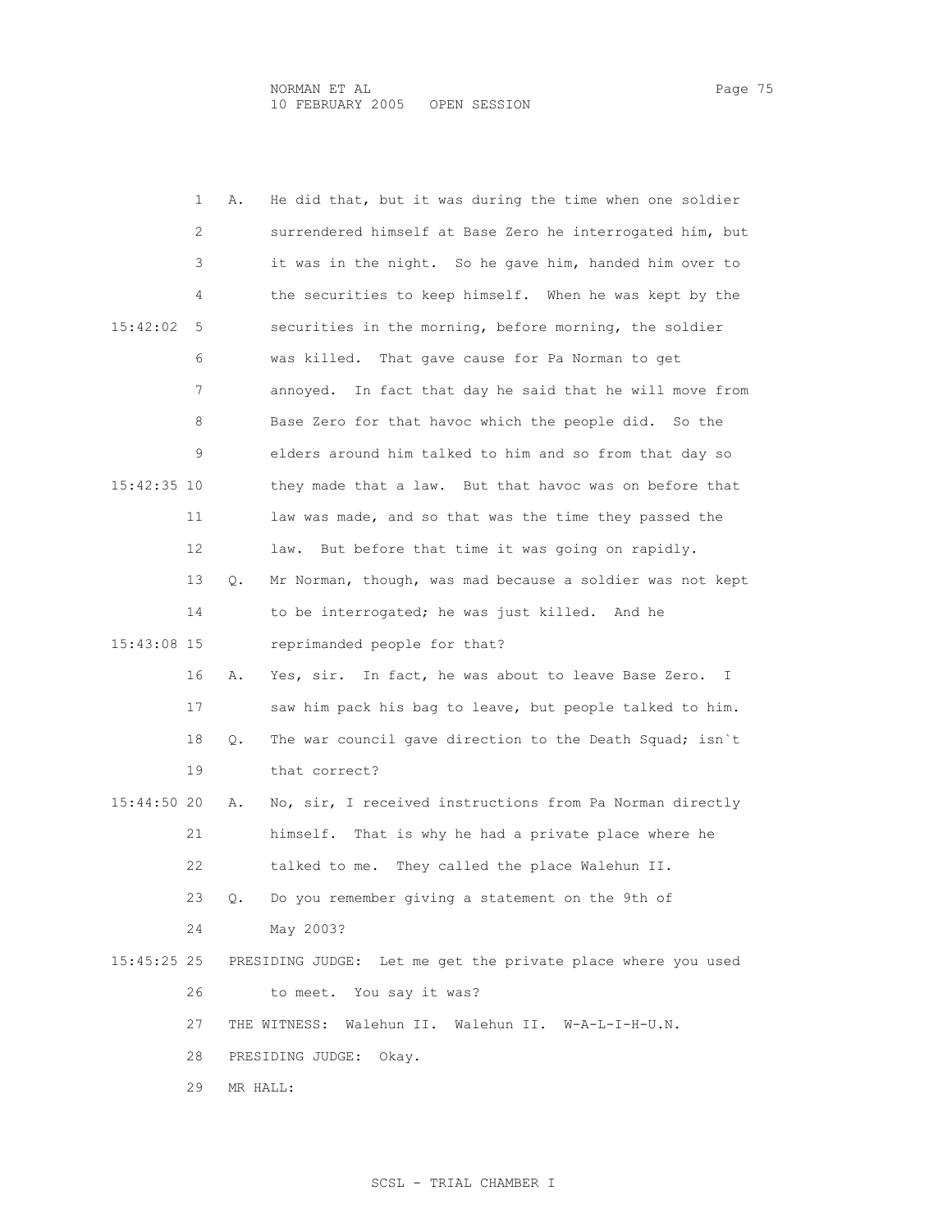A. He did that, but it was during the time when one soldier surrendered himself at Base Zero he interrogated him, but it was in the night. So he gave him, handed him over to the securities to keep himself. When he was kept by the securities in the morning, before morning, the soldier was killed. That gave cause for Pa Norman to get annoyed. In fact that day he said that he will move from Base Zero for that havoc which the people did. So the elders around him talked to him and so from that day so they made that a law. But that havoc was on before that law was made, and so that was the time they passed the law. But before that time it was going on rapidly.

Q. Mr Norman, though, was mad because a soldier was not kept to be interrogated; he was just killed. And he reprimanded people for that?

A. Yes, sir. In fact, he was about to leave Base Zero. I saw him pack his bag to leave, but people talked to him.

Q. The war council gave direction to the Death Squad; isn`t that correct?

A. No, sir, I received instructions from Pa Norman directly himself. That is why he had a private place where he talked to me. They called the place Walehun II.

Q. Do you remember giving a statement on the 9th of May 2003?

PRESIDING JUDGE: Let me get the private place where you used to meet. You say it was?

THE WITNESS: Walehun II. Walehun II. W-A-L-I-H-U.N.

PRESIDING JUDGE: Okay.

MR HALL: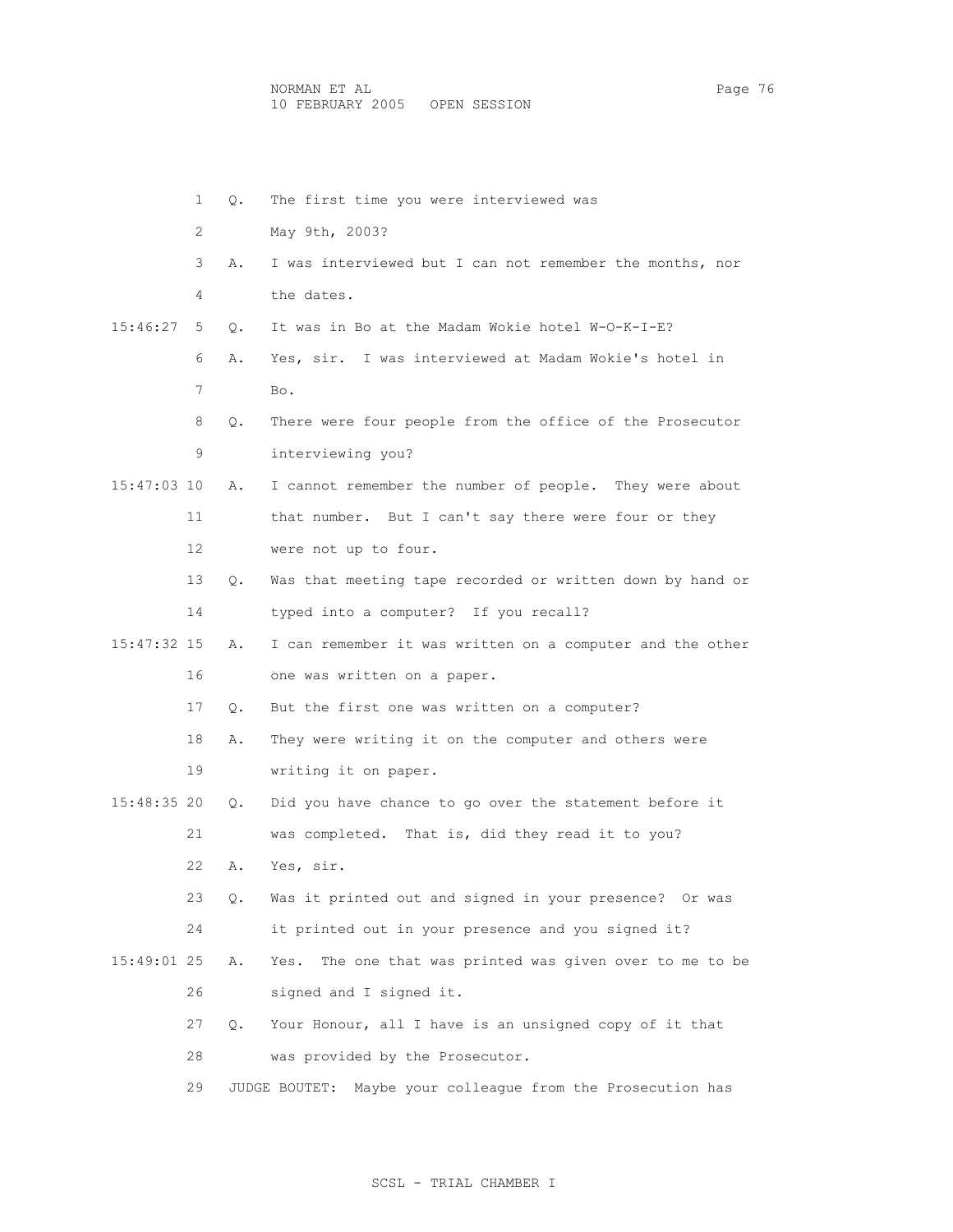1 Q. The first time you were interviewed was
2 May 9th, 2003?
3 A. I was interviewed but I can not remember the months, nor
4 the dates.

15:46:27 5 Q. It was in Bo at the Madam Wokie hotel W-O-K-I-E?
6 A. Yes, sir. I was interviewed at Madam Wokie's hotel in
7 Bo.
8 Q. There were four people from the office of the Prosecutor
9 interviewing you?

15:47:03 10 A. I cannot remember the number of people. They were about
11 that number. But I can't say there were four or they
12 were not up to four.
13 Q. Was that meeting tape recorded or written down by hand or
14 typed into a computer? If you recall?

15:47:32 15 A. I can remember it was written on a computer and the other
16 one was written on a paper.
17 Q. But the first one was written on a computer?
18 A. They were writing it on the computer and others were
19 writing it on paper.

15:48:35 20 Q. Did you have chance to go over the statement before it
21 was completed. That is, did they read it to you?
22 A. Yes, sir.
23 Q. Was it printed out and signed in your presence? Or was
24 it printed out in your presence and you signed it?

15:49:01 25 A. Yes. The one that was printed was given over to me to be
26 signed and I signed it.
27 Q. Your Honour, all I have is an unsigned copy of it that
28 was provided by the Prosecutor.
29 JUDGE BOUTET: Maybe your colleague from the Prosecution has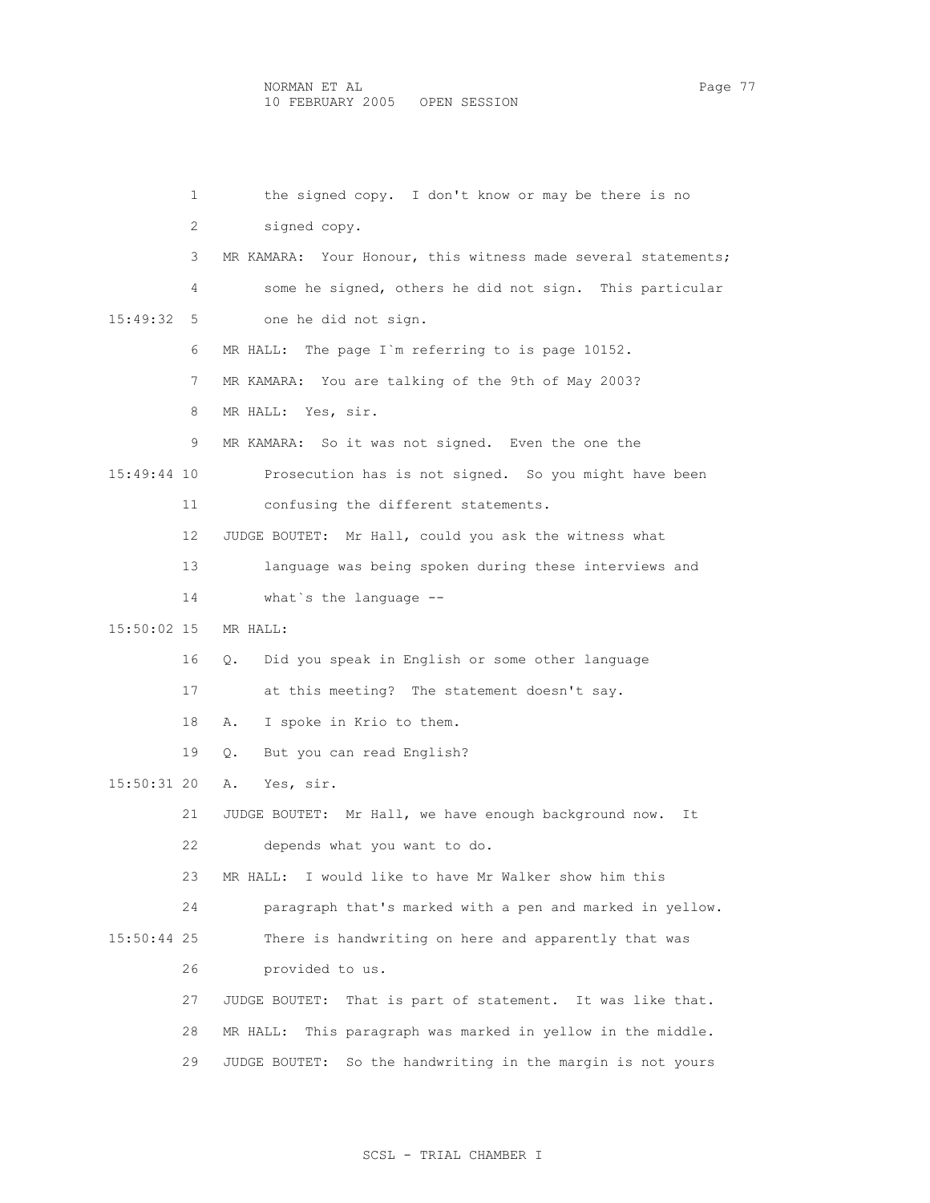1 the signed copy. I don't know or may be there is no

2 signed copy.

3 MR KAMARA: Your Honour, this witness made several statements;

4 some he signed, others he did not sign. This particular

15:49:32 5 one he did not sign.

6 MR HALL: The page I`m referring to is page 10152.

7 MR KAMARA: You are talking of the 9th of May 2003?

8 MR HALL: Yes, sir.

9 MR KAMARA: So it was not signed. Even the one the

15:49:44 10 Prosecution has is not signed. So you might have been

11 confusing the different statements.

12 JUDGE BOUTET: Mr Hall, could you ask the witness what

13 language was being spoken during these interviews and

14 what`s the language --

15:50:02 15 MR HALL:

16 Q. Did you speak in English or some other language

17 at this meeting? The statement doesn't say.

18 A. I spoke in Krio to them.

19 Q. But you can read English?

15:50:31 20 A. Yes, sir.

21 JUDGE BOUTET: Mr Hall, we have enough background now. It

22 depends what you want to do.

23 MR HALL: I would like to have Mr Walker show him this

24 paragraph that's marked with a pen and marked in yellow.

15:50:44 25 There is handwriting on here and apparently that was

26 provided to us.

27 JUDGE BOUTET: That is part of statement. It was like that.

28 MR HALL: This paragraph was marked in yellow in the middle.

29 JUDGE BOUTET: So the handwriting in the margin is not yours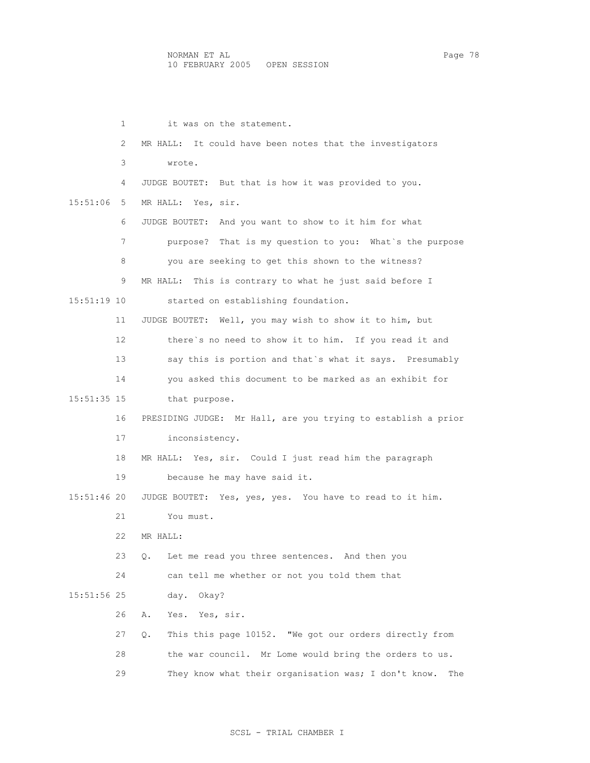it was on the statement.

MR HALL: It could have been notes that the investigators wrote.

JUDGE BOUTET: But that is how it was provided to you.

MR HALL: Yes, sir.

JUDGE BOUTET: And you want to show to it him for what purpose? That is my question to you: What`s the purpose you are seeking to get this shown to the witness?

MR HALL: This is contrary to what he just said before I started on establishing foundation.

JUDGE BOUTET: Well, you may wish to show it to him, but there`s no need to show it to him. If you read it and say this is portion and that`s what it says. Presumably you asked this document to be marked as an exhibit for that purpose.

PRESIDING JUDGE: Mr Hall, are you trying to establish a prior inconsistency.

MR HALL: Yes, sir. Could I just read him the paragraph because he may have said it.

JUDGE BOUTET: Yes, yes, yes. You have to read to it him. You must.

MR HALL:

Q. Let me read you three sentences. And then you can tell me whether or not you told them that day. Okay?

A. Yes. Yes, sir.

Q. This this page 10152. "We got our orders directly from the war council. Mr Lome would bring the orders to us. They know what their organisation was; I don't know. The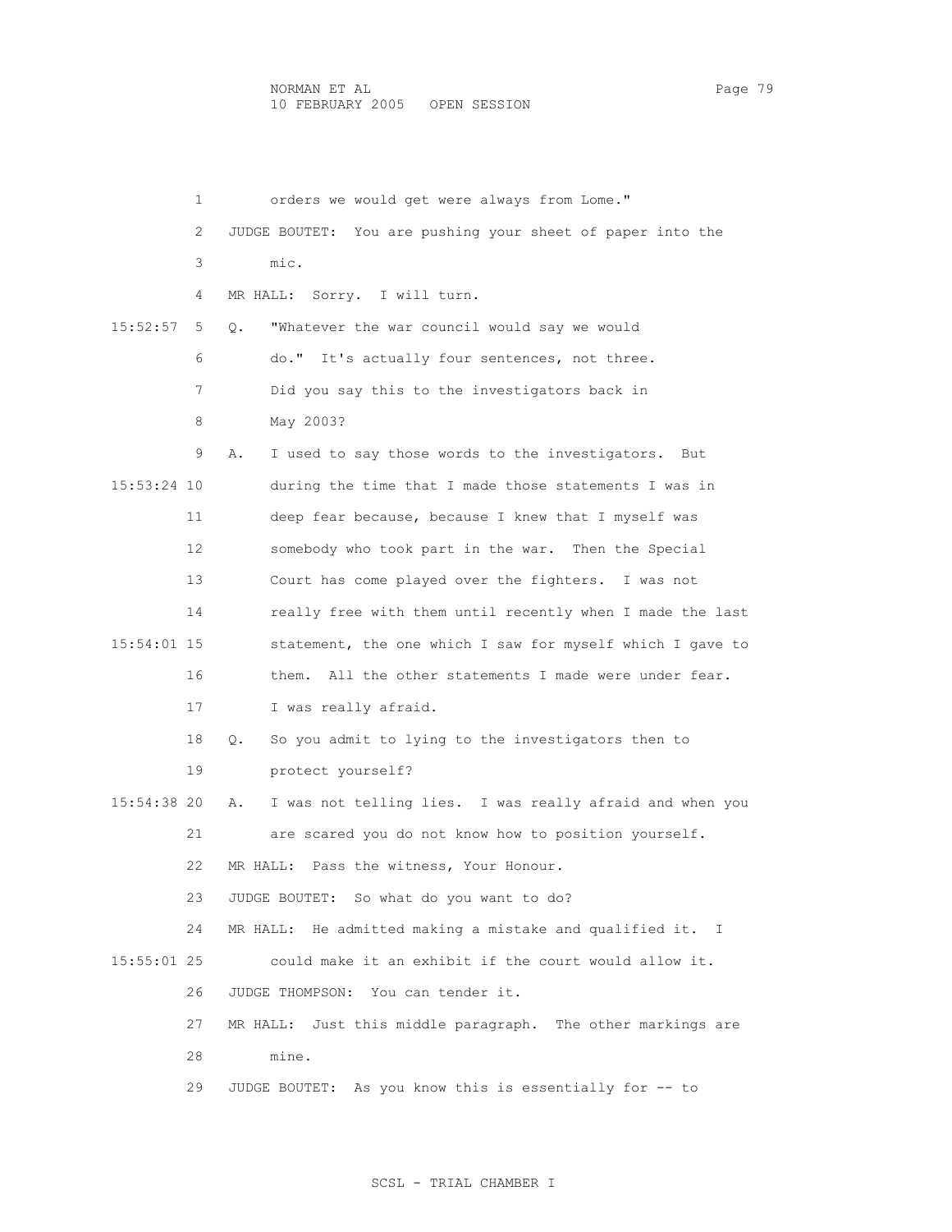1 orders we would get were always from Lome."

2 JUDGE BOUTET: You are pushing your sheet of paper into the

3 mic.

4 MR HALL: Sorry. I will turn.

15:52:57 5 Q. "Whatever the war council would say we would

6 do." It's actually four sentences, not three.

7 Did you say this to the investigators back in

8 May 2003?

9 A. I used to say those words to the investigators. But

15:53:24 10 during the time that I made those statements I was in

11 deep fear because, because I knew that I myself was

12 somebody who took part in the war. Then the Special

13 Court has come played over the fighters. I was not

14 really free with them until recently when I made the last

15:54:01 15 statement, the one which I saw for myself which I gave to

16 them. All the other statements I made were under fear.

17 I was really afraid.

18 Q. So you admit to lying to the investigators then to

19 protect yourself?

15:54:38 20 A. I was not telling lies. I was really afraid and when you

21 are scared you do not know how to position yourself.

22 MR HALL: Pass the witness, Your Honour.

23 JUDGE BOUTET: So what do you want to do?

24 MR HALL: He admitted making a mistake and qualified it. I

15:55:01 25 could make it an exhibit if the court would allow it.

26 JUDGE THOMPSON: You can tender it.

27 MR HALL: Just this middle paragraph. The other markings are

28 mine.

29 JUDGE BOUTET: As you know this is essentially for -- to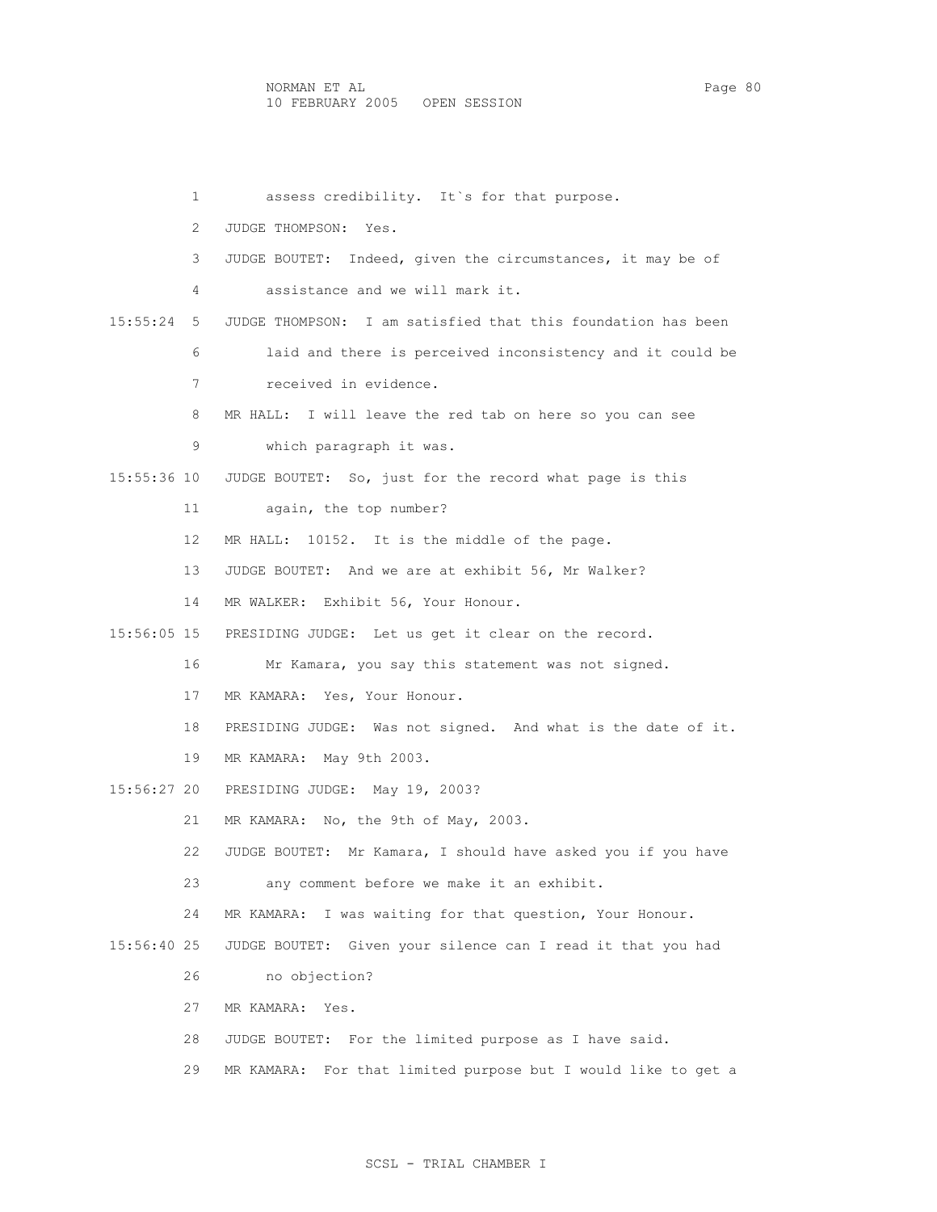1 assess credibility. It`s for that purpose.

2 JUDGE THOMPSON: Yes.

3 JUDGE BOUTET: Indeed, given the circumstances, it may be of

4 assistance and we will mark it.

15:55:24 5 JUDGE THOMPSON: I am satisfied that this foundation has been

6 laid and there is perceived inconsistency and it could be

7 received in evidence.

8 MR HALL: I will leave the red tab on here so you can see

9 which paragraph it was.

15:55:36 10 JUDGE BOUTET: So, just for the record what page is this

11 again, the top number?

12 MR HALL: 10152. It is the middle of the page.

13 JUDGE BOUTET: And we are at exhibit 56, Mr Walker?

14 MR WALKER: Exhibit 56, Your Honour.

15:56:05 15 PRESIDING JUDGE: Let us get it clear on the record.

16 Mr Kamara, you say this statement was not signed.

17 MR KAMARA: Yes, Your Honour.

18 PRESIDING JUDGE: Was not signed. And what is the date of it.

19 MR KAMARA: May 9th 2003.

15:56:27 20 PRESIDING JUDGE: May 19, 2003?

21 MR KAMARA: No, the 9th of May, 2003.

22 JUDGE BOUTET: Mr Kamara, I should have asked you if you have

23 any comment before we make it an exhibit.

24 MR KAMARA: I was waiting for that question, Your Honour.

15:56:40 25 JUDGE BOUTET: Given your silence can I read it that you had

26 no objection?

27 MR KAMARA: Yes.

28 JUDGE BOUTET: For the limited purpose as I have said.

29 MR KAMARA: For that limited purpose but I would like to get a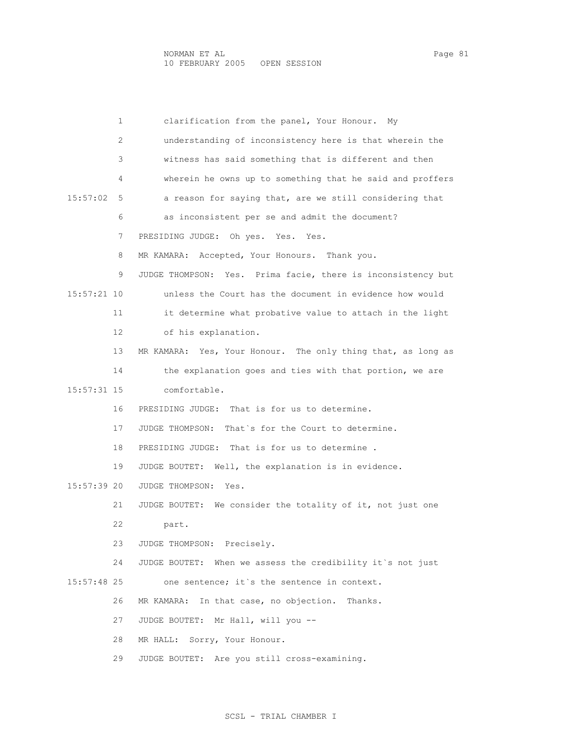1 clarification from the panel, Your Honour. My
2 understanding of inconsistency here is that wherein the
3 witness has said something that is different and then
4 wherein he owns up to something that he said and proffers
15:57:02 5 a reason for saying that, are we still considering that
6 as inconsistent per se and admit the document?
7 PRESIDING JUDGE: Oh yes. Yes. Yes.
8 MR KAMARA: Accepted, Your Honours. Thank you.
9 JUDGE THOMPSON: Yes. Prima facie, there is inconsistency but
15:57:21 10 unless the Court has the document in evidence how would
11 it determine what probative value to attach in the light
12 of his explanation.
13 MR KAMARA: Yes, Your Honour. The only thing that, as long as
14 the explanation goes and ties with that portion, we are
15:57:31 15 comfortable.
16 PRESIDING JUDGE: That is for us to determine.
17 JUDGE THOMPSON: That`s for the Court to determine.
18 PRESIDING JUDGE: That is for us to determine .
19 JUDGE BOUTET: Well, the explanation is in evidence.
15:57:39 20 JUDGE THOMPSON: Yes.
21 JUDGE BOUTET: We consider the totality of it, not just one
22 part.
23 JUDGE THOMPSON: Precisely.
24 JUDGE BOUTET: When we assess the credibility it`s not just
15:57:48 25 one sentence; it`s the sentence in context.
26 MR KAMARA: In that case, no objection. Thanks.
27 JUDGE BOUTET: Mr Hall, will you --
28 MR HALL: Sorry, Your Honour.
29 JUDGE BOUTET: Are you still cross-examining.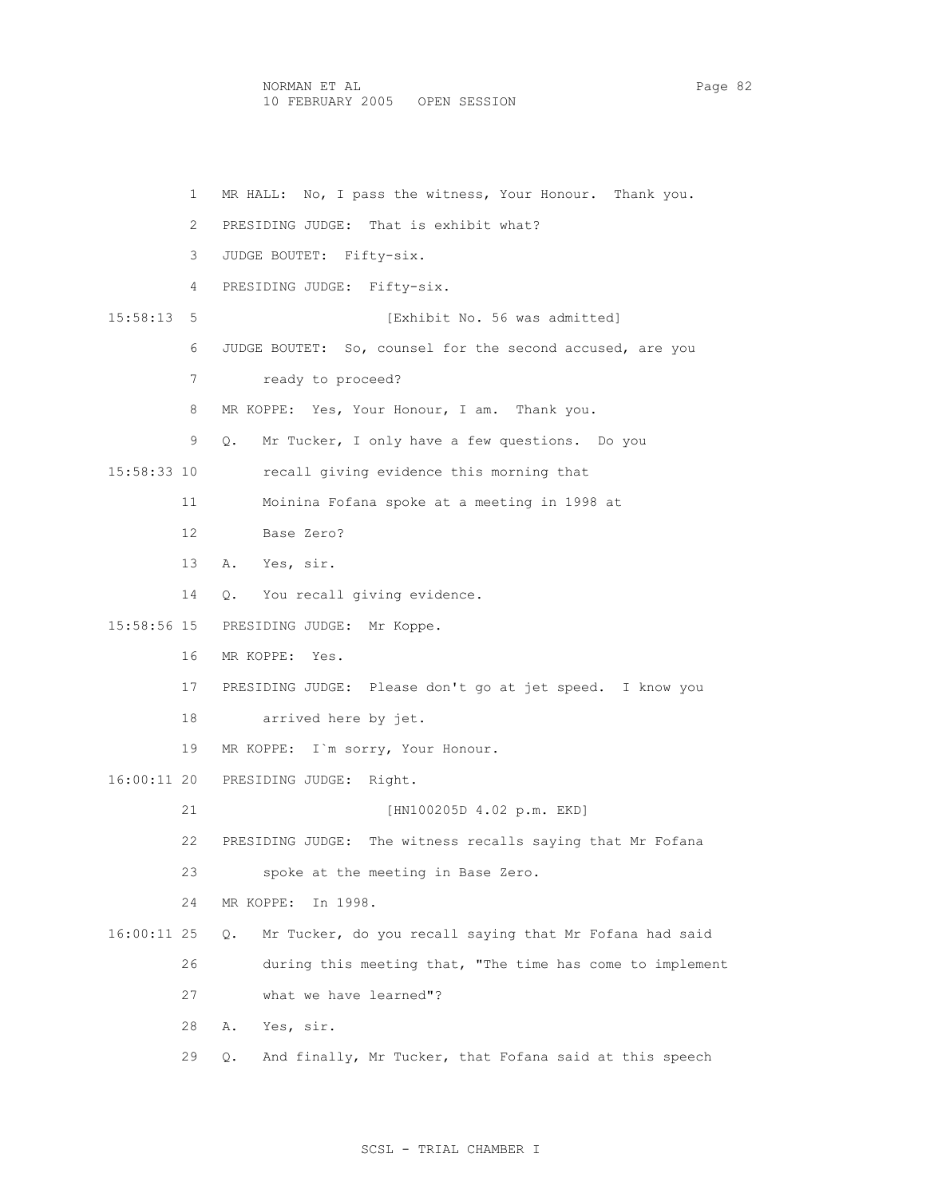1 MR HALL: No, I pass the witness, Your Honour. Thank you.

2 PRESIDING JUDGE: That is exhibit what?

3 JUDGE BOUTET: Fifty-six.

4 PRESIDING JUDGE: Fifty-six.

15:58:13 5 [Exhibit No. 56 was admitted]

6 JUDGE BOUTET: So, counsel for the second accused, are you

7 ready to proceed?

8 MR KOPPE: Yes, Your Honour, I am. Thank you.

9 Q. Mr Tucker, I only have a few questions. Do you

15:58:33 10 recall giving evidence this morning that

11 Moinina Fofana spoke at a meeting in 1998 at

12 Base Zero?

13 A. Yes, sir.

14 Q. You recall giving evidence.

15:58:56 15 PRESIDING JUDGE: Mr Koppe.

16 MR KOPPE: Yes.

17 PRESIDING JUDGE: Please don't go at jet speed. I know you

18 arrived here by jet.

19 MR KOPPE: I`m sorry, Your Honour.

16:00:11 20 PRESIDING JUDGE: Right.

21 [HN100205D 4.02 p.m. EKD]

22 PRESIDING JUDGE: The witness recalls saying that Mr Fofana

23 spoke at the meeting in Base Zero.

24 MR KOPPE: In 1998.

16:00:11 25 Q. Mr Tucker, do you recall saying that Mr Fofana had said

26 during this meeting that, "The time has come to implement

27 what we have learned"?

28 A. Yes, sir.

29 Q. And finally, Mr Tucker, that Fofana said at this speech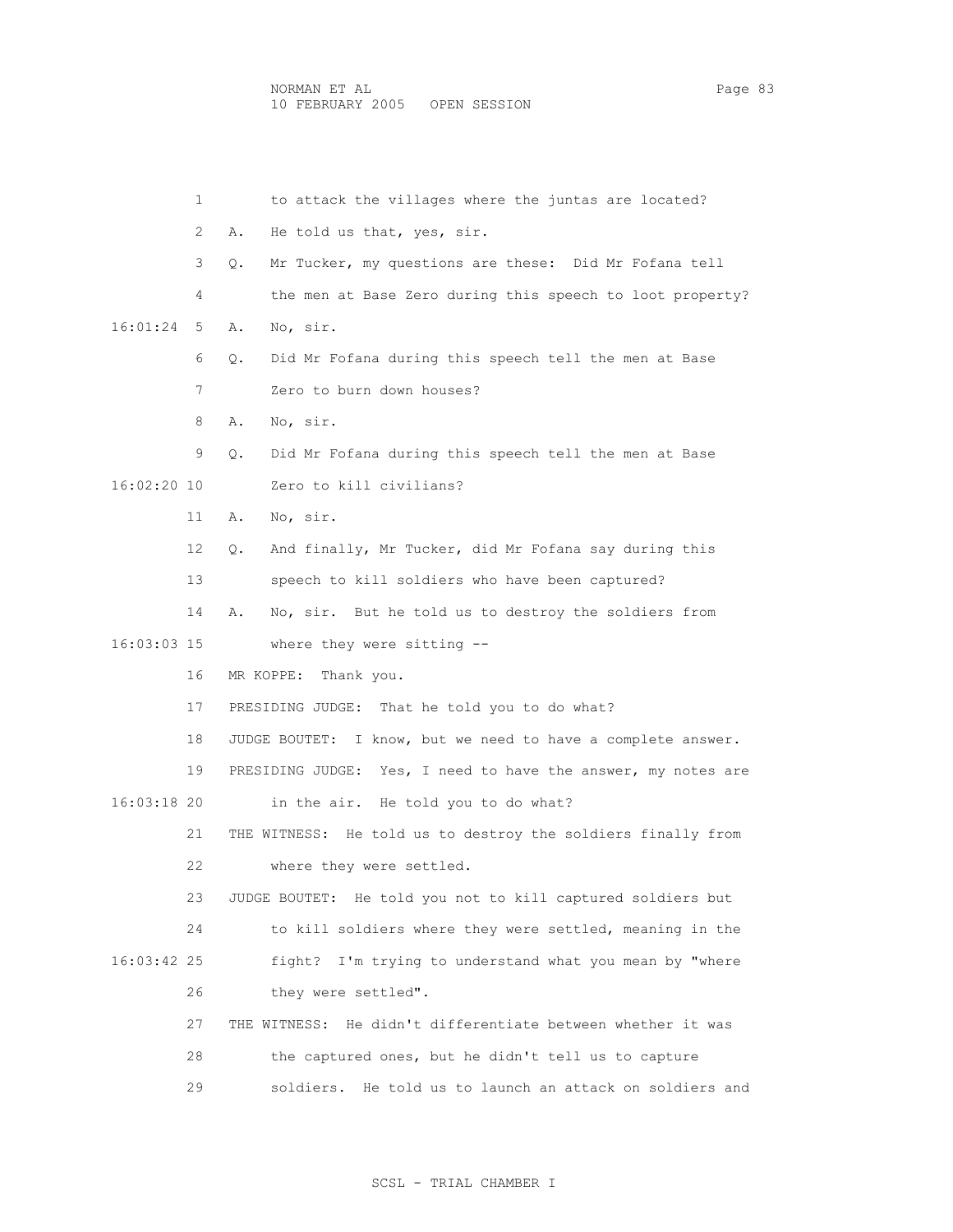1 to attack the villages where the juntas are located?

2 A. He told us that, yes, sir.

3 Q. Mr Tucker, my questions are these: Did Mr Fofana tell

4 the men at Base Zero during this speech to loot property?

16:01:24 5 A. No, sir.

6 Q. Did Mr Fofana during this speech tell the men at Base

7 Zero to burn down houses?

8 A. No, sir.

9 Q. Did Mr Fofana during this speech tell the men at Base

16:02:20 10 Zero to kill civilians?

11 A. No, sir.

12 Q. And finally, Mr Tucker, did Mr Fofana say during this

13 speech to kill soldiers who have been captured?

14 A. No, sir. But he told us to destroy the soldiers from

16:03:03 15 where they were sitting --

16 MR KOPPE: Thank you.

17 PRESIDING JUDGE: That he told you to do what?

18 JUDGE BOUTET: I know, but we need to have a complete answer.

19 PRESIDING JUDGE: Yes, I need to have the answer, my notes are

16:03:18 20 in the air. He told you to do what?

21 THE WITNESS: He told us to destroy the soldiers finally from

22 where they were settled.

23 JUDGE BOUTET: He told you not to kill captured soldiers but

24 to kill soldiers where they were settled, meaning in the

16:03:42 25 fight? I'm trying to understand what you mean by "where

26 they were settled".

27 THE WITNESS: He didn't differentiate between whether it was

28 the captured ones, but he didn't tell us to capture

29 soldiers. He told us to launch an attack on soldiers and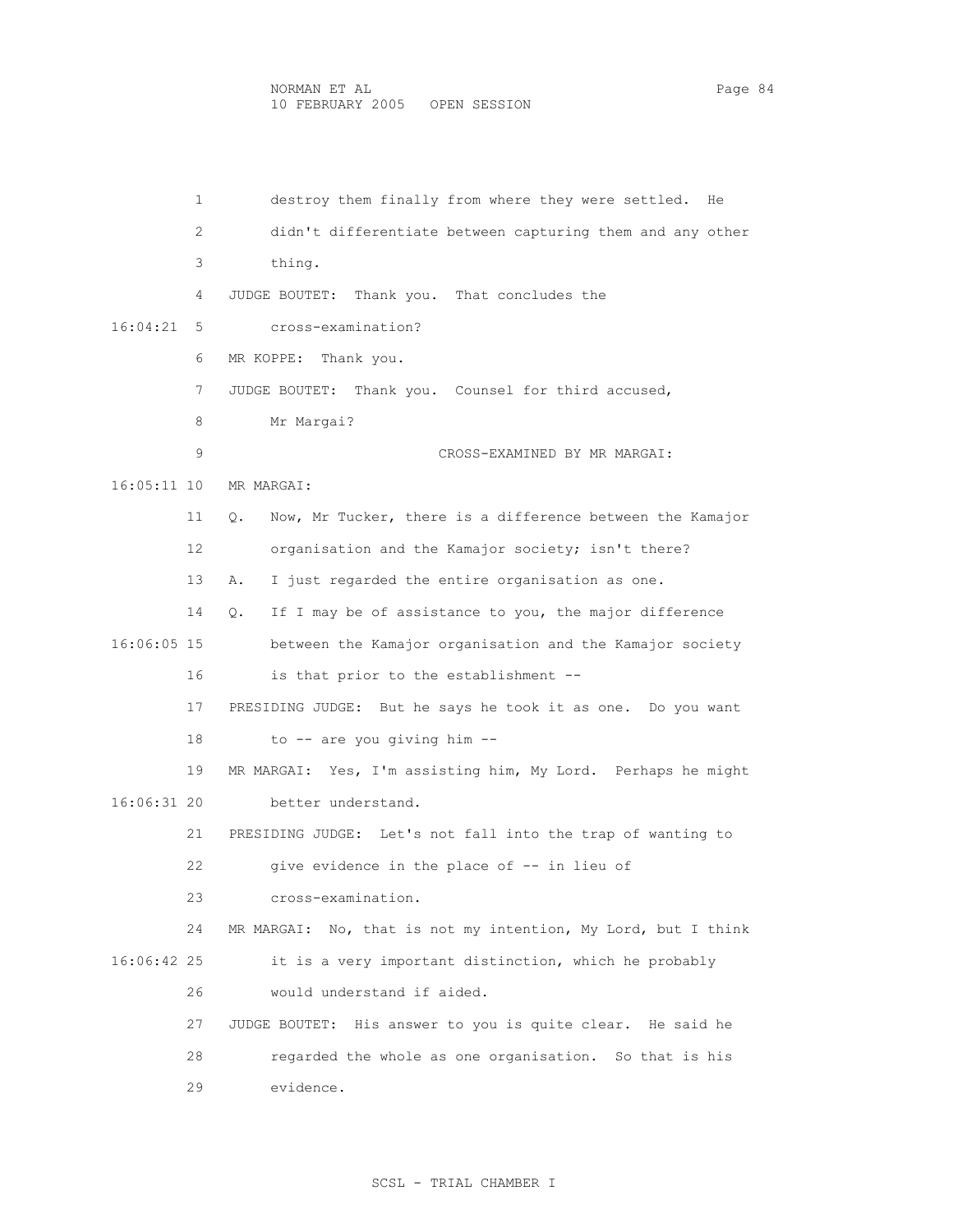1 destroy them finally from where they were settled. He
2 didn't differentiate between capturing them and any other
3 thing.
4 JUDGE BOUTET: Thank you. That concludes the
16:04:21 5 cross-examination?
6 MR KOPPE: Thank you.
7 JUDGE BOUTET: Thank you. Counsel for third accused,
8 Mr Margai?
9 CROSS-EXAMINED BY MR MARGAI:
16:05:11 10 MR MARGAI:
11 Q. Now, Mr Tucker, there is a difference between the Kamajor
12 organisation and the Kamajor society; isn't there?
13 A. I just regarded the entire organisation as one.
14 Q. If I may be of assistance to you, the major difference
16:06:05 15 between the Kamajor organisation and the Kamajor society
16 is that prior to the establishment --
17 PRESIDING JUDGE: But he says he took it as one. Do you want
18 to -- are you giving him --
19 MR MARGAI: Yes, I'm assisting him, My Lord. Perhaps he might
16:06:31 20 better understand.
21 PRESIDING JUDGE: Let's not fall into the trap of wanting to
22 give evidence in the place of -- in lieu of
23 cross-examination.
24 MR MARGAI: No, that is not my intention, My Lord, but I think
16:06:42 25 it is a very important distinction, which he probably
26 would understand if aided.
27 JUDGE BOUTET: His answer to you is quite clear. He said he
28 regarded the whole as one organisation. So that is his
29 evidence.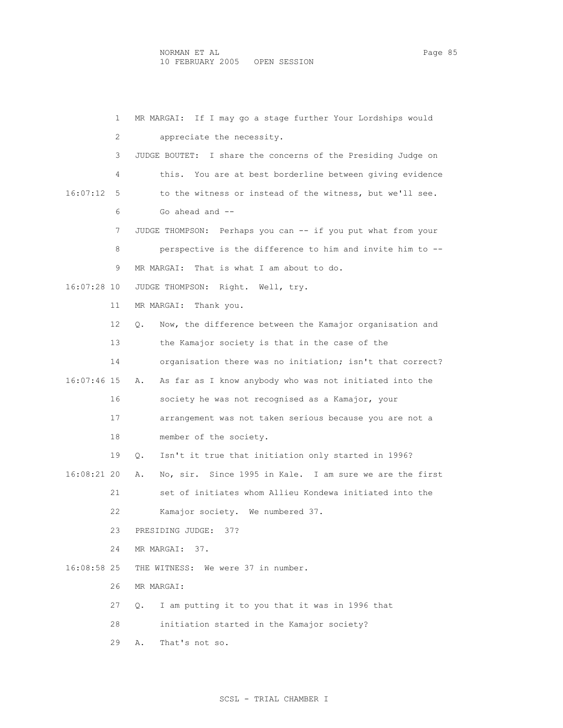MR MARGAI: If I may go a stage further Your Lordships would appreciate the necessity.

JUDGE BOUTET: I share the concerns of the Presiding Judge on this. You are at best borderline between giving evidence to the witness or instead of the witness, but we'll see. Go ahead and --

JUDGE THOMPSON: Perhaps you can -- if you put what from your perspective is the difference to him and invite him to --

MR MARGAI: That is what I am about to do.

JUDGE THOMPSON: Right. Well, try.

MR MARGAI: Thank you.

Q. Now, the difference between the Kamajor organisation and the Kamajor society is that in the case of the organisation there was no initiation; isn't that correct?

A. As far as I know anybody who was not initiated into the society he was not recognised as a Kamajor, your arrangement was not taken serious because you are not a member of the society.

Q. Isn't it true that initiation only started in 1996?

A. No, sir. Since 1995 in Kale. I am sure we are the first set of initiates whom Allieu Kondewa initiated into the Kamajor society. We numbered 37.

PRESIDING JUDGE: 37?

MR MARGAI: 37.

THE WITNESS: We were 37 in number.

MR MARGAI:

Q. I am putting it to you that it was in 1996 that initiation started in the Kamajor society?

A. That's not so.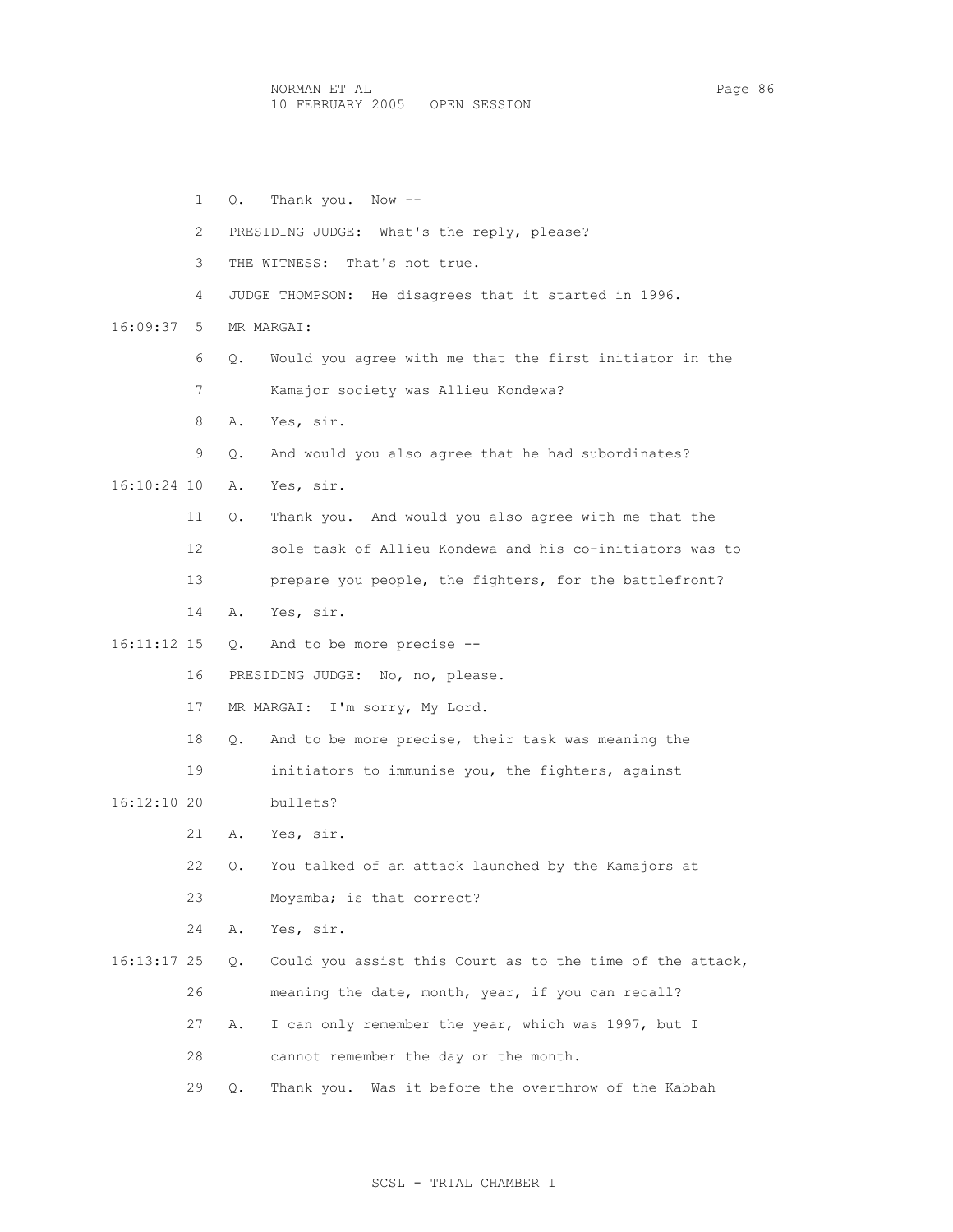1 Q. Thank you. Now --

2 PRESIDING JUDGE: What's the reply, please?

3 THE WITNESS: That's not true.

4 JUDGE THOMPSON: He disagrees that it started in 1996.

16:09:37 5 MR MARGAI:

6 Q. Would you agree with me that the first initiator in the

7 Kamajor society was Allieu Kondewa?

8 A. Yes, sir.

9 Q. And would you also agree that he had subordinates?

16:10:24 10 A. Yes, sir.

11 Q. Thank you. And would you also agree with me that the

12 sole task of Allieu Kondewa and his co-initiators was to

13 prepare you people, the fighters, for the battlefront?

14 A. Yes, sir.

16:11:12 15 Q. And to be more precise --

16 PRESIDING JUDGE: No, no, please.

17 MR MARGAI: I'm sorry, My Lord.

18 Q. And to be more precise, their task was meaning the

19 initiators to immunise you, the fighters, against

16:12:10 20 bullets?

21 A. Yes, sir.

22 Q. You talked of an attack launched by the Kamajors at

23 Moyamba; is that correct?

24 A. Yes, sir.

16:13:17 25 Q. Could you assist this Court as to the time of the attack,

26 meaning the date, month, year, if you can recall?

27 A. I can only remember the year, which was 1997, but I

28 cannot remember the day or the month.

29 Q. Thank you. Was it before the overthrow of the Kabbah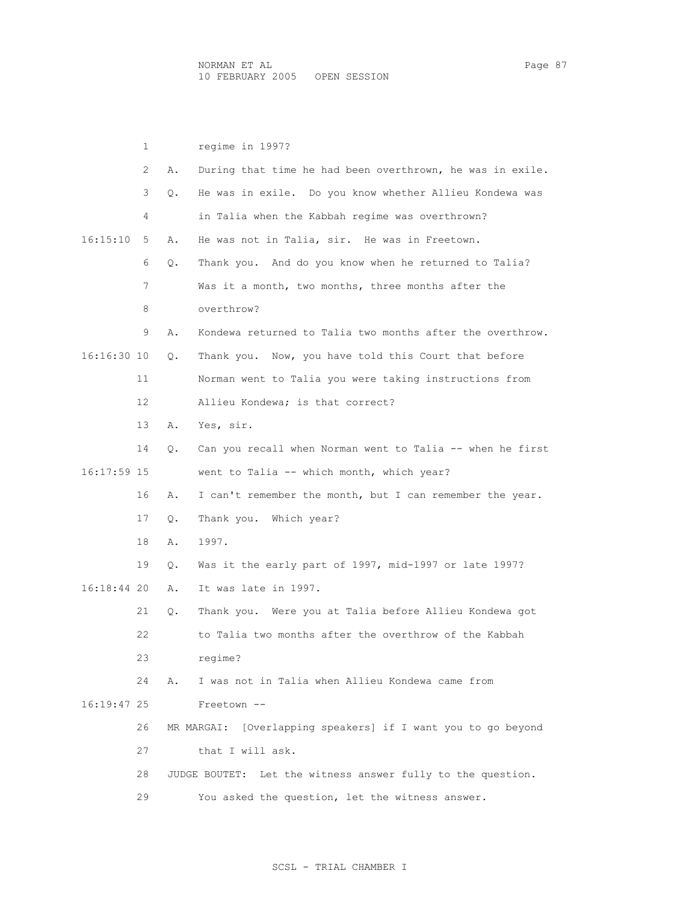1 regime in 1997?

2 A. During that time he had been overthrown, he was in exile.

3 Q. He was in exile. Do you know whether Allieu Kondewa was

4 in Talia when the Kabbah regime was overthrown?

16:15:10 5 A. He was not in Talia, sir. He was in Freetown.

6 Q. Thank you. And do you know when he returned to Talia?

7 Was it a month, two months, three months after the

8 overthrow?

9 A. Kondewa returned to Talia two months after the overthrow.

16:16:30 10 Q. Thank you. Now, you have told this Court that before

11 Norman went to Talia you were taking instructions from

12 Allieu Kondewa; is that correct?

13 A. Yes, sir.

14 Q. Can you recall when Norman went to Talia -- when he first

16:17:59 15 went to Talia -- which month, which year?

16 A. I can't remember the month, but I can remember the year.

17 Q. Thank you. Which year?

18 A. 1997.

19 Q. Was it the early part of 1997, mid-1997 or late 1997?

16:18:44 20 A. It was late in 1997.

21 Q. Thank you. Were you at Talia before Allieu Kondewa got

22 to Talia two months after the overthrow of the Kabbah

23 regime?

24 A. I was not in Talia when Allieu Kondewa came from

16:19:47 25 Freetown --

26 MR MARGAI: [Overlapping speakers] if I want you to go beyond

27 that I will ask.

28 JUDGE BOUTET: Let the witness answer fully to the question.

29 You asked the question, let the witness answer.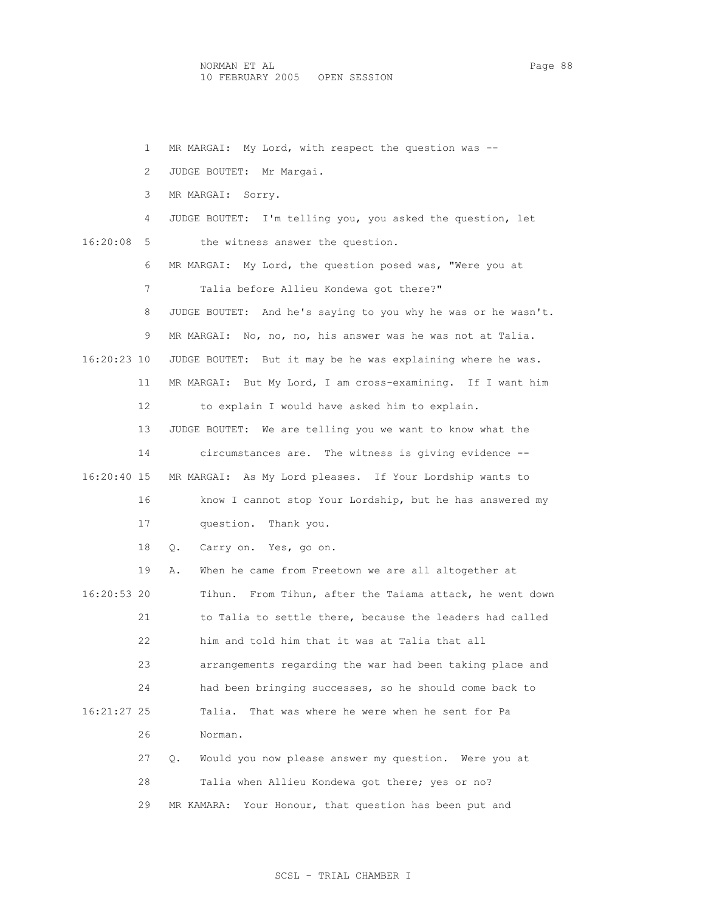1 MR MARGAI: My Lord, with respect the question was --

2 JUDGE BOUTET: Mr Margai.

3 MR MARGAI: Sorry.

4 JUDGE BOUTET: I'm telling you, you asked the question, let

16:20:08 5 the witness answer the question.

6 MR MARGAI: My Lord, the question posed was, "Were you at

7 Talia before Allieu Kondewa got there?"

8 JUDGE BOUTET: And he's saying to you why he was or he wasn't.

9 MR MARGAI: No, no, no, his answer was he was not at Talia.

16:20:23 10 JUDGE BOUTET: But it may be he was explaining where he was.

11 MR MARGAI: But My Lord, I am cross-examining. If I want him

12 to explain I would have asked him to explain.

13 JUDGE BOUTET: We are telling you we want to know what the

14 circumstances are. The witness is giving evidence --

16:20:40 15 MR MARGAI: As My Lord pleases. If Your Lordship wants to

16 know I cannot stop Your Lordship, but he has answered my

17 question. Thank you.

18 Q. Carry on. Yes, go on.

19 A. When he came from Freetown we are all altogether at

16:20:53 20 Tihun. From Tihun, after the Taiama attack, he went down

21 to Talia to settle there, because the leaders had called

22 him and told him that it was at Talia that all

23 arrangements regarding the war had been taking place and

24 had been bringing successes, so he should come back to

16:21:27 25 Talia. That was where he were when he sent for Pa

26 Norman.

27 Q. Would you now please answer my question. Were you at

28 Talia when Allieu Kondewa got there; yes or no?

29 MR KAMARA: Your Honour, that question has been put and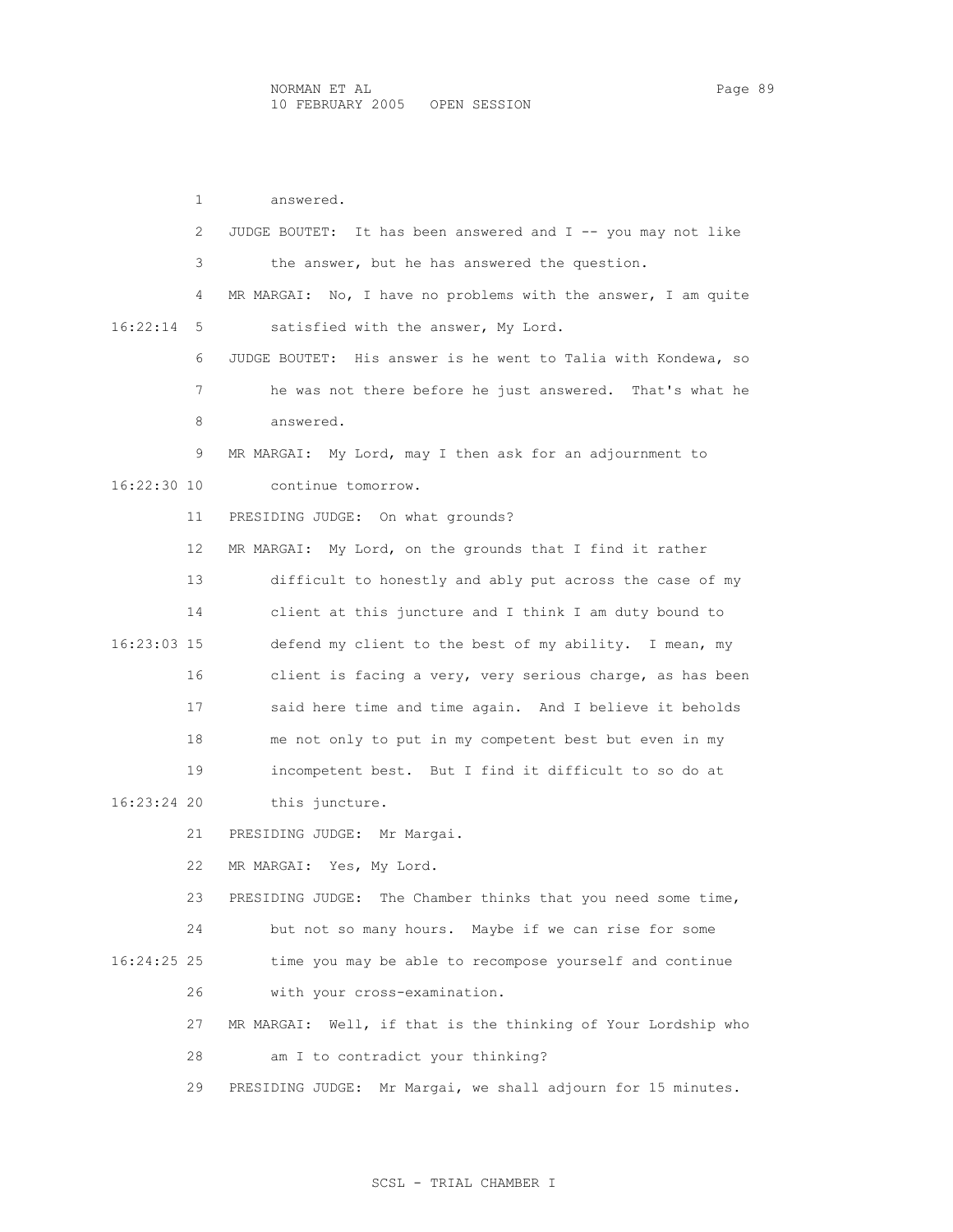answered.

JUDGE BOUTET: It has been answered and I -- you may not like the answer, but he has answered the question.

MR MARGAI: No, I have no problems with the answer, I am quite satisfied with the answer, My Lord.

JUDGE BOUTET: His answer is he went to Talia with Kondewa, so he was not there before he just answered. That's what he answered.

MR MARGAI: My Lord, may I then ask for an adjournment to continue tomorrow.

PRESIDING JUDGE: On what grounds?

MR MARGAI: My Lord, on the grounds that I find it rather difficult to honestly and ably put across the case of my client at this juncture and I think I am duty bound to defend my client to the best of my ability. I mean, my client is facing a very, very serious charge, as has been said here time and time again. And I believe it beholds me not only to put in my competent best but even in my incompetent best. But I find it difficult to so do at this juncture.

PRESIDING JUDGE: Mr Margai.

MR MARGAI: Yes, My Lord.

PRESIDING JUDGE: The Chamber thinks that you need some time, but not so many hours. Maybe if we can rise for some time you may be able to recompose yourself and continue with your cross-examination.

MR MARGAI: Well, if that is the thinking of Your Lordship who am I to contradict your thinking?

PRESIDING JUDGE: Mr Margai, we shall adjourn for 15 minutes.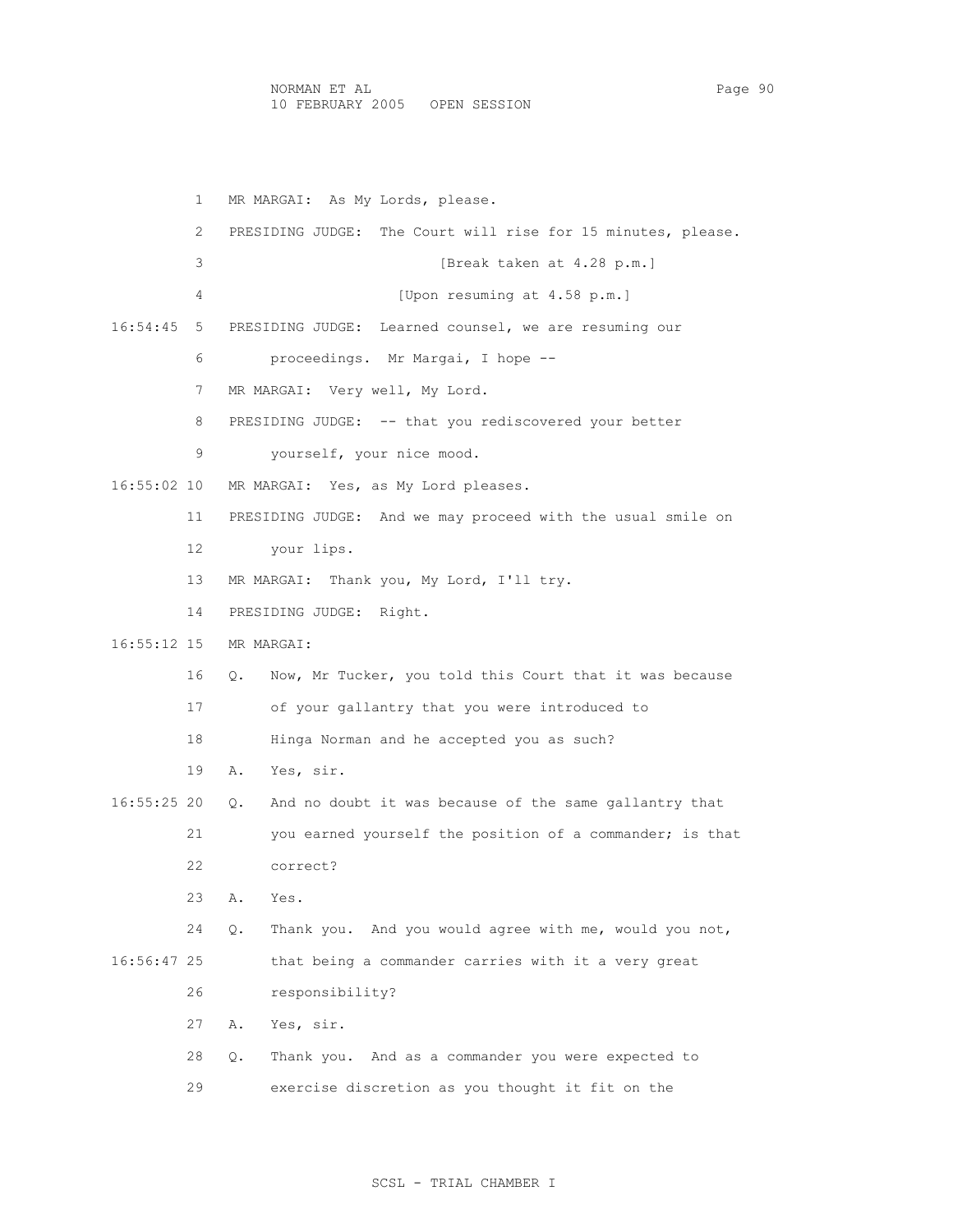1 MR MARGAI: As My Lords, please.

2 PRESIDING JUDGE: The Court will rise for 15 minutes, please.

3 [Break taken at 4.28 p.m.]

4 [Upon resuming at 4.58 p.m.]

16:54:45 5 PRESIDING JUDGE: Learned counsel, we are resuming our

6 proceedings. Mr Margai, I hope --

7 MR MARGAI: Very well, My Lord.

8 PRESIDING JUDGE: -- that you rediscovered your better

9 yourself, your nice mood.

16:55:02 10 MR MARGAI: Yes, as My Lord pleases.

11 PRESIDING JUDGE: And we may proceed with the usual smile on

12 your lips.

13 MR MARGAI: Thank you, My Lord, I'll try.

14 PRESIDING JUDGE: Right.

16:55:12 15 MR MARGAI:

16 Q. Now, Mr Tucker, you told this Court that it was because

17 of your gallantry that you were introduced to

18 Hinga Norman and he accepted you as such?

19 A. Yes, sir.

16:55:25 20 Q. And no doubt it was because of the same gallantry that

21 you earned yourself the position of a commander; is that

22 correct?

23 A. Yes.

24 Q. Thank you. And you would agree with me, would you not,

16:56:47 25 that being a commander carries with it a very great

26 responsibility?

27 A. Yes, sir.

28 Q. Thank you. And as a commander you were expected to

29 exercise discretion as you thought it fit on the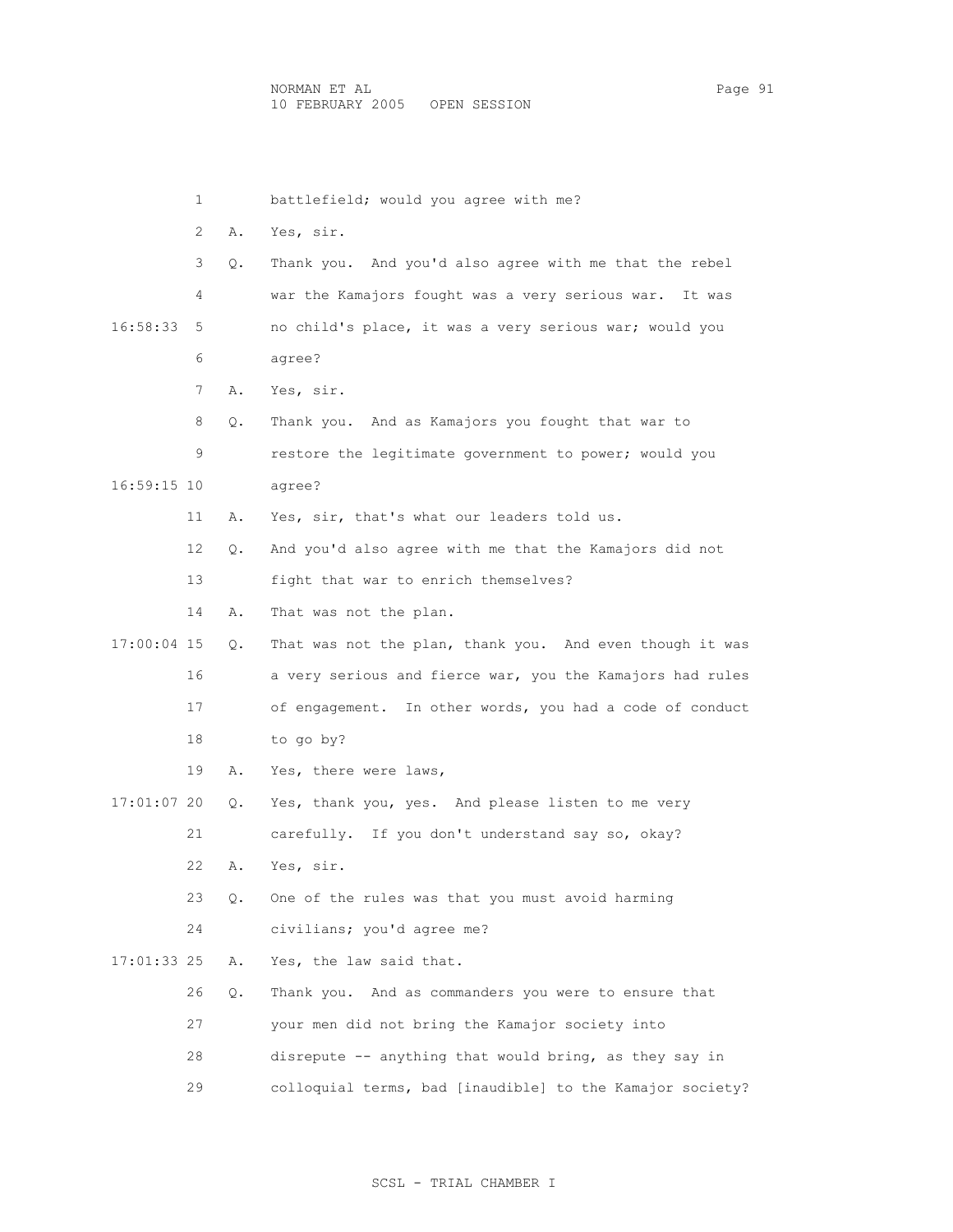1 battlefield; would you agree with me?

2 A. Yes, sir.

3 Q. Thank you. And you'd also agree with me that the rebel

4 war the Kamajors fought was a very serious war. It was

16:58:33 5 no child's place, it was a very serious war; would you

6 agree?

7 A. Yes, sir.

8 Q. Thank you. And as Kamajors you fought that war to

9 restore the legitimate government to power; would you

16:59:15 10 agree?

11 A. Yes, sir, that's what our leaders told us.

12 Q. And you'd also agree with me that the Kamajors did not

13 fight that war to enrich themselves?

14 A. That was not the plan.

17:00:04 15 Q. That was not the plan, thank you. And even though it was

16 a very serious and fierce war, you the Kamajors had rules

17 of engagement. In other words, you had a code of conduct

18 to go by?

19 A. Yes, there were laws,

17:01:07 20 Q. Yes, thank you, yes. And please listen to me very

21 carefully. If you don't understand say so, okay?

22 A. Yes, sir.

23 Q. One of the rules was that you must avoid harming

24 civilians; you'd agree me?

17:01:33 25 A. Yes, the law said that.

26 Q. Thank you. And as commanders you were to ensure that

27 your men did not bring the Kamajor society into

28 disrepute -- anything that would bring, as they say in

29 colloquial terms, bad [inaudible] to the Kamajor society?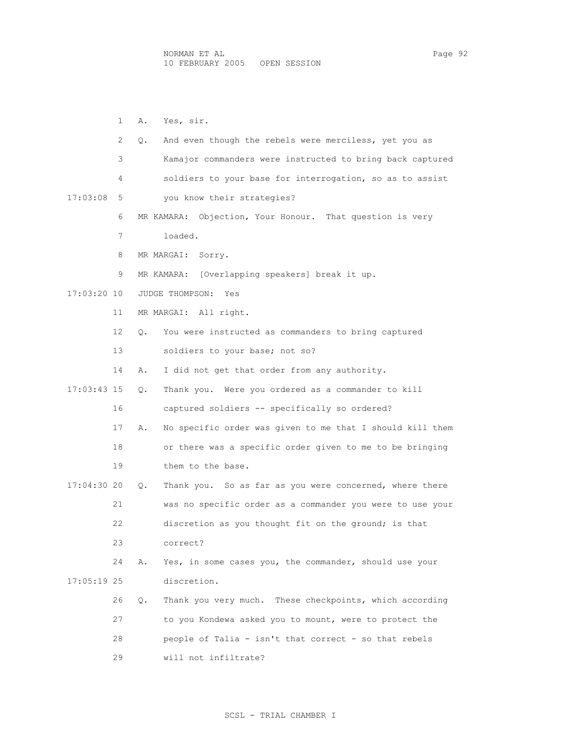1 A. Yes, sir.

2 Q. And even though the rebels were merciless, yet you as

3 Kamajor commanders were instructed to bring back captured

4 soldiers to your base for interrogation, so as to assist

17:03:08 5 you know their strategies?

6 MR KAMARA: Objection, Your Honour. That question is very

7 loaded.

8 MR MARGAI: Sorry.

9 MR KAMARA: [Overlapping speakers] break it up.

17:03:20 10 JUDGE THOMPSON: Yes

11 MR MARGAI: All right.

12 Q. You were instructed as commanders to bring captured

13 soldiers to your base; not so?

14 A. I did not get that order from any authority.

17:03:43 15 Q. Thank you. Were you ordered as a commander to kill

16 captured soldiers -- specifically so ordered?

17 A. No specific order was given to me that I should kill them

18 or there was a specific order given to me to be bringing

19 them to the base.

17:04:30 20 Q. Thank you. So as far as you were concerned, where there

21 was no specific order as a commander you were to use your

22 discretion as you thought fit on the ground; is that

23 correct?

24 A. Yes, in some cases you, the commander, should use your

17:05:19 25 discretion.

26 Q. Thank you very much. These checkpoints, which according

27 to you Kondewa asked you to mount, were to protect the

28 people of Talia - isn't that correct - so that rebels

29 will not infiltrate?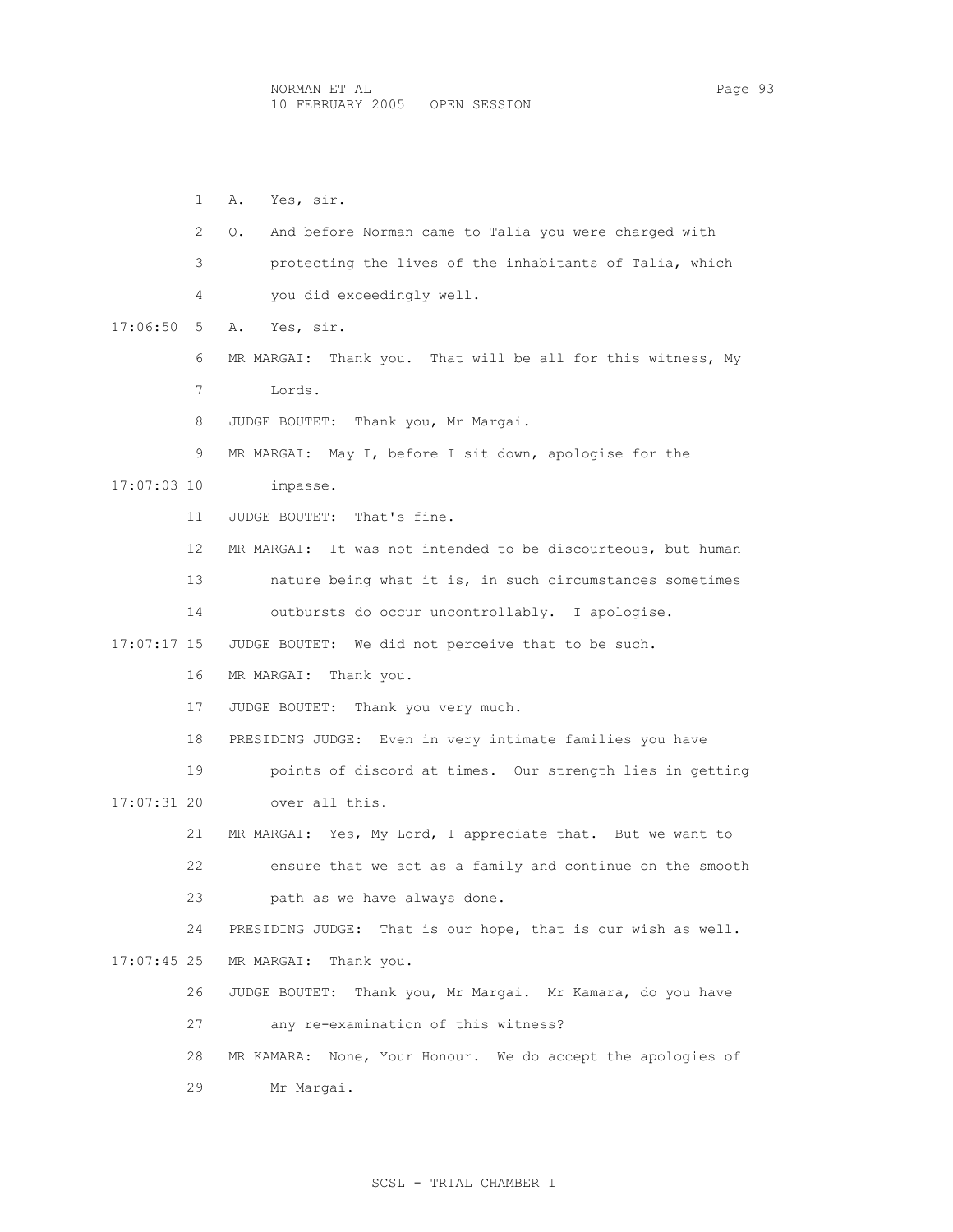1 A. Yes, sir.

2 Q. And before Norman came to Talia you were charged with

3 protecting the lives of the inhabitants of Talia, which

4 you did exceedingly well.

17:06:50 5 A. Yes, sir.

6 MR MARGAI: Thank you. That will be all for this witness, My

7 Lords.

8 JUDGE BOUTET: Thank you, Mr Margai.

9 MR MARGAI: May I, before I sit down, apologise for the

17:07:03 10 impasse.

11 JUDGE BOUTET: That's fine.

12 MR MARGAI: It was not intended to be discourteous, but human

13 nature being what it is, in such circumstances sometimes

14 outbursts do occur uncontrollably. I apologise.

17:07:17 15 JUDGE BOUTET: We did not perceive that to be such.

16 MR MARGAI: Thank you.

17 JUDGE BOUTET: Thank you very much.

18 PRESIDING JUDGE: Even in very intimate families you have

19 points of discord at times. Our strength lies in getting

17:07:31 20 over all this.

21 MR MARGAI: Yes, My Lord, I appreciate that. But we want to

22 ensure that we act as a family and continue on the smooth

23 path as we have always done.

24 PRESIDING JUDGE: That is our hope, that is our wish as well.

17:07:45 25 MR MARGAI: Thank you.

26 JUDGE BOUTET: Thank you, Mr Margai. Mr Kamara, do you have

27 any re-examination of this witness?

28 MR KAMARA: None, Your Honour. We do accept the apologies of

29 Mr Margai.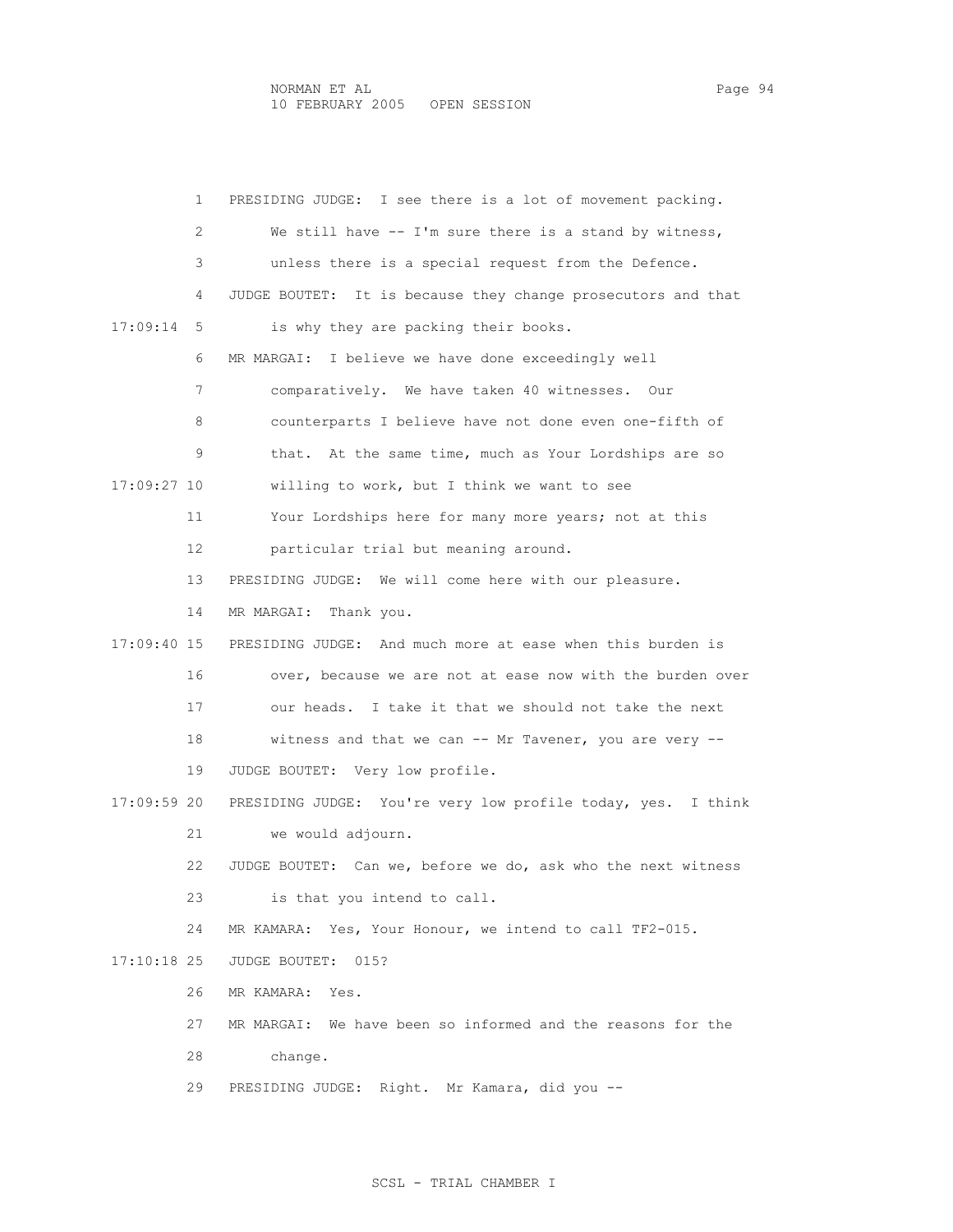1 PRESIDING JUDGE: I see there is a lot of movement packing.
2 We still have -- I'm sure there is a stand by witness,
3 unless there is a special request from the Defence.
4 JUDGE BOUTET: It is because they change prosecutors and that
17:09:14 5 is why they are packing their books.
6 MR MARGAI: I believe we have done exceedingly well
7 comparatively. We have taken 40 witnesses. Our
8 counterparts I believe have not done even one-fifth of
9 that. At the same time, much as Your Lordships are so
17:09:27 10 willing to work, but I think we want to see
11 Your Lordships here for many more years; not at this
12 particular trial but meaning around.
13 PRESIDING JUDGE: We will come here with our pleasure.
14 MR MARGAI: Thank you.
17:09:40 15 PRESIDING JUDGE: And much more at ease when this burden is
16 over, because we are not at ease now with the burden over
17 our heads. I take it that we should not take the next
18 witness and that we can -- Mr Tavener, you are very --
19 JUDGE BOUTET: Very low profile.
17:09:59 20 PRESIDING JUDGE: You're very low profile today, yes. I think
21 we would adjourn.
22 JUDGE BOUTET: Can we, before we do, ask who the next witness
23 is that you intend to call.
24 MR KAMARA: Yes, Your Honour, we intend to call TF2-015.
17:10:18 25 JUDGE BOUTET: 015?
26 MR KAMARA: Yes.
27 MR MARGAI: We have been so informed and the reasons for the
28 change.
29 PRESIDING JUDGE: Right. Mr Kamara, did you --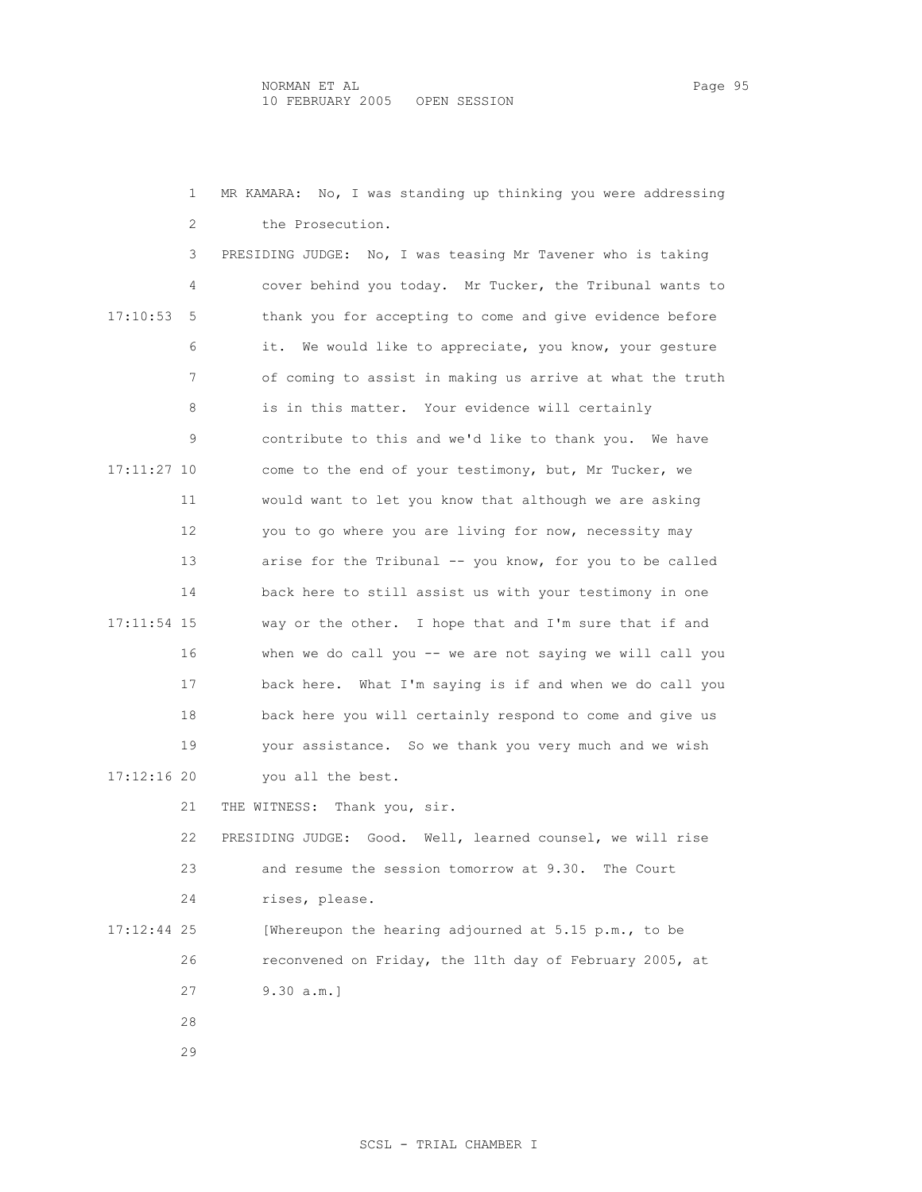MR KAMARA: No, I was standing up thinking you were addressing the Prosecution.

PRESIDING JUDGE: No, I was teasing Mr Tavener who is taking cover behind you today. Mr Tucker, the Tribunal wants to thank you for accepting to come and give evidence before it. We would like to appreciate, you know, your gesture of coming to assist in making us arrive at what the truth is in this matter. Your evidence will certainly contribute to this and we'd like to thank you. We have come to the end of your testimony, but, Mr Tucker, we would want to let you know that although we are asking you to go where you are living for now, necessity may arise for the Tribunal -- you know, for you to be called back here to still assist us with your testimony in one way or the other. I hope that and I'm sure that if and when we do call you -- we are not saying we will call you back here. What I'm saying is if and when we do call you back here you will certainly respond to come and give us your assistance. So we thank you very much and we wish you all the best.

THE WITNESS: Thank you, sir.

PRESIDING JUDGE: Good. Well, learned counsel, we will rise and resume the session tomorrow at 9.30. The Court rises, please.

[Whereupon the hearing adjourned at 5.15 p.m., to be reconvened on Friday, the 11th day of February 2005, at 9.30 a.m.]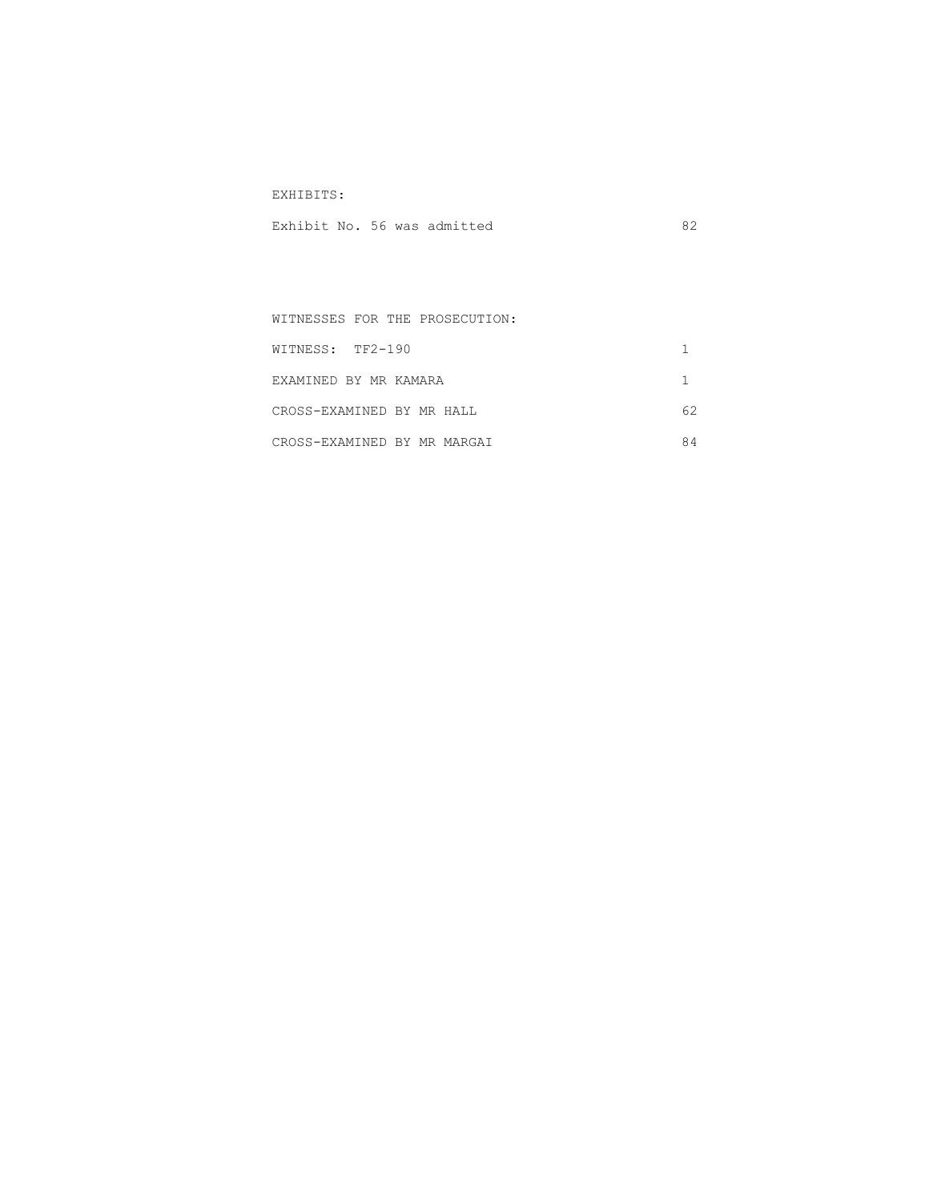EXHIBITS:

| | |
|---|---|
| Exhibit No. 56 was admitted | 82 |

WITNESSES FOR THE PROSECUTION:

| | |
|---|---|
| WITNESS: TF2-190 | 1 |
| EXAMINED BY MR KAMARA | 1 |
| CROSS-EXAMINED BY MR HALL | 62 |
| CROSS-EXAMINED BY MR MARGAI | 84 |